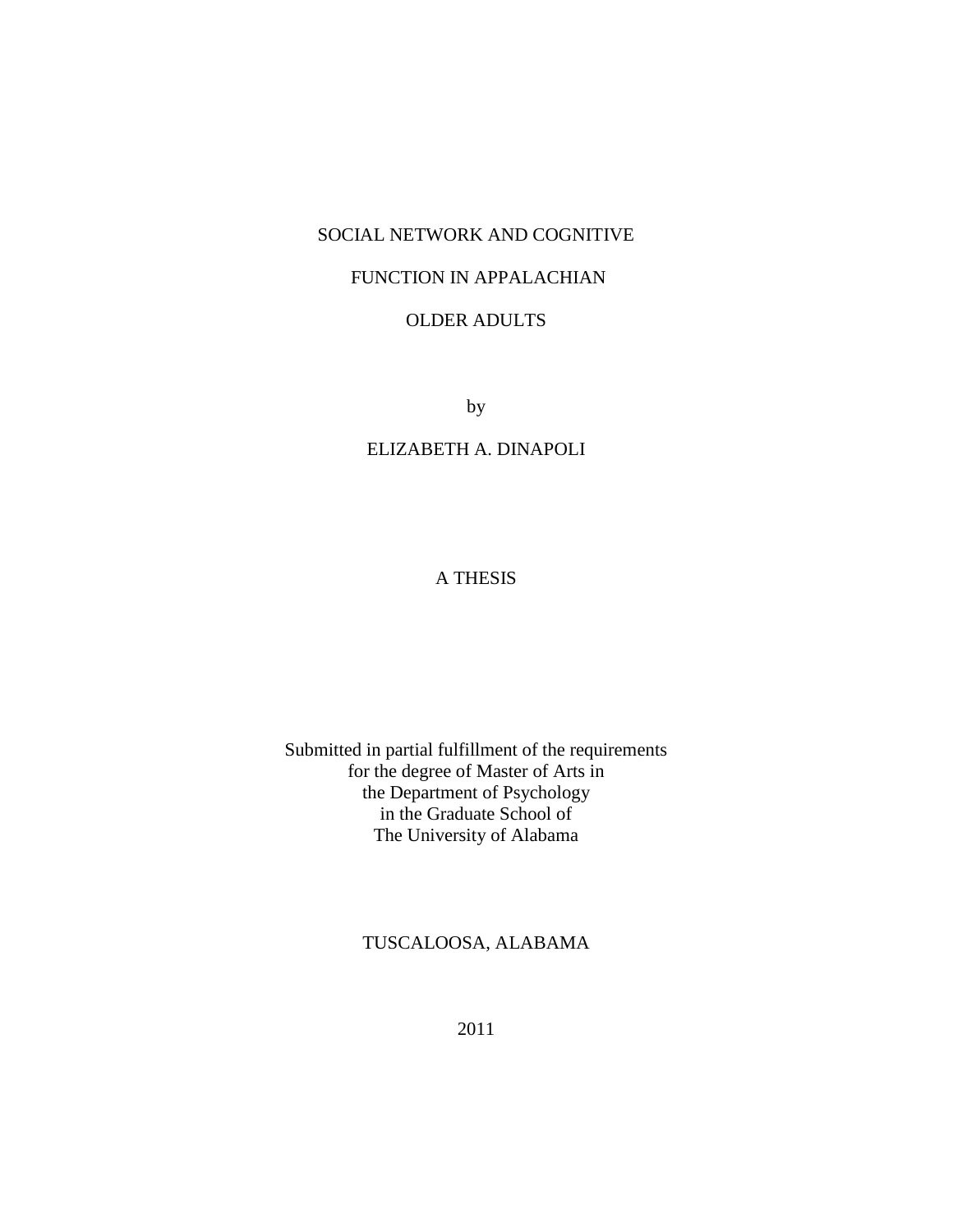# SOCIAL NETWORK AND COGNITIVE FUNCTION IN APPALACHIAN OLDER ADULTS

by

ELIZABETH A. DINAPOLI

A THESIS

Submitted in partial fulfillment of the requirements
for the degree of Master of Arts in
the Department of Psychology
in the Graduate School of
The University of Alabama

TUSCALOOSA, ALABAMA

2011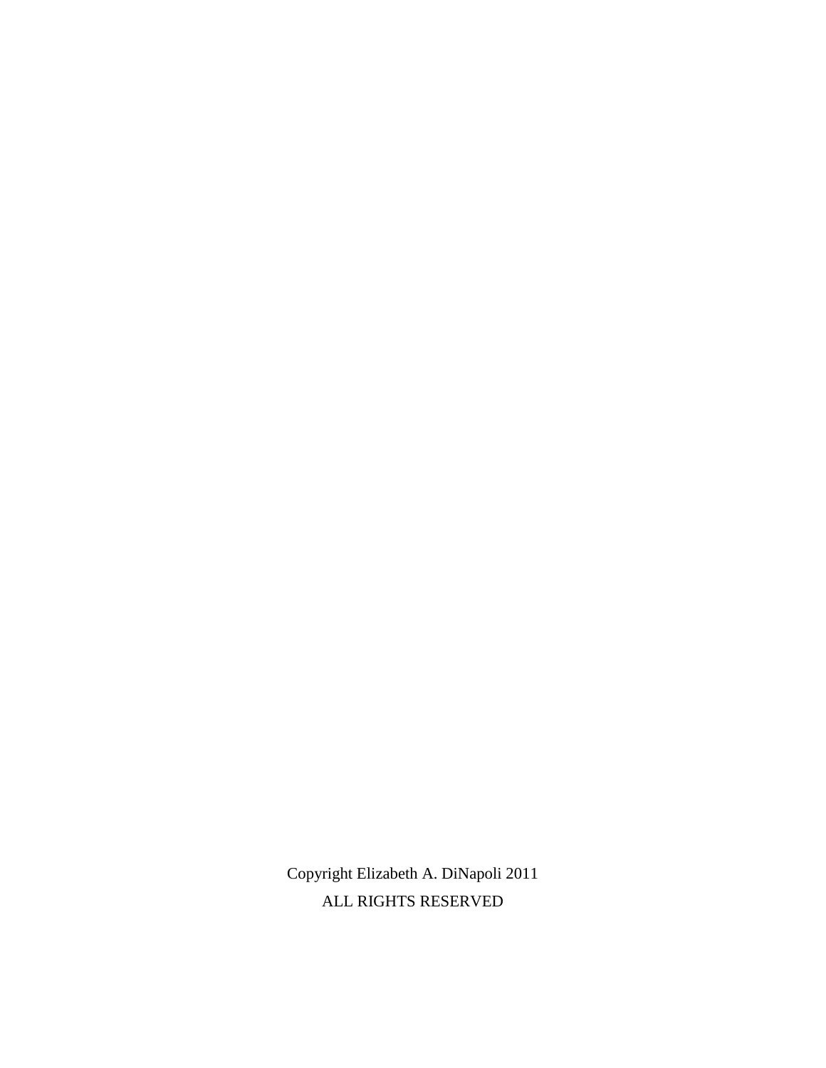Copyright Elizabeth A. DiNapoli 2011

ALL RIGHTS RESERVED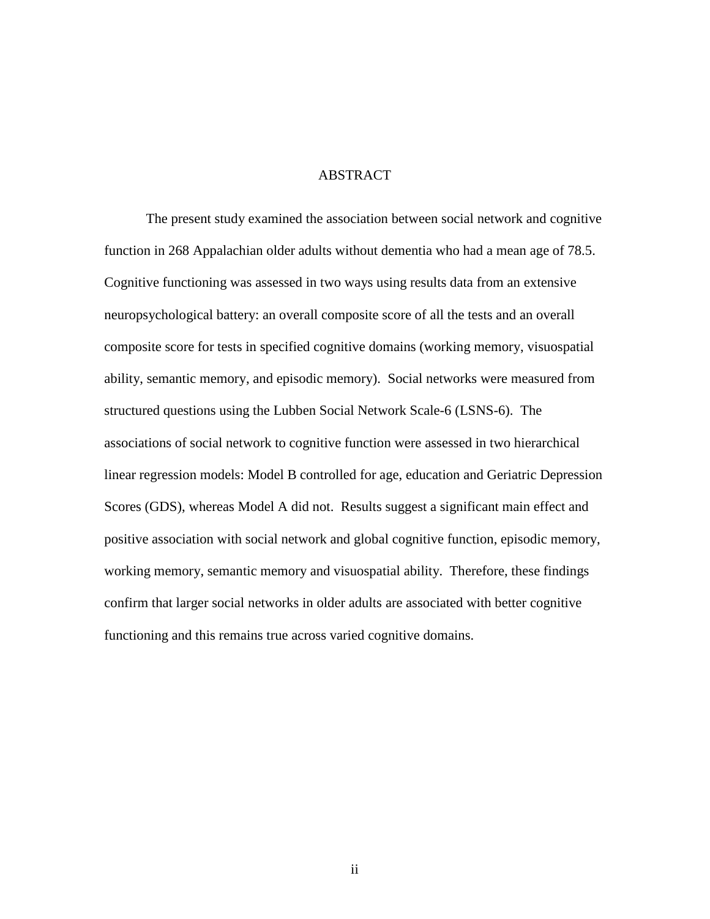# ABSTRACT

The present study examined the association between social network and cognitive function in 268 Appalachian older adults without dementia who had a mean age of 78.5. Cognitive functioning was assessed in two ways using results data from an extensive neuropsychological battery: an overall composite score of all the tests and an overall composite score for tests in specified cognitive domains (working memory, visuospatial ability, semantic memory, and episodic memory). Social networks were measured from structured questions using the Lubben Social Network Scale-6 (LSNS-6). The associations of social network to cognitive function were assessed in two hierarchical linear regression models: Model B controlled for age, education and Geriatric Depression Scores (GDS), whereas Model A did not. Results suggest a significant main effect and positive association with social network and global cognitive function, episodic memory, working memory, semantic memory and visuospatial ability. Therefore, these findings confirm that larger social networks in older adults are associated with better cognitive functioning and this remains true across varied cognitive domains.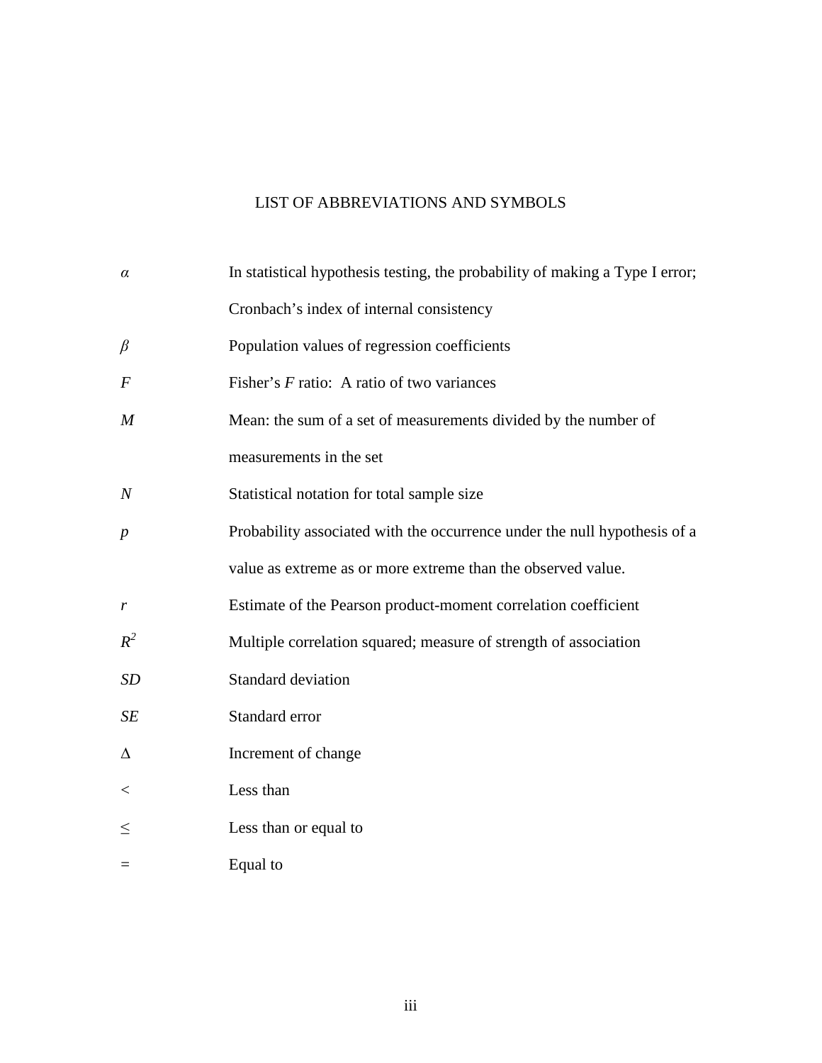# LIST OF ABBREVIATIONS AND SYMBOLS

| | |
|---|---|
| $\alpha$ | In statistical hypothesis testing, the probability of making a Type I error; Cronbach's index of internal consistency |
| $\beta$ | Population values of regression coefficients |
| $F$ | Fisher's $F$ ratio: A ratio of two variances |
| $M$ | Mean: the sum of a set of measurements divided by the number of measurements in the set |
| $N$ | Statistical notation for total sample size |
| $p$ | Probability associated with the occurrence under the null hypothesis of a value as extreme as or more extreme than the observed value. |
| $r$ | Estimate of the Pearson product-moment correlation coefficient |
| $R^2$ | Multiple correlation squared; measure of strength of association |
| $SD$ | Standard deviation |
| $SE$ | Standard error |
| $\Delta$ | Increment of change |
| $<$ | Less than |
| $\leq$ | Less than or equal to |
| $=$ | Equal to |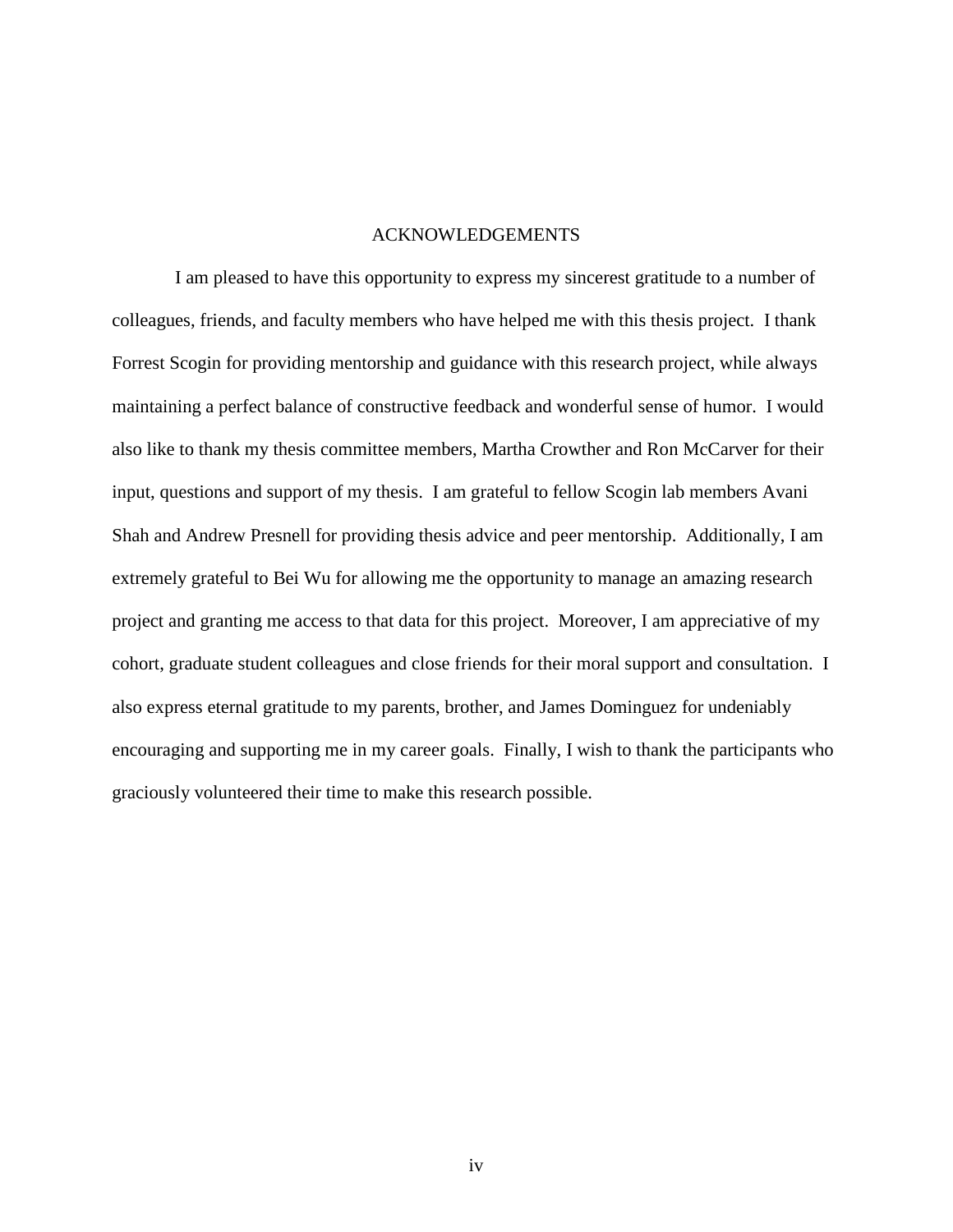# ACKNOWLEDGEMENTS

I am pleased to have this opportunity to express my sincerest gratitude to a number of colleagues, friends, and faculty members who have helped me with this thesis project. I thank Forrest Scogin for providing mentorship and guidance with this research project, while always maintaining a perfect balance of constructive feedback and wonderful sense of humor. I would also like to thank my thesis committee members, Martha Crowther and Ron McCarver for their input, questions and support of my thesis. I am grateful to fellow Scogin lab members Avani Shah and Andrew Presnell for providing thesis advice and peer mentorship. Additionally, I am extremely grateful to Bei Wu for allowing me the opportunity to manage an amazing research project and granting me access to that data for this project. Moreover, I am appreciative of my cohort, graduate student colleagues and close friends for their moral support and consultation. I also express eternal gratitude to my parents, brother, and James Dominguez for undeniably encouraging and supporting me in my career goals. Finally, I wish to thank the participants who graciously volunteered their time to make this research possible.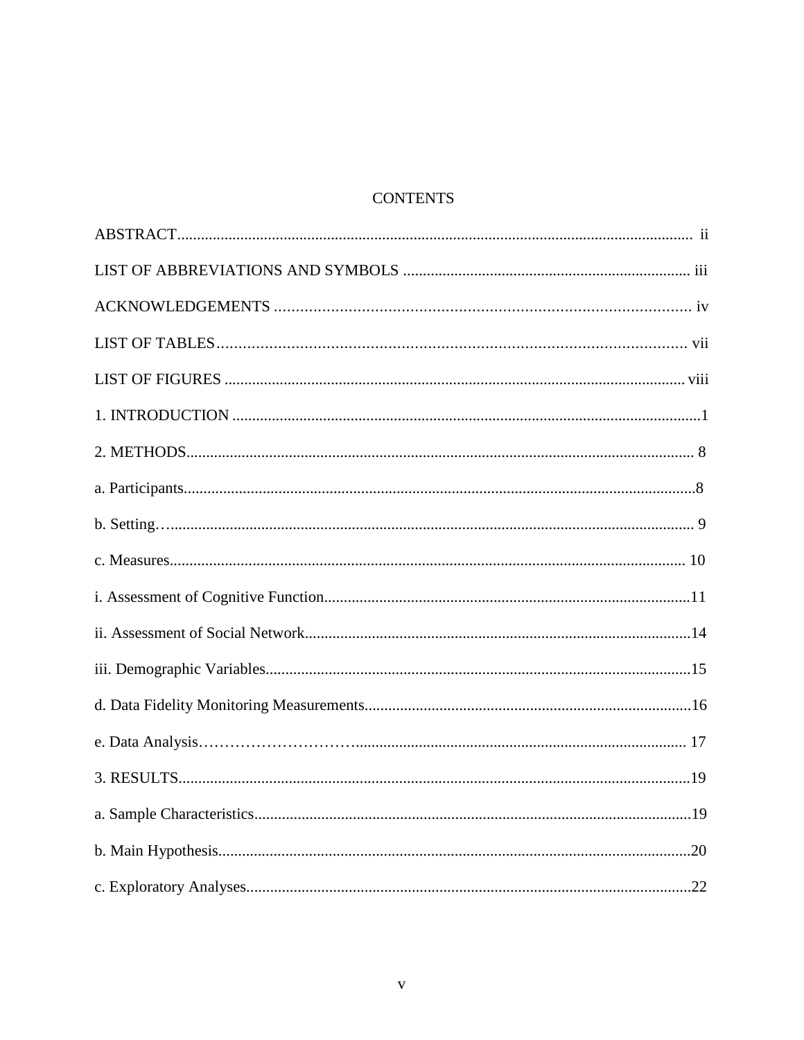# CONTENTS

ABSTRACT.................................................................................................................................. ii

LIST OF ABBREVIATIONS AND SYMBOLS ........................................................................ iii

ACKNOWLEDGEMENTS ................................................................................................ iv

LIST OF TABLES.......................................................................................................... vii

LIST OF FIGURES ................................................................................................................... viii

1. INTRODUCTION ......................................................................................................................1

2. METHODS................................................................................................................................ 8

a. Participants.................................................................................................................................8

b. Setting…..................................................................................................................................... 9

c. Measures.................................................................................................................................. 10

i. Assessment of Cognitive Function.............................................................................................11

ii. Assessment of Social Network..................................................................................................14

iii. Demographic Variables............................................................................................................15

d. Data Fidelity Monitoring Measurements...................................................................................16

e. Data Analysis……………………….................................................................................... 17

3. RESULTS..................................................................................................................................19

a. Sample Characteristics...............................................................................................................19

b. Main Hypothesis.........................................................................................................................20

c. Exploratory Analyses.................................................................................................................22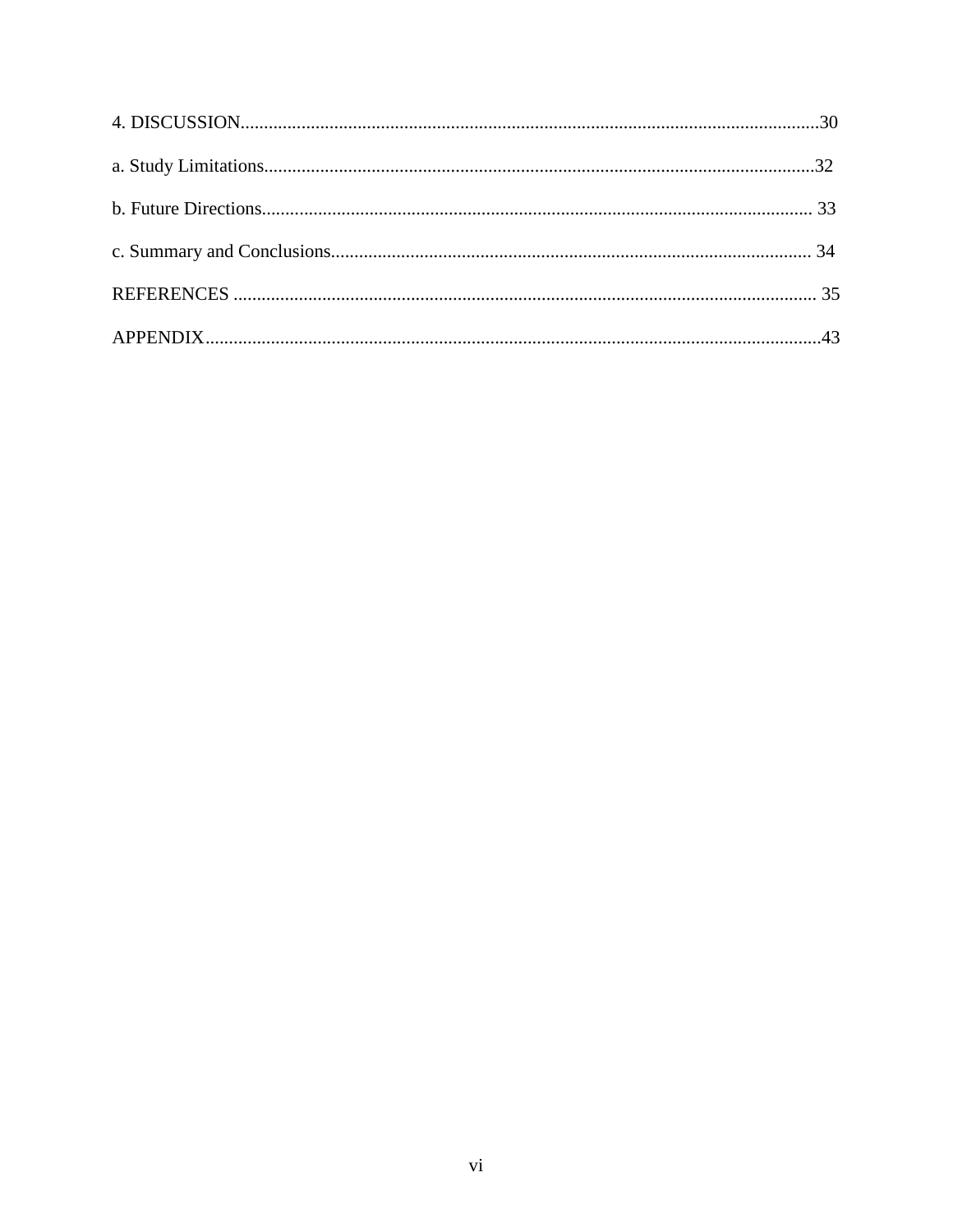4. DISCUSSION............................................................................................................................30

a. Study Limitations.....................................................................................................................32

b. Future Directions..................................................................................................................... 33

c. Summary and Conclusions...................................................................................................... 34

REFERENCES ............................................................................................................................ 35

APPENDIX...................................................................................................................................43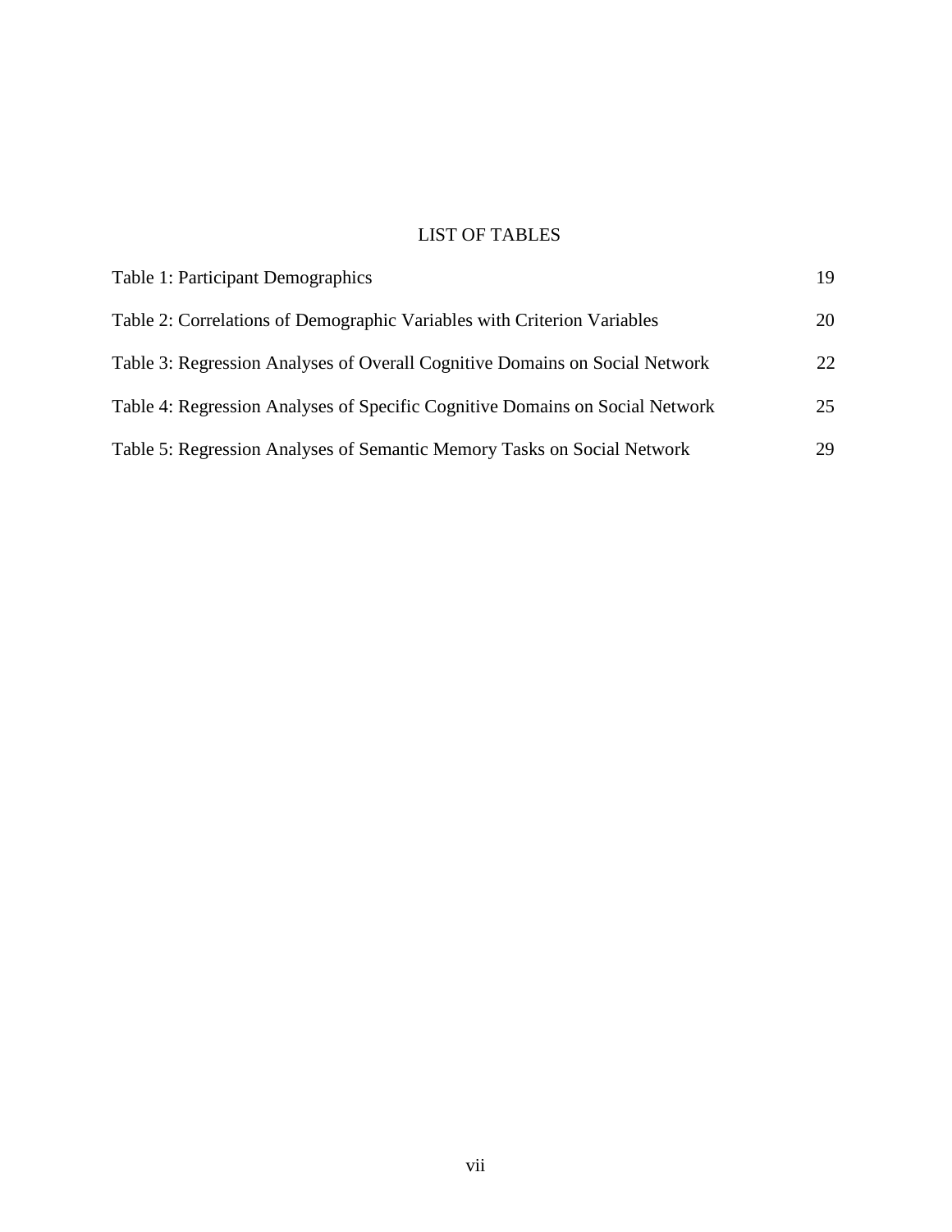# LIST OF TABLES

| | |
|---|---|
| Table 1: Participant Demographics | 19 |
| Table 2: Correlations of Demographic Variables with Criterion Variables | 20 |
| Table 3: Regression Analyses of Overall Cognitive Domains on Social Network | 22 |
| Table 4: Regression Analyses of Specific Cognitive Domains on Social Network | 25 |
| Table 5: Regression Analyses of Semantic Memory Tasks on Social Network | 29 |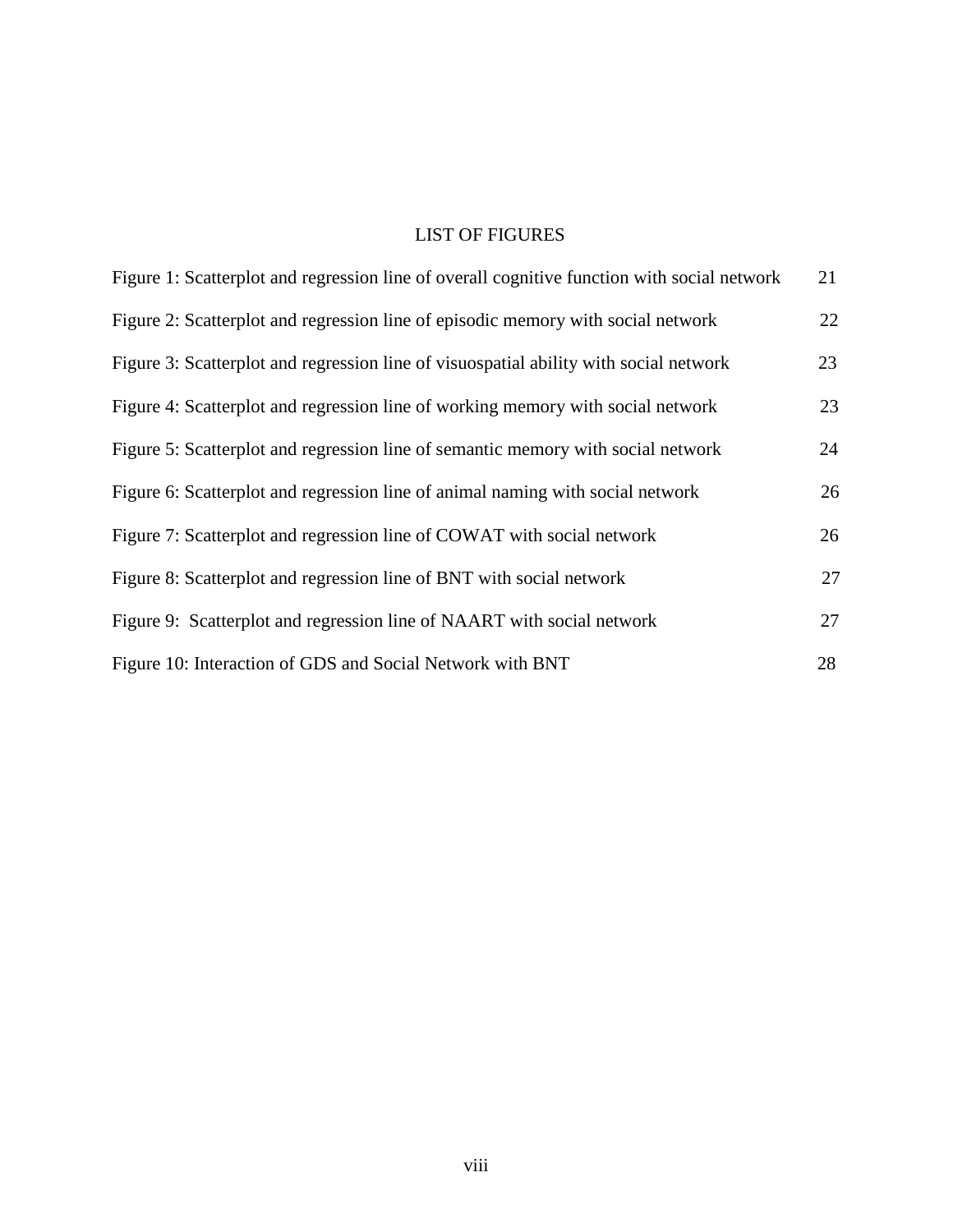# LIST OF FIGURES

| | |
|---|---|
| Figure 1: Scatterplot and regression line of overall cognitive function with social network | 21 |
| Figure 2: Scatterplot and regression line of episodic memory with social network | 22 |
| Figure 3: Scatterplot and regression line of visuospatial ability with social network | 23 |
| Figure 4: Scatterplot and regression line of working memory with social network | 23 |
| Figure 5: Scatterplot and regression line of semantic memory with social network | 24 |
| Figure 6: Scatterplot and regression line of animal naming with social network | 26 |
| Figure 7: Scatterplot and regression line of COWAT with social network | 26 |
| Figure 8: Scatterplot and regression line of BNT with social network | 27 |
| Figure 9: Scatterplot and regression line of NAART with social network | 27 |
| Figure 10: Interaction of GDS and Social Network with BNT | 28 |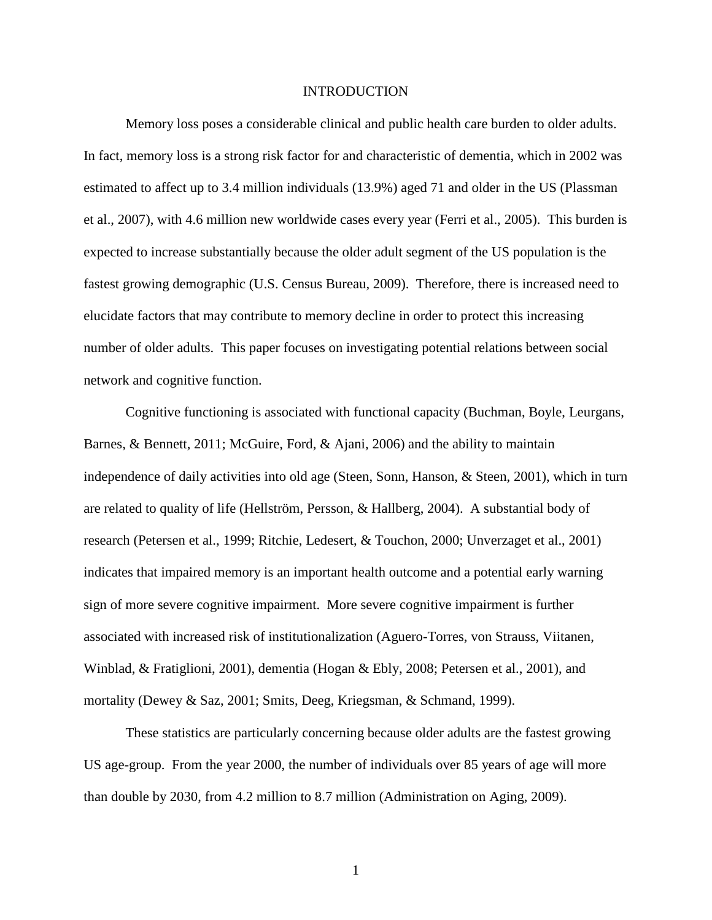# INTRODUCTION

Memory loss poses a considerable clinical and public health care burden to older adults. In fact, memory loss is a strong risk factor for and characteristic of dementia, which in 2002 was estimated to affect up to 3.4 million individuals (13.9%) aged 71 and older in the US (Plassman et al., 2007), with 4.6 million new worldwide cases every year (Ferri et al., 2005). This burden is expected to increase substantially because the older adult segment of the US population is the fastest growing demographic (U.S. Census Bureau, 2009). Therefore, there is increased need to elucidate factors that may contribute to memory decline in order to protect this increasing number of older adults. This paper focuses on investigating potential relations between social network and cognitive function.

Cognitive functioning is associated with functional capacity (Buchman, Boyle, Leurgans, Barnes, & Bennett, 2011; McGuire, Ford, & Ajani, 2006) and the ability to maintain independence of daily activities into old age (Steen, Sonn, Hanson, & Steen, 2001), which in turn are related to quality of life (Hellström, Persson, & Hallberg, 2004). A substantial body of research (Petersen et al., 1999; Ritchie, Ledesert, & Touchon, 2000; Unverzaget et al., 2001) indicates that impaired memory is an important health outcome and a potential early warning sign of more severe cognitive impairment. More severe cognitive impairment is further associated with increased risk of institutionalization (Aguero-Torres, von Strauss, Viitanen, Winblad, & Fratiglioni, 2001), dementia (Hogan & Ebly, 2008; Petersen et al., 2001), and mortality (Dewey & Saz, 2001; Smits, Deeg, Kriegsman, & Schmand, 1999).

These statistics are particularly concerning because older adults are the fastest growing US age-group. From the year 2000, the number of individuals over 85 years of age will more than double by 2030, from 4.2 million to 8.7 million (Administration on Aging, 2009).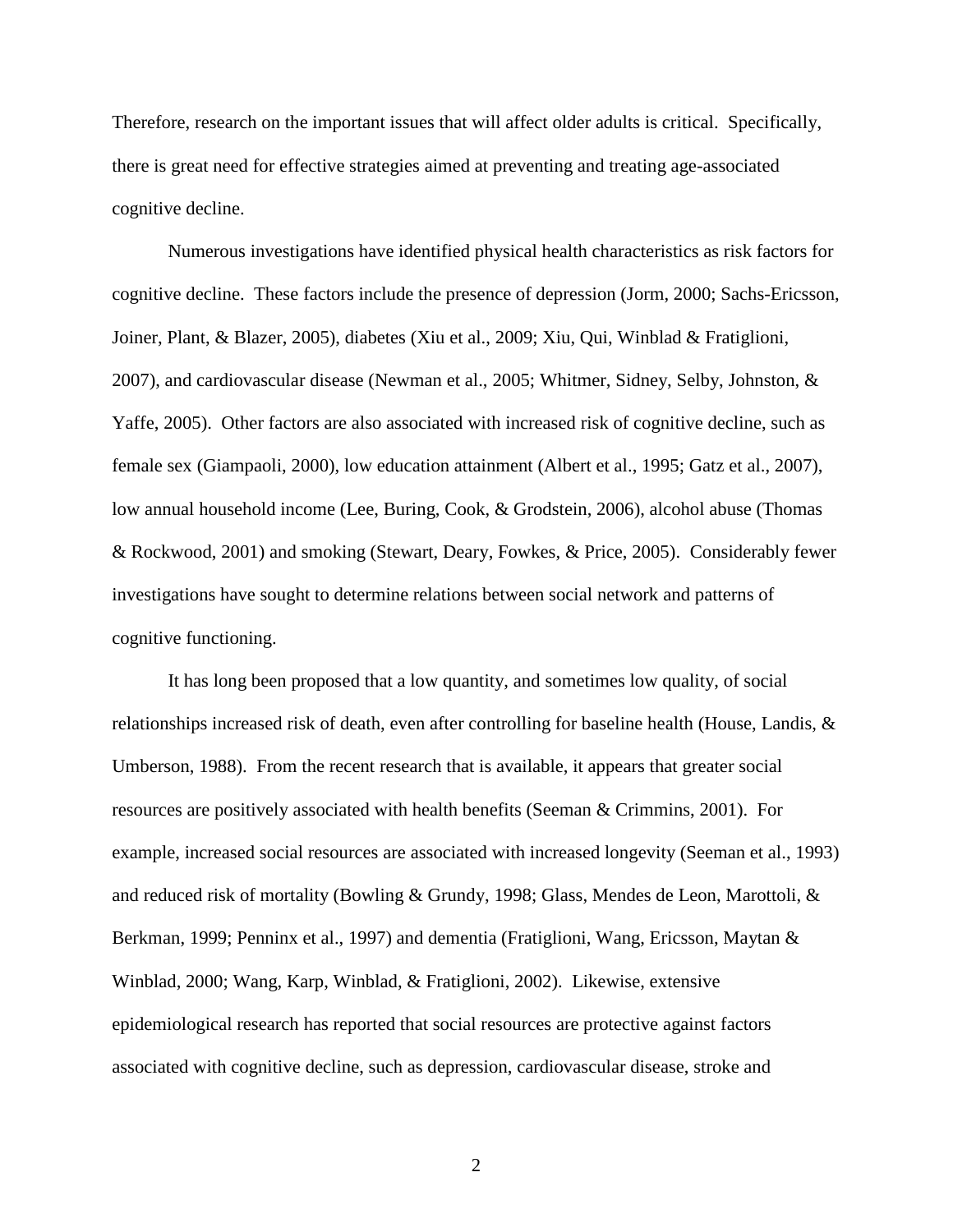Therefore, research on the important issues that will affect older adults is critical. Specifically, there is great need for effective strategies aimed at preventing and treating age-associated cognitive decline.

Numerous investigations have identified physical health characteristics as risk factors for cognitive decline. These factors include the presence of depression (Jorm, 2000; Sachs-Ericsson, Joiner, Plant, & Blazer, 2005), diabetes (Xiu et al., 2009; Xiu, Qui, Winblad & Fratiglioni, 2007), and cardiovascular disease (Newman et al., 2005; Whitmer, Sidney, Selby, Johnston, & Yaffe, 2005). Other factors are also associated with increased risk of cognitive decline, such as female sex (Giampaoli, 2000), low education attainment (Albert et al., 1995; Gatz et al., 2007), low annual household income (Lee, Buring, Cook, & Grodstein, 2006), alcohol abuse (Thomas & Rockwood, 2001) and smoking (Stewart, Deary, Fowkes, & Price, 2005). Considerably fewer investigations have sought to determine relations between social network and patterns of cognitive functioning.

It has long been proposed that a low quantity, and sometimes low quality, of social relationships increased risk of death, even after controlling for baseline health (House, Landis, & Umberson, 1988). From the recent research that is available, it appears that greater social resources are positively associated with health benefits (Seeman & Crimmins, 2001). For example, increased social resources are associated with increased longevity (Seeman et al., 1993) and reduced risk of mortality (Bowling & Grundy, 1998; Glass, Mendes de Leon, Marottoli, & Berkman, 1999; Penninx et al., 1997) and dementia (Fratiglioni, Wang, Ericsson, Maytan & Winblad, 2000; Wang, Karp, Winblad, & Fratiglioni, 2002). Likewise, extensive epidemiological research has reported that social resources are protective against factors associated with cognitive decline, such as depression, cardiovascular disease, stroke and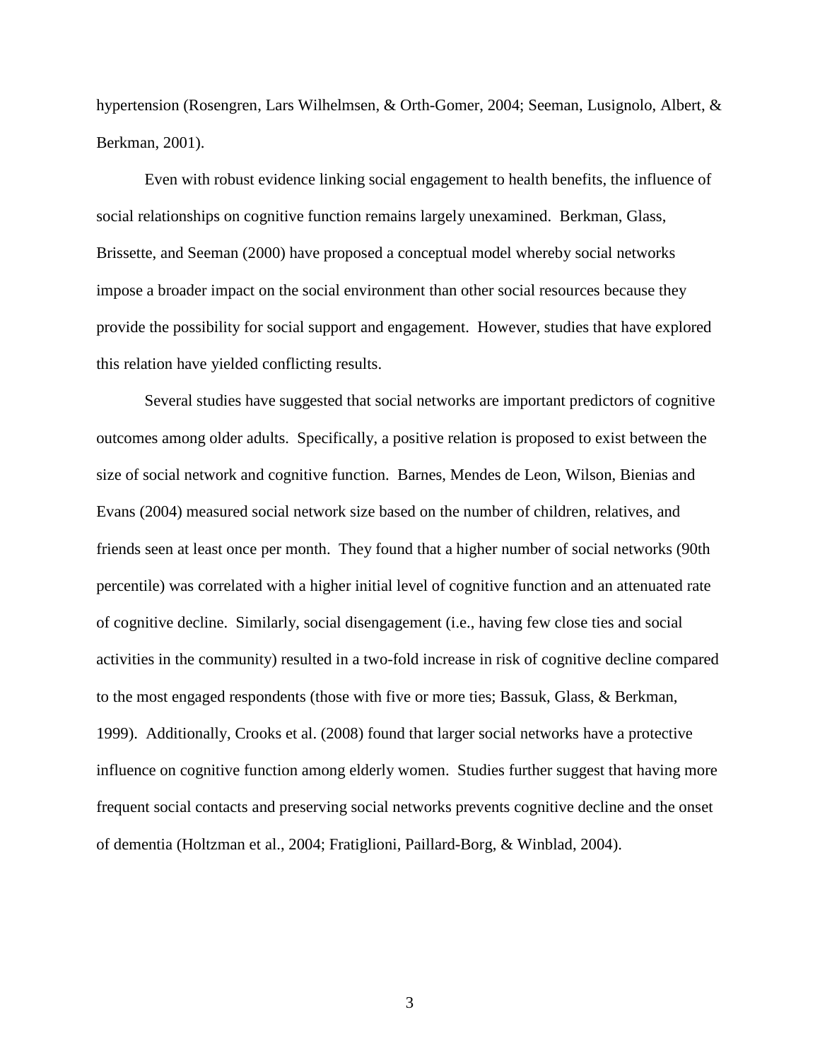hypertension (Rosengren, Lars Wilhelmsen, & Orth-Gomer, 2004; Seeman, Lusignolo, Albert, & Berkman, 2001).

Even with robust evidence linking social engagement to health benefits, the influence of social relationships on cognitive function remains largely unexamined. Berkman, Glass, Brissette, and Seeman (2000) have proposed a conceptual model whereby social networks impose a broader impact on the social environment than other social resources because they provide the possibility for social support and engagement. However, studies that have explored this relation have yielded conflicting results.

Several studies have suggested that social networks are important predictors of cognitive outcomes among older adults. Specifically, a positive relation is proposed to exist between the size of social network and cognitive function. Barnes, Mendes de Leon, Wilson, Bienias and Evans (2004) measured social network size based on the number of children, relatives, and friends seen at least once per month. They found that a higher number of social networks (90th percentile) was correlated with a higher initial level of cognitive function and an attenuated rate of cognitive decline. Similarly, social disengagement (i.e., having few close ties and social activities in the community) resulted in a two-fold increase in risk of cognitive decline compared to the most engaged respondents (those with five or more ties; Bassuk, Glass, & Berkman, 1999). Additionally, Crooks et al. (2008) found that larger social networks have a protective influence on cognitive function among elderly women. Studies further suggest that having more frequent social contacts and preserving social networks prevents cognitive decline and the onset of dementia (Holtzman et al., 2004; Fratiglioni, Paillard-Borg, & Winblad, 2004).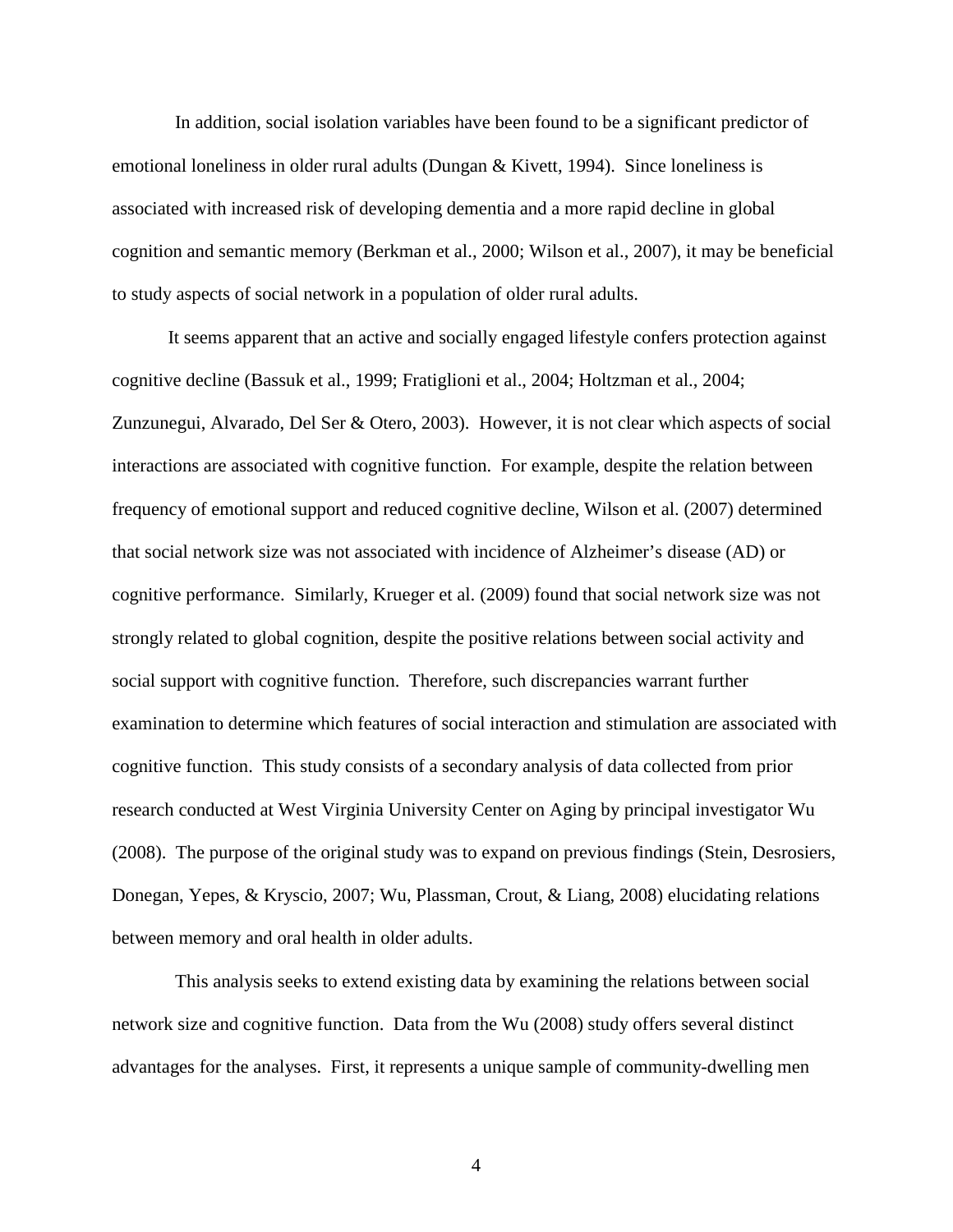In addition, social isolation variables have been found to be a significant predictor of emotional loneliness in older rural adults (Dungan & Kivett, 1994). Since loneliness is associated with increased risk of developing dementia and a more rapid decline in global cognition and semantic memory (Berkman et al., 2000; Wilson et al., 2007), it may be beneficial to study aspects of social network in a population of older rural adults.

It seems apparent that an active and socially engaged lifestyle confers protection against cognitive decline (Bassuk et al., 1999; Fratiglioni et al., 2004; Holtzman et al., 2004; Zunzunegui, Alvarado, Del Ser & Otero, 2003). However, it is not clear which aspects of social interactions are associated with cognitive function. For example, despite the relation between frequency of emotional support and reduced cognitive decline, Wilson et al. (2007) determined that social network size was not associated with incidence of Alzheimer's disease (AD) or cognitive performance. Similarly, Krueger et al. (2009) found that social network size was not strongly related to global cognition, despite the positive relations between social activity and social support with cognitive function. Therefore, such discrepancies warrant further examination to determine which features of social interaction and stimulation are associated with cognitive function. This study consists of a secondary analysis of data collected from prior research conducted at West Virginia University Center on Aging by principal investigator Wu (2008). The purpose of the original study was to expand on previous findings (Stein, Desrosiers, Donegan, Yepes, & Kryscio, 2007; Wu, Plassman, Crout, & Liang, 2008) elucidating relations between memory and oral health in older adults.

This analysis seeks to extend existing data by examining the relations between social network size and cognitive function. Data from the Wu (2008) study offers several distinct advantages for the analyses. First, it represents a unique sample of community-dwelling men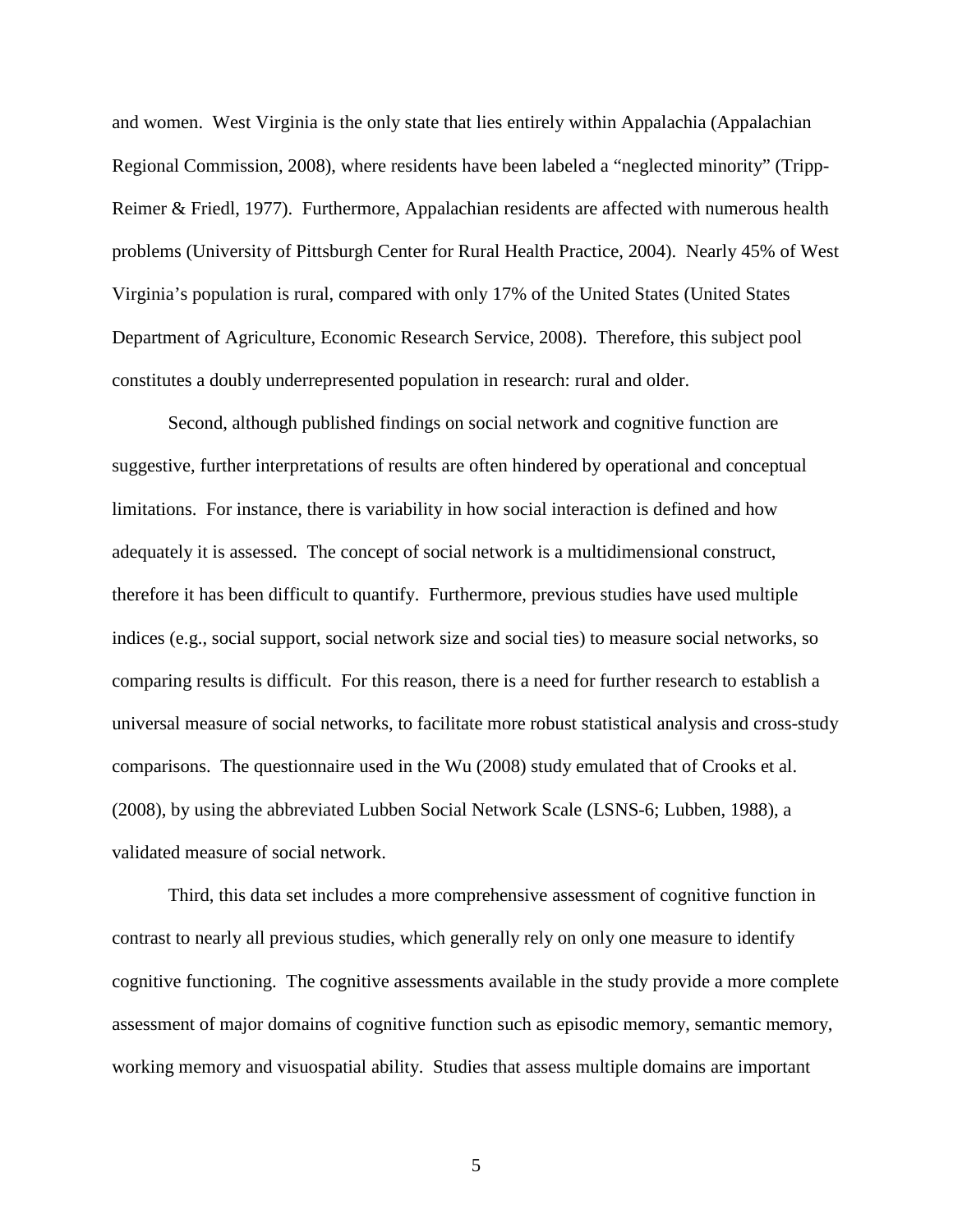and women. West Virginia is the only state that lies entirely within Appalachia (Appalachian Regional Commission, 2008), where residents have been labeled a "neglected minority" (Tripp-Reimer & Friedl, 1977). Furthermore, Appalachian residents are affected with numerous health problems (University of Pittsburgh Center for Rural Health Practice, 2004). Nearly 45% of West Virginia's population is rural, compared with only 17% of the United States (United States Department of Agriculture, Economic Research Service, 2008). Therefore, this subject pool constitutes a doubly underrepresented population in research: rural and older.

Second, although published findings on social network and cognitive function are suggestive, further interpretations of results are often hindered by operational and conceptual limitations. For instance, there is variability in how social interaction is defined and how adequately it is assessed. The concept of social network is a multidimensional construct, therefore it has been difficult to quantify. Furthermore, previous studies have used multiple indices (e.g., social support, social network size and social ties) to measure social networks, so comparing results is difficult. For this reason, there is a need for further research to establish a universal measure of social networks, to facilitate more robust statistical analysis and cross-study comparisons. The questionnaire used in the Wu (2008) study emulated that of Crooks et al. (2008), by using the abbreviated Lubben Social Network Scale (LSNS-6; Lubben, 1988), a validated measure of social network.

Third, this data set includes a more comprehensive assessment of cognitive function in contrast to nearly all previous studies, which generally rely on only one measure to identify cognitive functioning. The cognitive assessments available in the study provide a more complete assessment of major domains of cognitive function such as episodic memory, semantic memory, working memory and visuospatial ability. Studies that assess multiple domains are important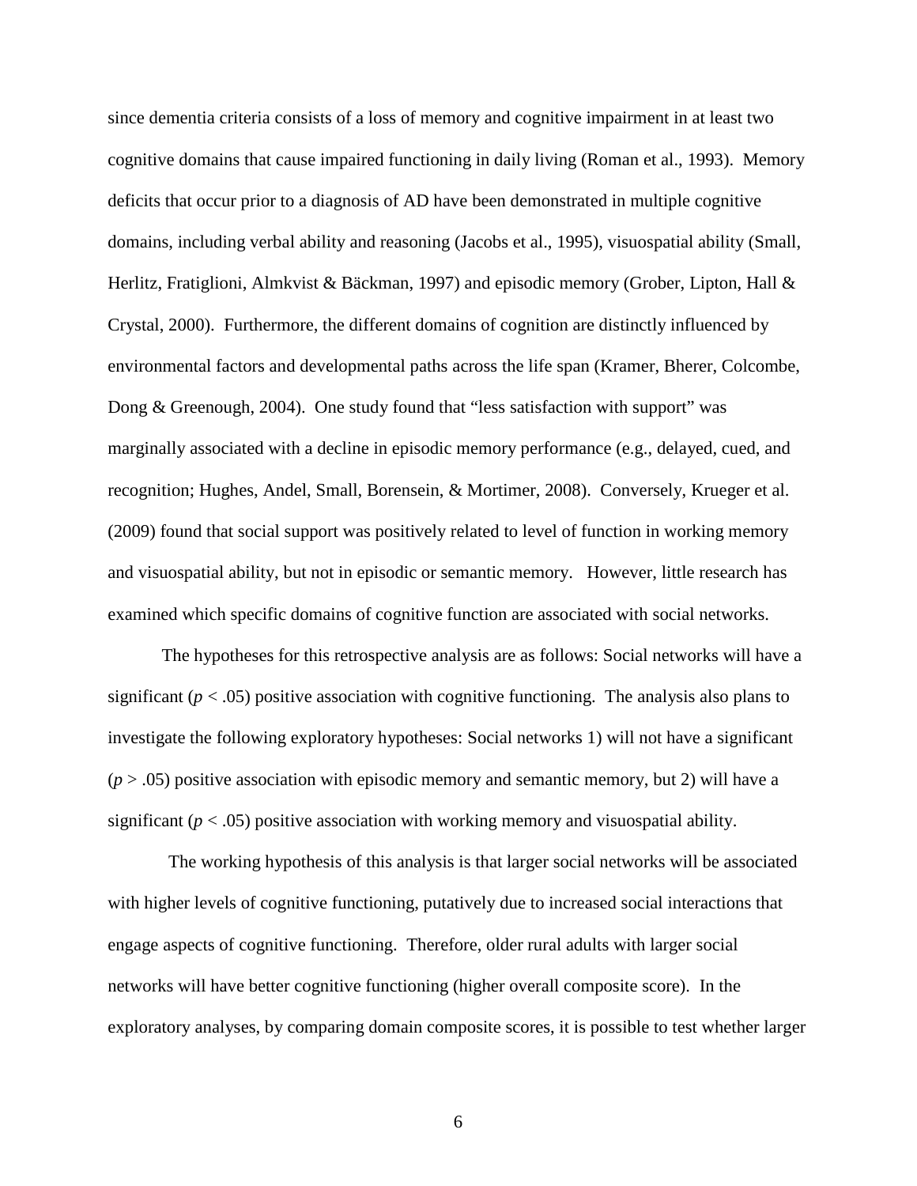since dementia criteria consists of a loss of memory and cognitive impairment in at least two cognitive domains that cause impaired functioning in daily living (Roman et al., 1993). Memory deficits that occur prior to a diagnosis of AD have been demonstrated in multiple cognitive domains, including verbal ability and reasoning (Jacobs et al., 1995), visuospatial ability (Small, Herlitz, Fratiglioni, Almkvist & Bäckman, 1997) and episodic memory (Grober, Lipton, Hall & Crystal, 2000). Furthermore, the different domains of cognition are distinctly influenced by environmental factors and developmental paths across the life span (Kramer, Bherer, Colcombe, Dong & Greenough, 2004). One study found that "less satisfaction with support" was marginally associated with a decline in episodic memory performance (e.g., delayed, cued, and recognition; Hughes, Andel, Small, Borensein, & Mortimer, 2008). Conversely, Krueger et al. (2009) found that social support was positively related to level of function in working memory and visuospatial ability, but not in episodic or semantic memory. However, little research has examined which specific domains of cognitive function are associated with social networks.

The hypotheses for this retrospective analysis are as follows: Social networks will have a significant ($p < .05$) positive association with cognitive functioning. The analysis also plans to investigate the following exploratory hypotheses: Social networks 1) will not have a significant ($p > .05$) positive association with episodic memory and semantic memory, but 2) will have a significant ($p < .05$) positive association with working memory and visuospatial ability.

The working hypothesis of this analysis is that larger social networks will be associated with higher levels of cognitive functioning, putatively due to increased social interactions that engage aspects of cognitive functioning. Therefore, older rural adults with larger social networks will have better cognitive functioning (higher overall composite score). In the exploratory analyses, by comparing domain composite scores, it is possible to test whether larger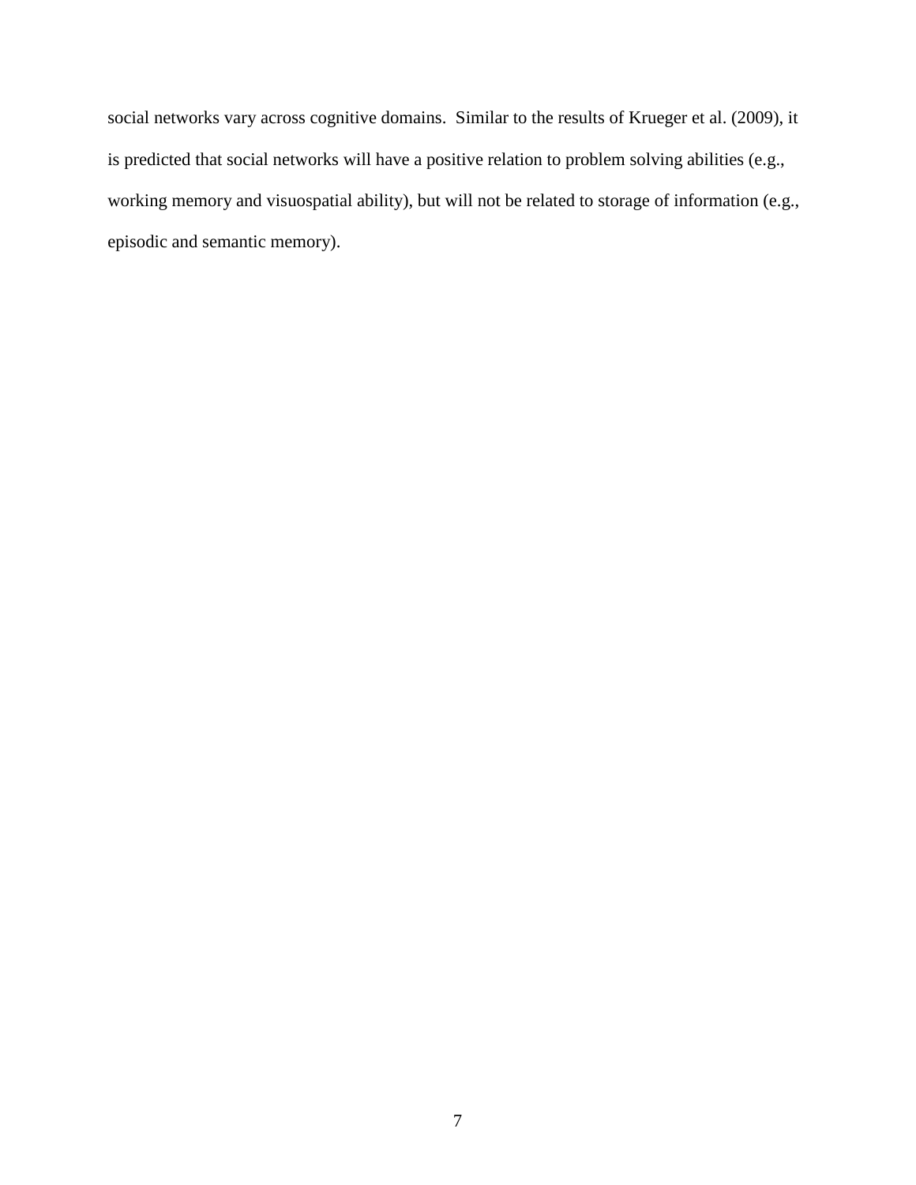social networks vary across cognitive domains. Similar to the results of Krueger et al. (2009), it is predicted that social networks will have a positive relation to problem solving abilities (e.g., working memory and visuospatial ability), but will not be related to storage of information (e.g., episodic and semantic memory).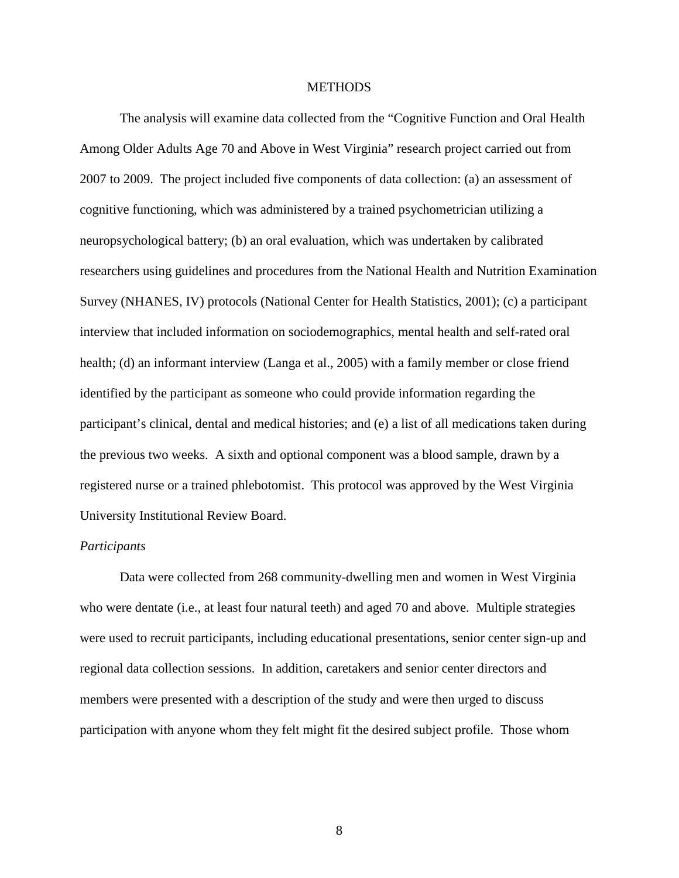# METHODS

The analysis will examine data collected from the "Cognitive Function and Oral Health Among Older Adults Age 70 and Above in West Virginia" research project carried out from 2007 to 2009. The project included five components of data collection: (a) an assessment of cognitive functioning, which was administered by a trained psychometrician utilizing a neuropsychological battery; (b) an oral evaluation, which was undertaken by calibrated researchers using guidelines and procedures from the National Health and Nutrition Examination Survey (NHANES, IV) protocols (National Center for Health Statistics, 2001); (c) a participant interview that included information on sociodemographics, mental health and self-rated oral health; (d) an informant interview (Langa et al., 2005) with a family member or close friend identified by the participant as someone who could provide information regarding the participant's clinical, dental and medical histories; and (e) a list of all medications taken during the previous two weeks. A sixth and optional component was a blood sample, drawn by a registered nurse or a trained phlebotomist. This protocol was approved by the West Virginia University Institutional Review Board.

*Participants*

Data were collected from 268 community-dwelling men and women in West Virginia who were dentate (i.e., at least four natural teeth) and aged 70 and above. Multiple strategies were used to recruit participants, including educational presentations, senior center sign-up and regional data collection sessions. In addition, caretakers and senior center directors and members were presented with a description of the study and were then urged to discuss participation with anyone whom they felt might fit the desired subject profile. Those whom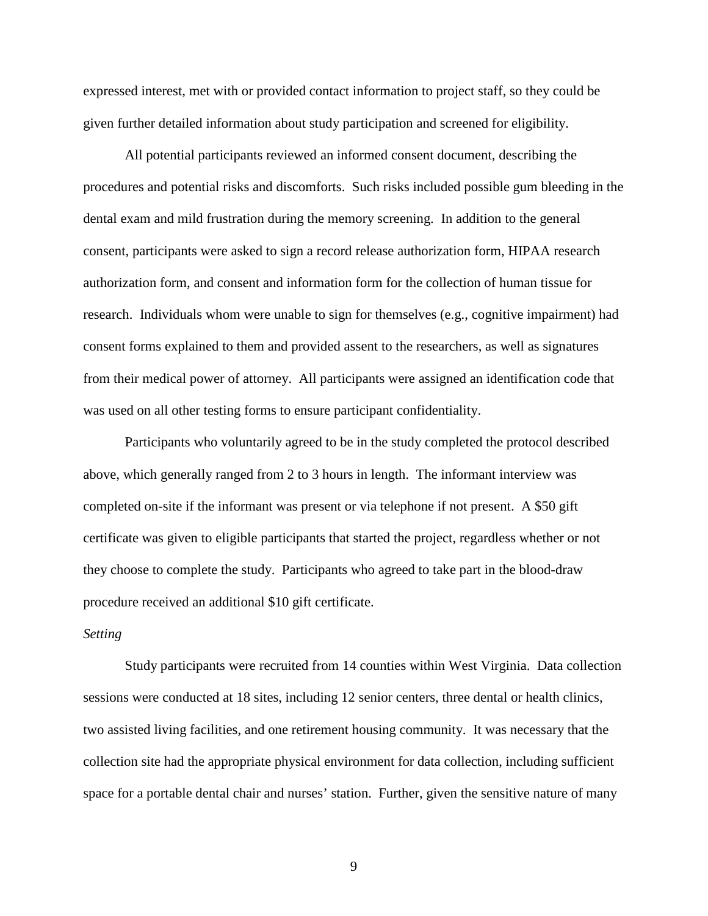expressed interest, met with or provided contact information to project staff, so they could be given further detailed information about study participation and screened for eligibility.

All potential participants reviewed an informed consent document, describing the procedures and potential risks and discomforts. Such risks included possible gum bleeding in the dental exam and mild frustration during the memory screening. In addition to the general consent, participants were asked to sign a record release authorization form, HIPAA research authorization form, and consent and information form for the collection of human tissue for research. Individuals whom were unable to sign for themselves (e.g., cognitive impairment) had consent forms explained to them and provided assent to the researchers, as well as signatures from their medical power of attorney. All participants were assigned an identification code that was used on all other testing forms to ensure participant confidentiality.

Participants who voluntarily agreed to be in the study completed the protocol described above, which generally ranged from 2 to 3 hours in length. The informant interview was completed on-site if the informant was present or via telephone if not present. A $50 gift certificate was given to eligible participants that started the project, regardless whether or not they choose to complete the study. Participants who agreed to take part in the blood-draw procedure received an additional $10 gift certificate.

*Setting*

Study participants were recruited from 14 counties within West Virginia. Data collection sessions were conducted at 18 sites, including 12 senior centers, three dental or health clinics, two assisted living facilities, and one retirement housing community. It was necessary that the collection site had the appropriate physical environment for data collection, including sufficient space for a portable dental chair and nurses' station. Further, given the sensitive nature of many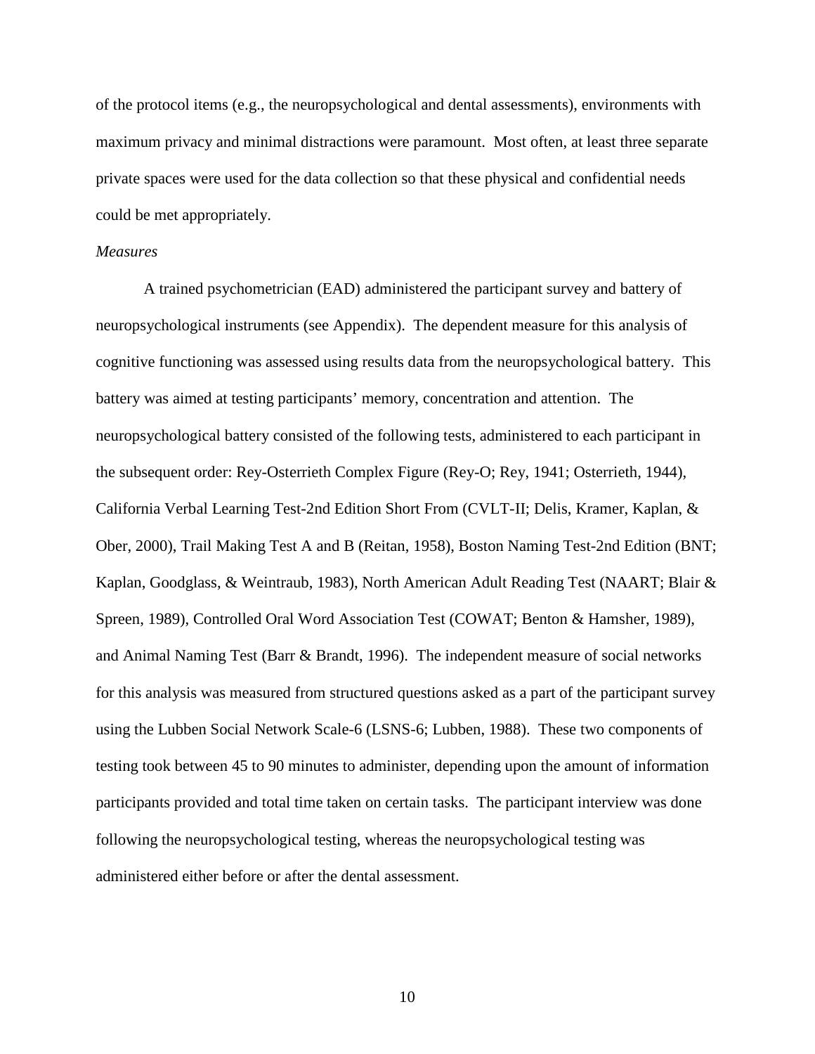of the protocol items (e.g., the neuropsychological and dental assessments), environments with maximum privacy and minimal distractions were paramount. Most often, at least three separate private spaces were used for the data collection so that these physical and confidential needs could be met appropriately.

*Measures*

A trained psychometrician (EAD) administered the participant survey and battery of neuropsychological instruments (see Appendix). The dependent measure for this analysis of cognitive functioning was assessed using results data from the neuropsychological battery. This battery was aimed at testing participants' memory, concentration and attention. The neuropsychological battery consisted of the following tests, administered to each participant in the subsequent order: Rey-Osterrieth Complex Figure (Rey-O; Rey, 1941; Osterrieth, 1944), California Verbal Learning Test-2nd Edition Short From (CVLT-II; Delis, Kramer, Kaplan, & Ober, 2000), Trail Making Test A and B (Reitan, 1958), Boston Naming Test-2nd Edition (BNT; Kaplan, Goodglass, & Weintraub, 1983), North American Adult Reading Test (NAART; Blair & Spreen, 1989), Controlled Oral Word Association Test (COWAT; Benton & Hamsher, 1989), and Animal Naming Test (Barr & Brandt, 1996). The independent measure of social networks for this analysis was measured from structured questions asked as a part of the participant survey using the Lubben Social Network Scale-6 (LSNS-6; Lubben, 1988). These two components of testing took between 45 to 90 minutes to administer, depending upon the amount of information participants provided and total time taken on certain tasks. The participant interview was done following the neuropsychological testing, whereas the neuropsychological testing was administered either before or after the dental assessment.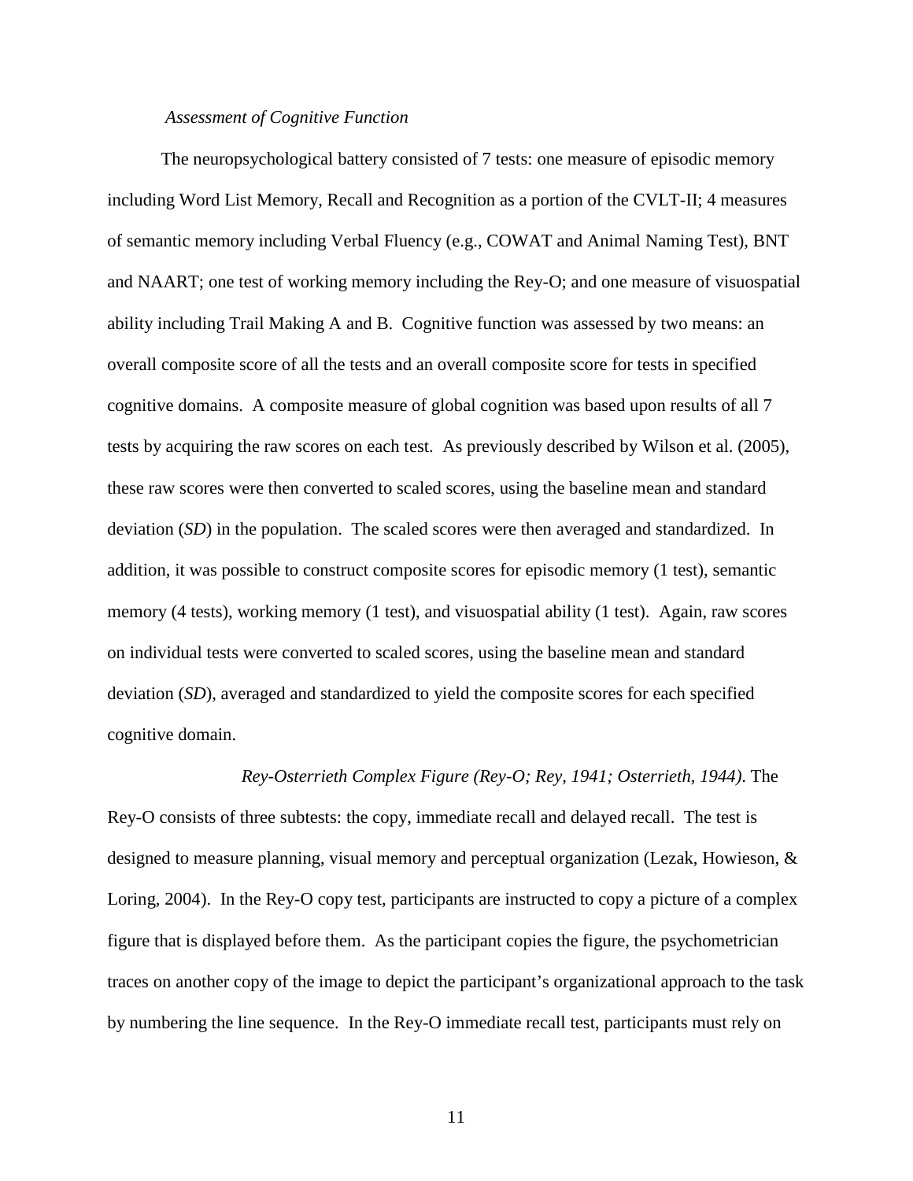*Assessment of Cognitive Function*

The neuropsychological battery consisted of 7 tests: one measure of episodic memory including Word List Memory, Recall and Recognition as a portion of the CVLT-II; 4 measures of semantic memory including Verbal Fluency (e.g., COWAT and Animal Naming Test), BNT and NAART; one test of working memory including the Rey-O; and one measure of visuospatial ability including Trail Making A and B. Cognitive function was assessed by two means: an overall composite score of all the tests and an overall composite score for tests in specified cognitive domains. A composite measure of global cognition was based upon results of all 7 tests by acquiring the raw scores on each test. As previously described by Wilson et al. (2005), these raw scores were then converted to scaled scores, using the baseline mean and standard deviation (*SD*) in the population. The scaled scores were then averaged and standardized. In addition, it was possible to construct composite scores for episodic memory (1 test), semantic memory (4 tests), working memory (1 test), and visuospatial ability (1 test). Again, raw scores on individual tests were converted to scaled scores, using the baseline mean and standard deviation (*SD*), averaged and standardized to yield the composite scores for each specified cognitive domain.

*Rey-Osterrieth Complex Figure (Rey-O; Rey, 1941; Osterrieth, 1944).* The Rey-O consists of three subtests: the copy, immediate recall and delayed recall. The test is designed to measure planning, visual memory and perceptual organization (Lezak, Howieson, & Loring, 2004). In the Rey-O copy test, participants are instructed to copy a picture of a complex figure that is displayed before them. As the participant copies the figure, the psychometrician traces on another copy of the image to depict the participant's organizational approach to the task by numbering the line sequence. In the Rey-O immediate recall test, participants must rely on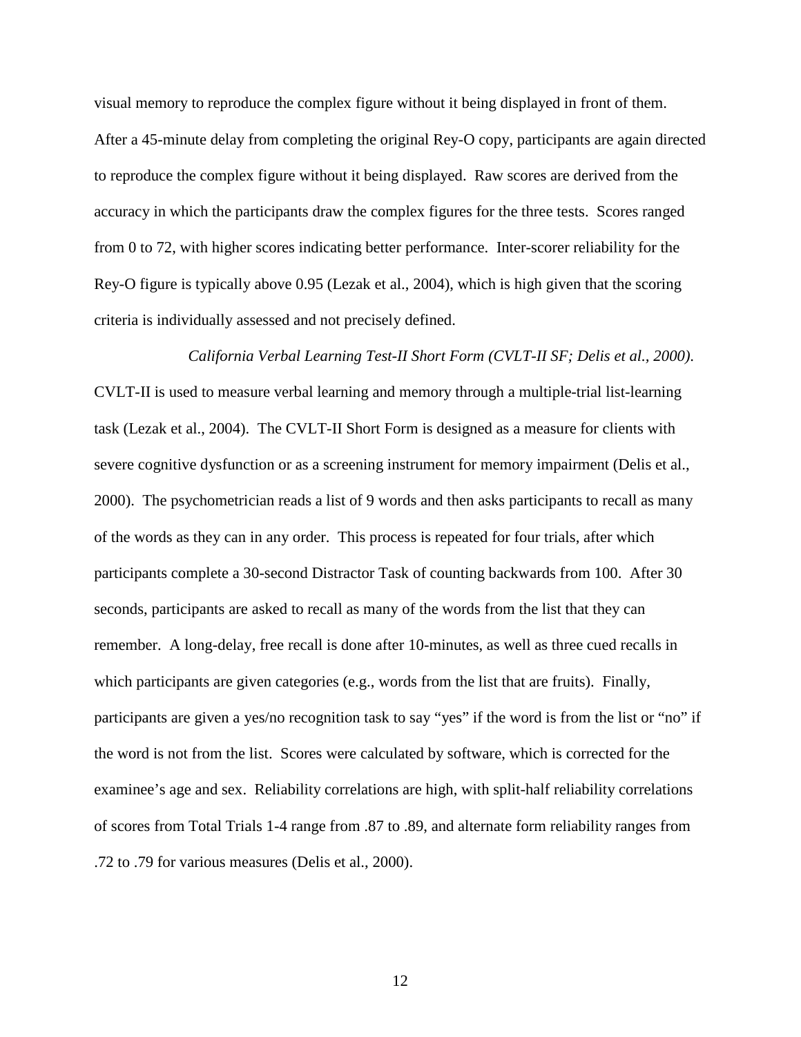visual memory to reproduce the complex figure without it being displayed in front of them. After a 45-minute delay from completing the original Rey-O copy, participants are again directed to reproduce the complex figure without it being displayed. Raw scores are derived from the accuracy in which the participants draw the complex figures for the three tests. Scores ranged from 0 to 72, with higher scores indicating better performance. Inter-scorer reliability for the Rey-O figure is typically above 0.95 (Lezak et al., 2004), which is high given that the scoring criteria is individually assessed and not precisely defined.

*California Verbal Learning Test-II Short Form (CVLT-II SF; Delis et al., 2000).* CVLT-II is used to measure verbal learning and memory through a multiple-trial list-learning task (Lezak et al., 2004). The CVLT-II Short Form is designed as a measure for clients with severe cognitive dysfunction or as a screening instrument for memory impairment (Delis et al., 2000). The psychometrician reads a list of 9 words and then asks participants to recall as many of the words as they can in any order. This process is repeated for four trials, after which participants complete a 30-second Distractor Task of counting backwards from 100. After 30 seconds, participants are asked to recall as many of the words from the list that they can remember. A long-delay, free recall is done after 10-minutes, as well as three cued recalls in which participants are given categories (e.g., words from the list that are fruits). Finally, participants are given a yes/no recognition task to say "yes" if the word is from the list or "no" if the word is not from the list. Scores were calculated by software, which is corrected for the examinee's age and sex. Reliability correlations are high, with split-half reliability correlations of scores from Total Trials 1-4 range from .87 to .89, and alternate form reliability ranges from .72 to .79 for various measures (Delis et al., 2000).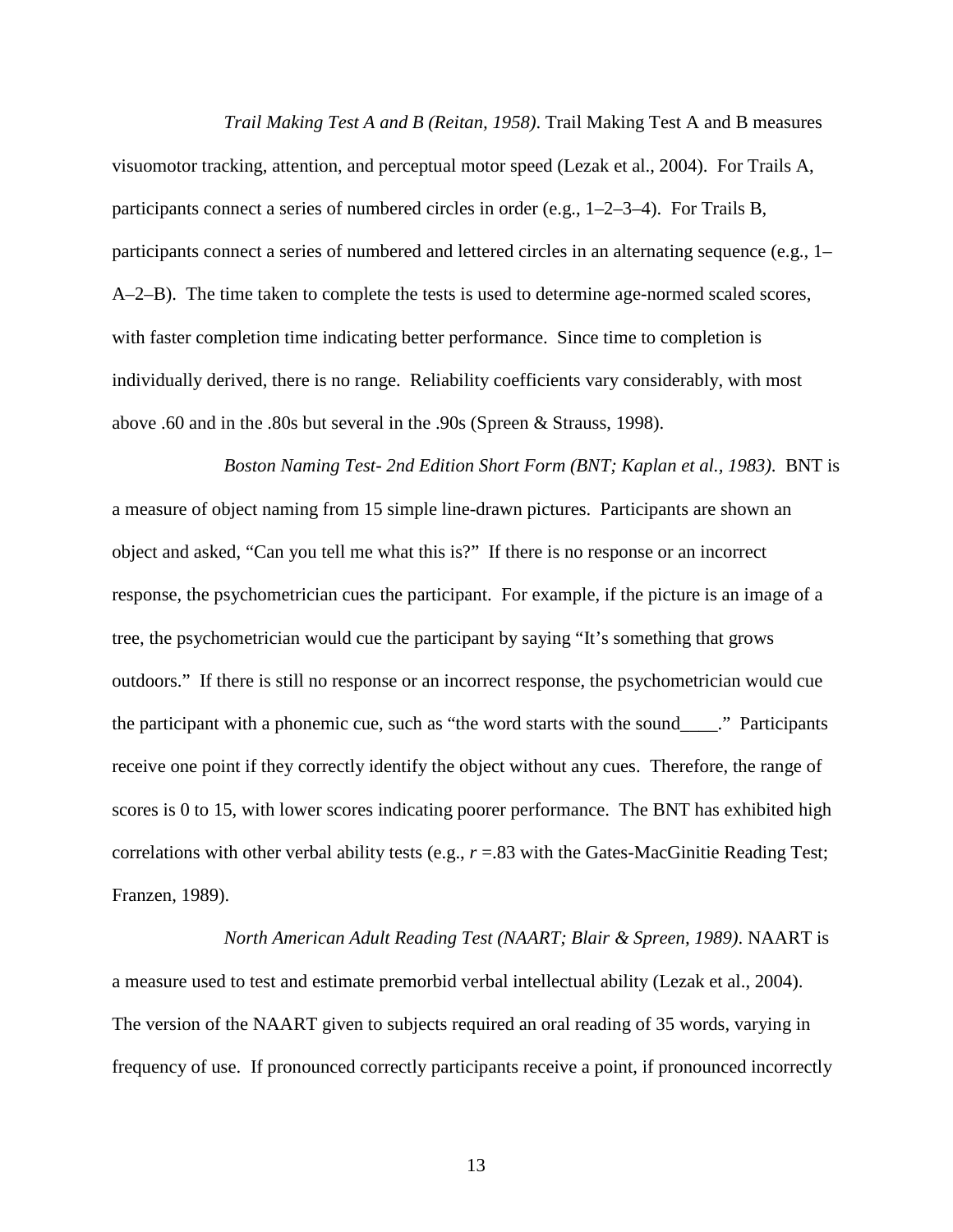*Trail Making Test A and B (Reitan, 1958)*. Trail Making Test A and B measures visuomotor tracking, attention, and perceptual motor speed (Lezak et al., 2004). For Trails A, participants connect a series of numbered circles in order (e.g., 1–2–3–4). For Trails B, participants connect a series of numbered and lettered circles in an alternating sequence (e.g., 1–A–2–B). The time taken to complete the tests is used to determine age-normed scaled scores, with faster completion time indicating better performance. Since time to completion is individually derived, there is no range. Reliability coefficients vary considerably, with most above .60 and in the .80s but several in the .90s (Spreen & Strauss, 1998).

*Boston Naming Test- 2nd Edition Short Form (BNT; Kaplan et al., 1983).* BNT is a measure of object naming from 15 simple line-drawn pictures. Participants are shown an object and asked, "Can you tell me what this is?" If there is no response or an incorrect response, the psychometrician cues the participant. For example, if the picture is an image of a tree, the psychometrician would cue the participant by saying "It's something that grows outdoors." If there is still no response or an incorrect response, the psychometrician would cue the participant with a phonemic cue, such as "the word starts with the sound____." Participants receive one point if they correctly identify the object without any cues. Therefore, the range of scores is 0 to 15, with lower scores indicating poorer performance. The BNT has exhibited high correlations with other verbal ability tests (e.g., $r$ =.83 with the Gates-MacGinitie Reading Test; Franzen, 1989).

*North American Adult Reading Test (NAART; Blair & Spreen, 1989)*. NAART is a measure used to test and estimate premorbid verbal intellectual ability (Lezak et al., 2004). The version of the NAART given to subjects required an oral reading of 35 words, varying in frequency of use. If pronounced correctly participants receive a point, if pronounced incorrectly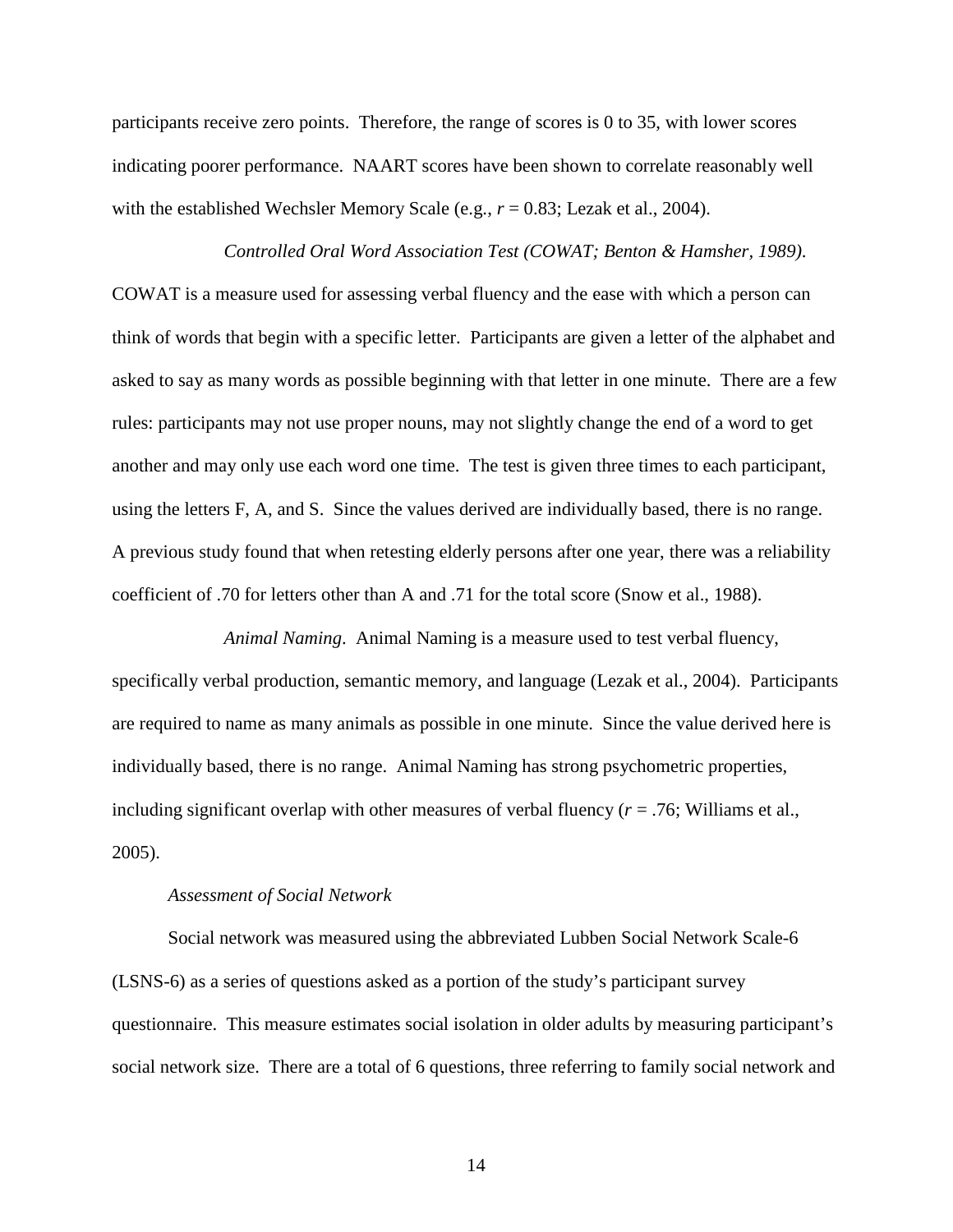participants receive zero points. Therefore, the range of scores is 0 to 35, with lower scores indicating poorer performance. NAART scores have been shown to correlate reasonably well with the established Wechsler Memory Scale (e.g., $r = 0.83$; Lezak et al., 2004).

*Controlled Oral Word Association Test (COWAT; Benton & Hamsher, 1989).* COWAT is a measure used for assessing verbal fluency and the ease with which a person can think of words that begin with a specific letter. Participants are given a letter of the alphabet and asked to say as many words as possible beginning with that letter in one minute. There are a few rules: participants may not use proper nouns, may not slightly change the end of a word to get another and may only use each word one time. The test is given three times to each participant, using the letters F, A, and S. Since the values derived are individually based, there is no range. A previous study found that when retesting elderly persons after one year, there was a reliability coefficient of .70 for letters other than A and .71 for the total score (Snow et al., 1988).

*Animal Naming*. Animal Naming is a measure used to test verbal fluency, specifically verbal production, semantic memory, and language (Lezak et al., 2004). Participants are required to name as many animals as possible in one minute. Since the value derived here is individually based, there is no range. Animal Naming has strong psychometric properties, including significant overlap with other measures of verbal fluency ($r = .76$; Williams et al., 2005).

*Assessment of Social Network*

Social network was measured using the abbreviated Lubben Social Network Scale-6 (LSNS-6) as a series of questions asked as a portion of the study's participant survey questionnaire. This measure estimates social isolation in older adults by measuring participant's social network size. There are a total of 6 questions, three referring to family social network and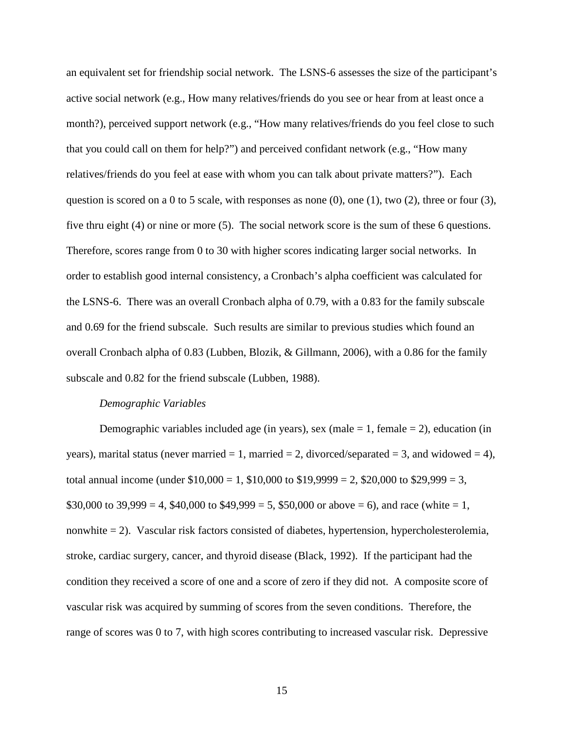an equivalent set for friendship social network. The LSNS-6 assesses the size of the participant's active social network (e.g., How many relatives/friends do you see or hear from at least once a month?), perceived support network (e.g., "How many relatives/friends do you feel close to such that you could call on them for help?") and perceived confidant network (e.g., "How many relatives/friends do you feel at ease with whom you can talk about private matters?"). Each question is scored on a 0 to 5 scale, with responses as none (0), one (1), two (2), three or four (3), five thru eight (4) or nine or more (5). The social network score is the sum of these 6 questions. Therefore, scores range from 0 to 30 with higher scores indicating larger social networks. In order to establish good internal consistency, a Cronbach's alpha coefficient was calculated for the LSNS-6. There was an overall Cronbach alpha of 0.79, with a 0.83 for the family subscale and 0.69 for the friend subscale. Such results are similar to previous studies which found an overall Cronbach alpha of 0.83 (Lubben, Blozik, & Gillmann, 2006), with a 0.86 for the family subscale and 0.82 for the friend subscale (Lubben, 1988).

*Demographic Variables*

Demographic variables included age (in years), sex (male = 1, female = 2), education (in years), marital status (never married = 1, married = 2, divorced/separated = 3, and widowed = 4), total annual income (under $10,000 = 1, $10,000 to $19,9999 = 2, $20,000 to $29,999 = 3, $30,000 to 39,999 = 4, $40,000 to $49,999 = 5, $50,000 or above = 6), and race (white = 1, nonwhite = 2). Vascular risk factors consisted of diabetes, hypertension, hypercholesterolemia, stroke, cardiac surgery, cancer, and thyroid disease (Black, 1992). If the participant had the condition they received a score of one and a score of zero if they did not. A composite score of vascular risk was acquired by summing of scores from the seven conditions. Therefore, the range of scores was 0 to 7, with high scores contributing to increased vascular risk. Depressive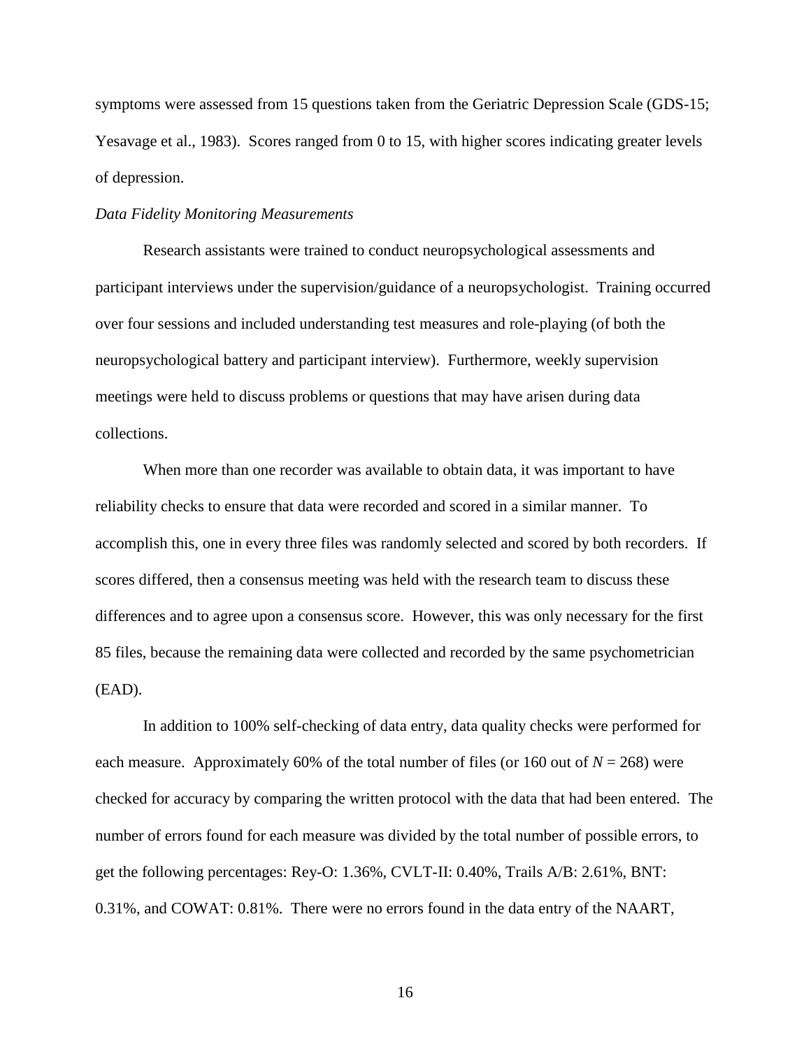symptoms were assessed from 15 questions taken from the Geriatric Depression Scale (GDS-15; Yesavage et al., 1983). Scores ranged from 0 to 15, with higher scores indicating greater levels of depression.

*Data Fidelity Monitoring Measurements*

Research assistants were trained to conduct neuropsychological assessments and participant interviews under the supervision/guidance of a neuropsychologist. Training occurred over four sessions and included understanding test measures and role-playing (of both the neuropsychological battery and participant interview). Furthermore, weekly supervision meetings were held to discuss problems or questions that may have arisen during data collections.

When more than one recorder was available to obtain data, it was important to have reliability checks to ensure that data were recorded and scored in a similar manner. To accomplish this, one in every three files was randomly selected and scored by both recorders. If scores differed, then a consensus meeting was held with the research team to discuss these differences and to agree upon a consensus score. However, this was only necessary for the first 85 files, because the remaining data were collected and recorded by the same psychometrician (EAD).

In addition to 100% self-checking of data entry, data quality checks were performed for each measure. Approximately 60% of the total number of files (or 160 out of $N = 268$) were checked for accuracy by comparing the written protocol with the data that had been entered. The number of errors found for each measure was divided by the total number of possible errors, to get the following percentages: Rey-O: 1.36%, CVLT-II: 0.40%, Trails A/B: 2.61%, BNT: 0.31%, and COWAT: 0.81%. There were no errors found in the data entry of the NAART,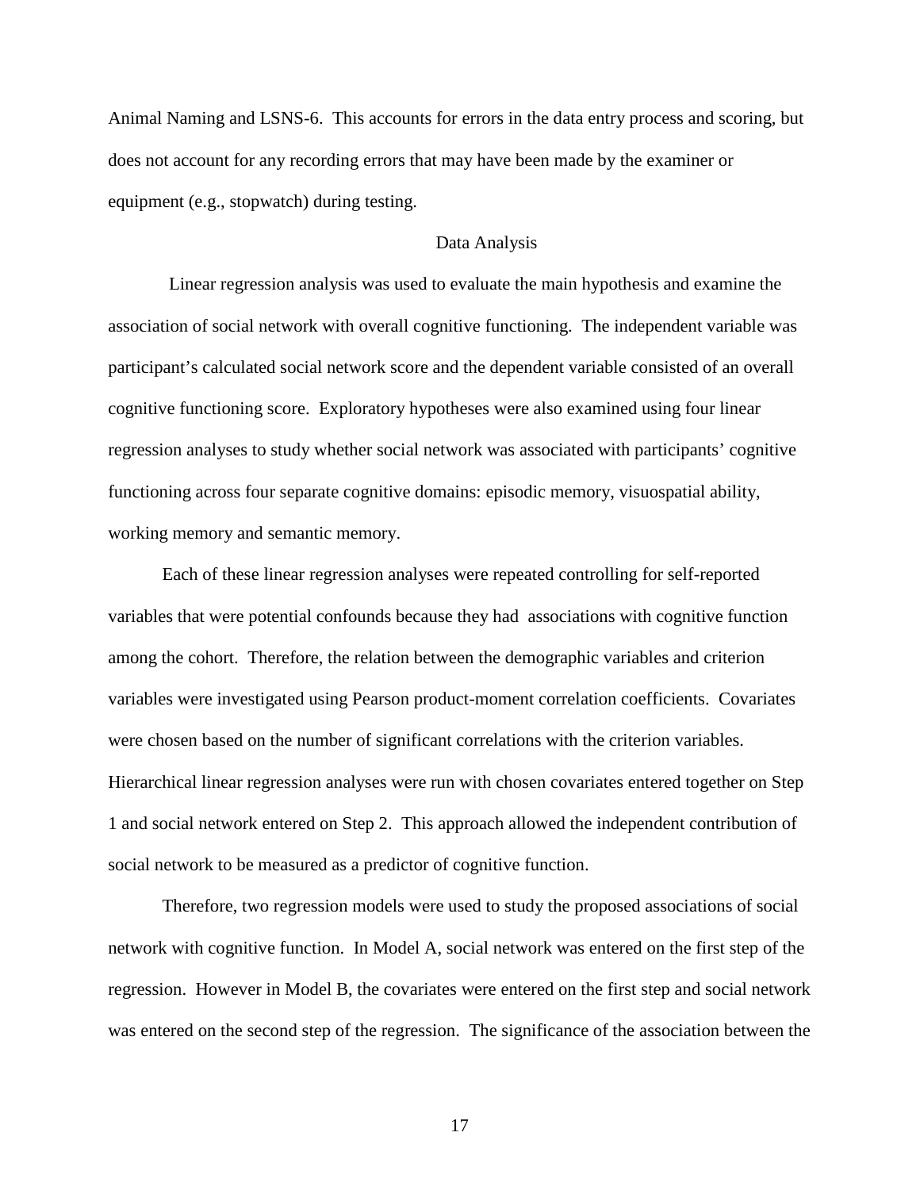Animal Naming and LSNS-6. This accounts for errors in the data entry process and scoring, but does not account for any recording errors that may have been made by the examiner or equipment (e.g., stopwatch) during testing.

## Data Analysis

Linear regression analysis was used to evaluate the main hypothesis and examine the association of social network with overall cognitive functioning. The independent variable was participant's calculated social network score and the dependent variable consisted of an overall cognitive functioning score. Exploratory hypotheses were also examined using four linear regression analyses to study whether social network was associated with participants' cognitive functioning across four separate cognitive domains: episodic memory, visuospatial ability, working memory and semantic memory.

Each of these linear regression analyses were repeated controlling for self-reported variables that were potential confounds because they had associations with cognitive function among the cohort. Therefore, the relation between the demographic variables and criterion variables were investigated using Pearson product-moment correlation coefficients. Covariates were chosen based on the number of significant correlations with the criterion variables. Hierarchical linear regression analyses were run with chosen covariates entered together on Step 1 and social network entered on Step 2. This approach allowed the independent contribution of social network to be measured as a predictor of cognitive function.

Therefore, two regression models were used to study the proposed associations of social network with cognitive function. In Model A, social network was entered on the first step of the regression. However in Model B, the covariates were entered on the first step and social network was entered on the second step of the regression. The significance of the association between the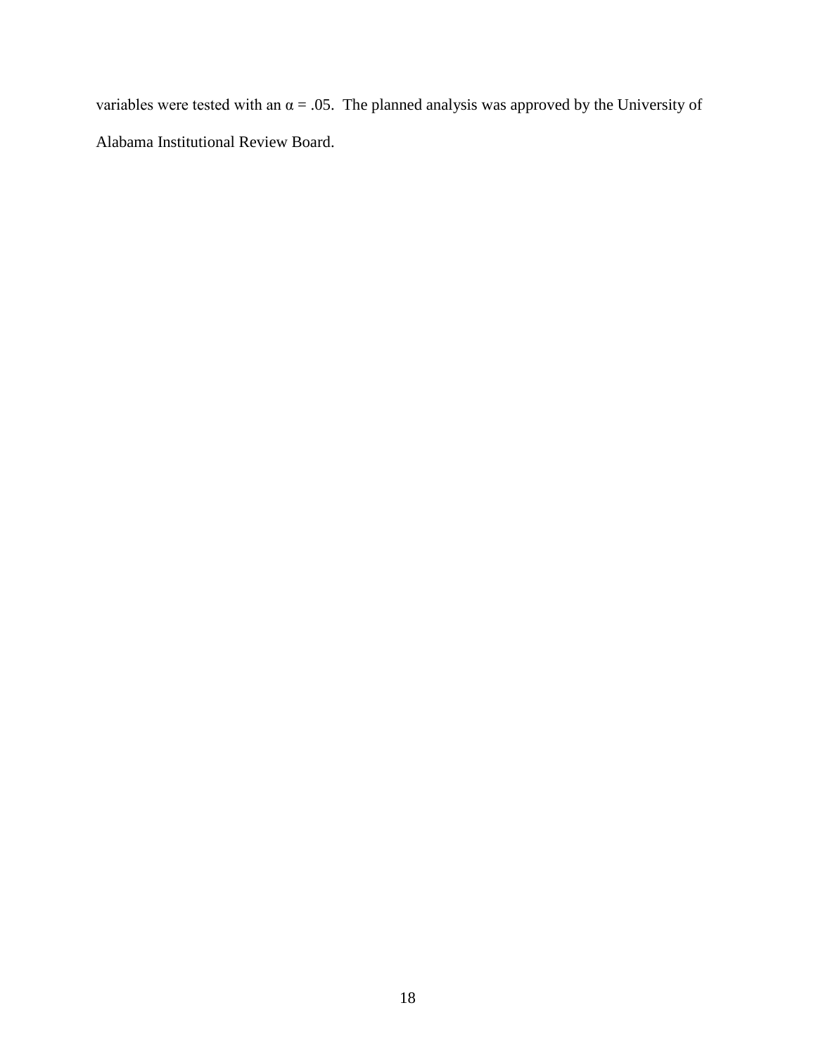variables were tested with an $\alpha = .05$. The planned analysis was approved by the University of Alabama Institutional Review Board.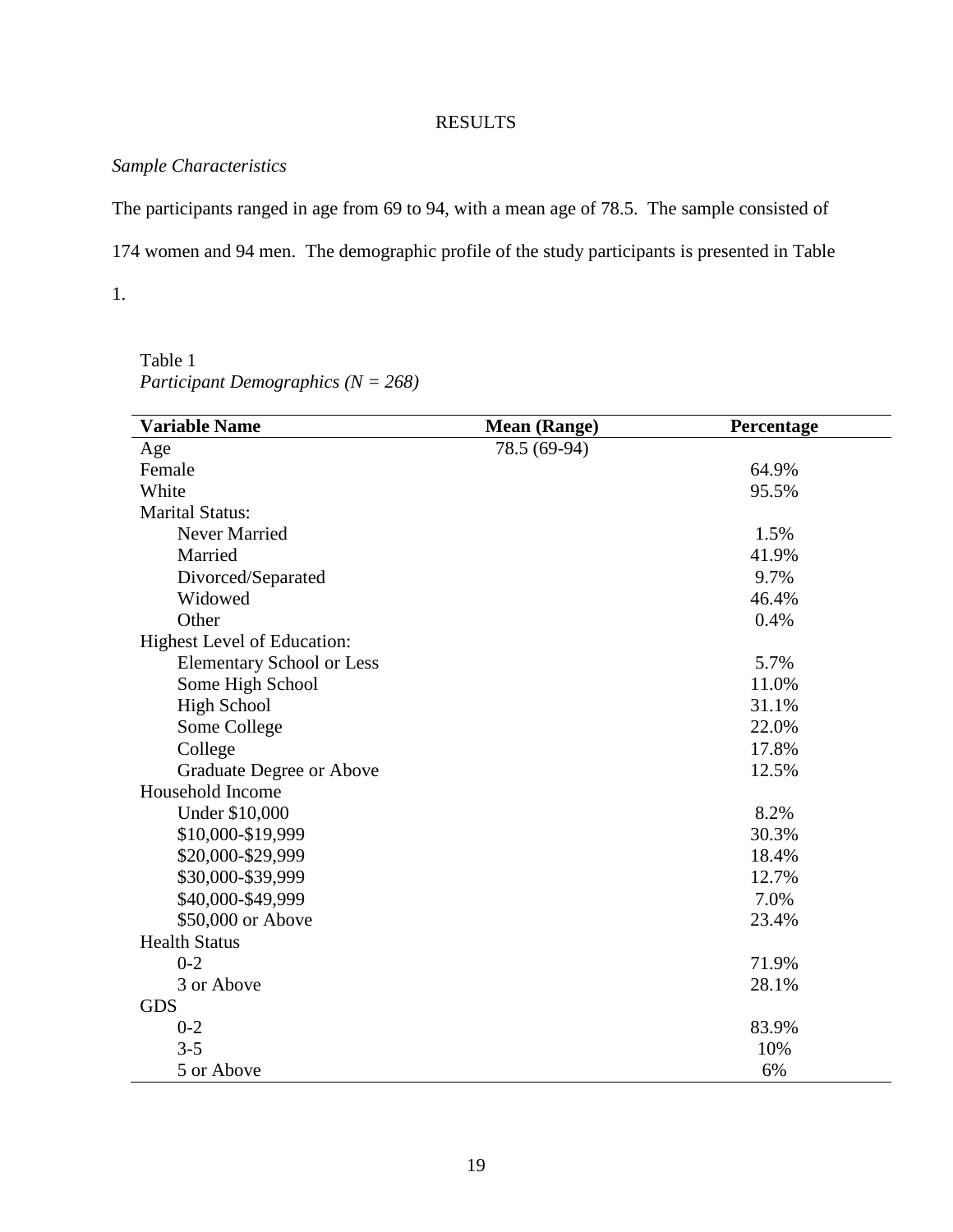# RESULTS

*Sample Characteristics*

The participants ranged in age from 69 to 94, with a mean age of 78.5. The sample consisted of 174 women and 94 men. The demographic profile of the study participants is presented in Table 1.

Table 1
*Participant Demographics (N = 268)*

| Variable Name | Mean (Range) | Percentage |
|---|---|---|
| Age | 78.5 (69-94) | |
| Female | | 64.9% |
| White | | 95.5% |
| Marital Status: | | |
| Never Married | | 1.5% |
| Married | | 41.9% |
| Divorced/Separated | | 9.7% |
| Widowed | | 46.4% |
| Other | | 0.4% |
| Highest Level of Education: | | |
| Elementary School or Less | | 5.7% |
| Some High School | | 11.0% |
| High School | | 31.1% |
| Some College | | 22.0% |
| College | | 17.8% |
| Graduate Degree or Above | | 12.5% |
| Household Income | | |
| Under $10,000 | | 8.2% |
| $10,000-$19,999 | | 30.3% |
| $20,000-$29,999 | | 18.4% |
| $30,000-$39,999 | | 12.7% |
| $40,000-$49,999 | | 7.0% |
| $50,000 or Above | | 23.4% |
| Health Status | | |
| 0-2 | | 71.9% |
| 3 or Above | | 28.1% |
| GDS | | |
| 0-2 | | 83.9% |
| 3-5 | | 10% |
| 5 or Above | | 6% |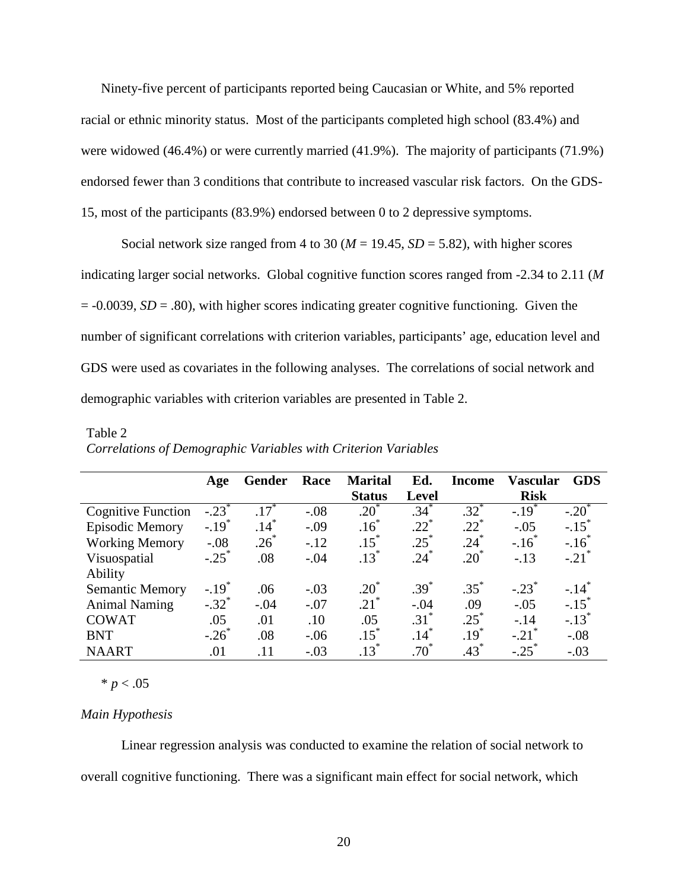Ninety-five percent of participants reported being Caucasian or White, and 5% reported racial or ethnic minority status. Most of the participants completed high school (83.4%) and were widowed (46.4%) or were currently married (41.9%). The majority of participants (71.9%) endorsed fewer than 3 conditions that contribute to increased vascular risk factors. On the GDS-15, most of the participants (83.9%) endorsed between 0 to 2 depressive symptoms.

Social network size ranged from 4 to 30 ($M$ = 19.45, $SD$ = 5.82), with higher scores indicating larger social networks. Global cognitive function scores ranged from -2.34 to 2.11 ($M$ = -0.0039, $SD$ = .80), with higher scores indicating greater cognitive functioning. Given the number of significant correlations with criterion variables, participants' age, education level and GDS were used as covariates in the following analyses. The correlations of social network and demographic variables with criterion variables are presented in Table 2.

Table 2
*Correlations of Demographic Variables with Criterion Variables*

| | **Age** | **Gender** | **Race** | **Marital Status** | **Ed. Level** | **Income** | **Vascular Risk** | **GDS** |
|---|---|---|---|---|---|---|---|---|
| Cognitive Function | -.23* | .17* | -.08 | .20* | .34* | .32* | -.19* | -.20* |
| Episodic Memory | -.19* | .14* | -.09 | .16* | .22* | .22* | -.05 | -.15* |
| Working Memory | -.08 | .26* | -.12 | .15* | .25* | .24* | -.16* | -.16* |
| Visuospatial Ability | -.25* | .08 | -.04 | .13* | .24* | .20* | -.13 | -.21* |
| Semantic Memory | -.19* | .06 | -.03 | .20* | .39* | .35* | -.23* | -.14* |
| Animal Naming | -.32* | -.04 | -.07 | .21* | -.04 | .09 | -.05 | -.15* |
| COWAT | .05 | .01 | .10 | .05 | .31* | .25* | -.14 | -.13* |
| BNT | -.26* | .08 | -.06 | .15* | .14* | .19* | -.21* | -.08 |
| NAART | .01 | .11 | -.03 | .13* | .70* | .43* | -.25* | -.03 |

* $p < .05$

*Main Hypothesis*

Linear regression analysis was conducted to examine the relation of social network to overall cognitive functioning. There was a significant main effect for social network, which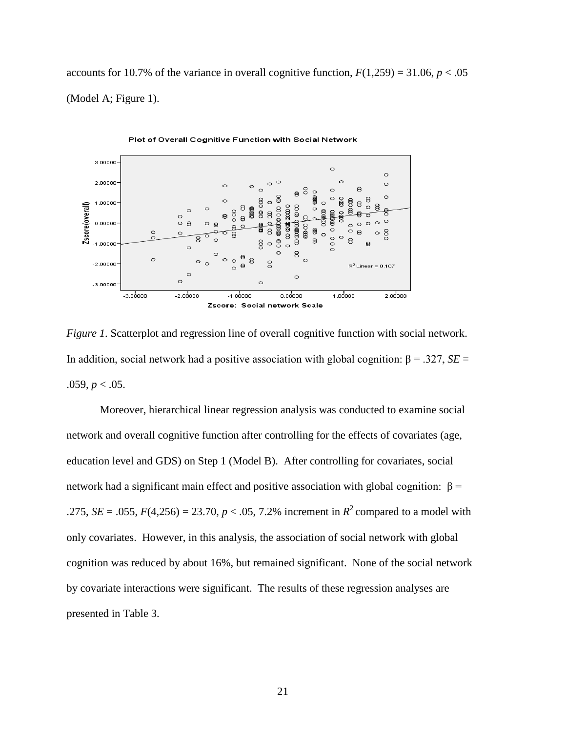accounts for 10.7% of the variance in overall cognitive function, $F(1,259) = 31.06$, $p < .05$ (Model A; Figure 1).

*Figure 1*. Scatterplot and regression line of overall cognitive function with social network.

In addition, social network had a positive association with global cognition: $\beta = .327$, $SE = .059$, $p < .05$.

Moreover, hierarchical linear regression analysis was conducted to examine social network and overall cognitive function after controlling for the effects of covariates (age, education level and GDS) on Step 1 (Model B). After controlling for covariates, social network had a significant main effect and positive association with global cognition: $\beta = .275$, $SE = .055$, $F(4,256) = 23.70$, $p < .05$, 7.2% increment in $R^2$ compared to a model with only covariates. However, in this analysis, the association of social network with global cognition was reduced by about 16%, but remained significant. None of the social network by covariate interactions were significant. The results of these regression analyses are presented in Table 3.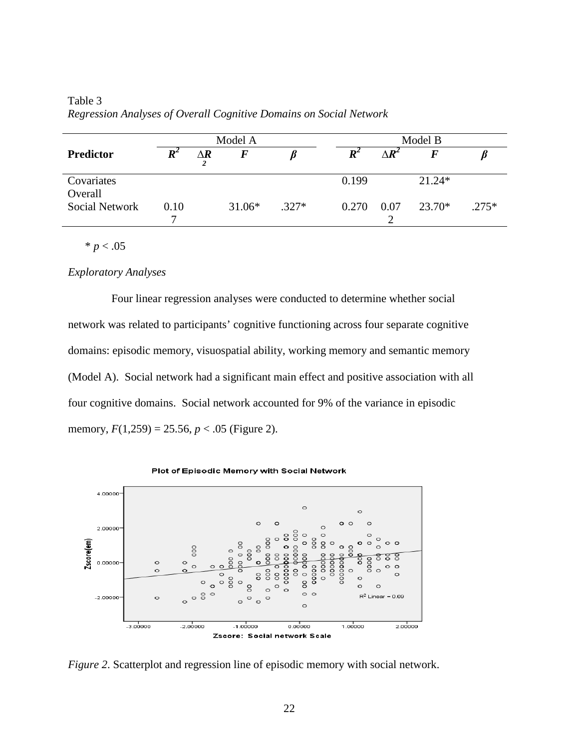Table 3
*Regression Analyses of Overall Cognitive Domains on Social Network*

| | Model A | | | | Model B | | | |
|---|---|---|---|---|---|---|---|---|
| **Predictor** | $R^2$ | $\Delta R^2$ | $F$ | $\beta$ | $R^2$ | $\Delta R^2$ | $F$ | $\beta$ |
| Covariates | | | | | 0.199 | | 21.24* | |
| Overall Social Network | 0.107 | | 31.06* | .327* | 0.270 | 0.072 | 23.70* | .275* |

* $p < .05$

*Exploratory Analyses*

Four linear regression analyses were conducted to determine whether social network was related to participants' cognitive functioning across four separate cognitive domains: episodic memory, visuospatial ability, working memory and semantic memory (Model A). Social network had a significant main effect and positive association with all four cognitive domains. Social network accounted for 9% of the variance in episodic memory, $F(1,259) = 25.56$, $p < .05$ (Figure 2).

*Figure 2*. Scatterplot and regression line of episodic memory with social network.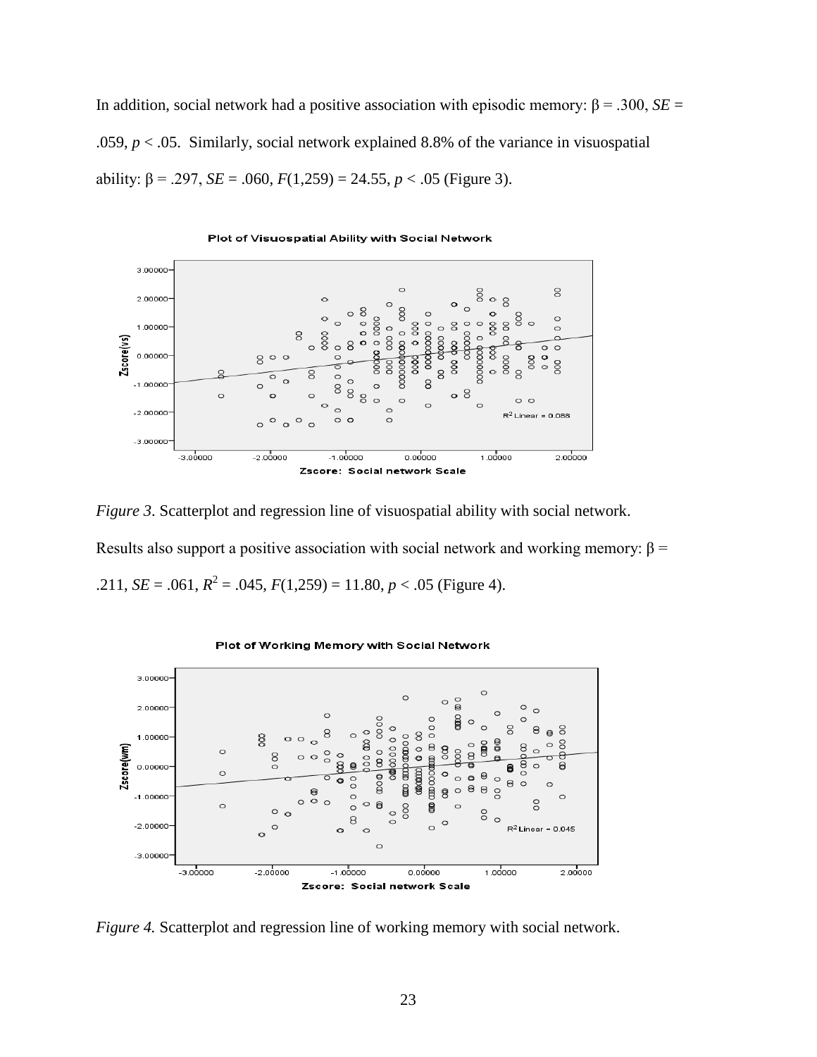In addition, social network had a positive association with episodic memory: $\beta = .300$, $SE = .059$, $p < .05$. Similarly, social network explained 8.8% of the variance in visuospatial ability: $\beta = .297$, $SE = .060$, $F(1,259) = 24.55$, $p < .05$ (Figure 3).

*Figure 3*. Scatterplot and regression line of visuospatial ability with social network.

Results also support a positive association with social network and working memory: $\beta = .211$, $SE = .061$, $R^2 = .045$, $F(1,259) = 11.80$, $p < .05$ (Figure 4).

*Figure 4.* Scatterplot and regression line of working memory with social network.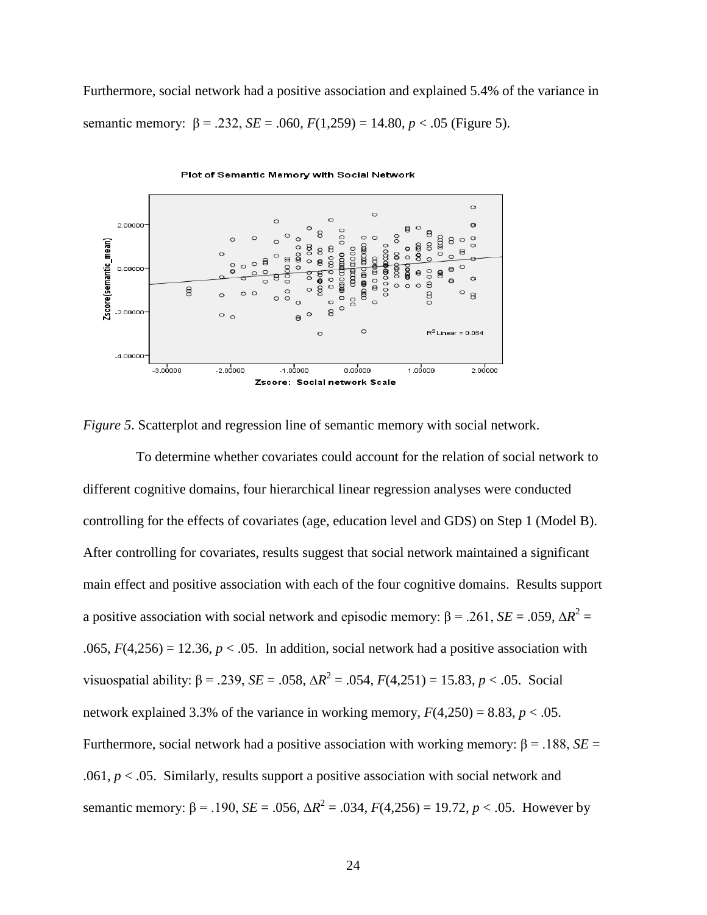Furthermore, social network had a positive association and explained 5.4% of the variance in semantic memory: $\beta = .232$, $SE = .060$, $F(1,259) = 14.80$, $p < .05$ (Figure 5).

*Figure 5*. Scatterplot and regression line of semantic memory with social network.

To determine whether covariates could account for the relation of social network to different cognitive domains, four hierarchical linear regression analyses were conducted controlling for the effects of covariates (age, education level and GDS) on Step 1 (Model B). After controlling for covariates, results suggest that social network maintained a significant main effect and positive association with each of the four cognitive domains. Results support a positive association with social network and episodic memory: $\beta = .261$, $SE = .059$, $\Delta R^2 = .065$, $F(4,256) = 12.36$, $p < .05$. In addition, social network had a positive association with visuospatial ability: $\beta = .239$, $SE = .058$, $\Delta R^2 = .054$, $F(4,251) = 15.83$, $p < .05$. Social network explained 3.3% of the variance in working memory, $F(4,250) = 8.83$, $p < .05$. Furthermore, social network had a positive association with working memory: $\beta = .188$, $SE = .061$, $p < .05$. Similarly, results support a positive association with social network and semantic memory: $\beta = .190$, $SE = .056$, $\Delta R^2 = .034$, $F(4,256) = 19.72$, $p < .05$. However by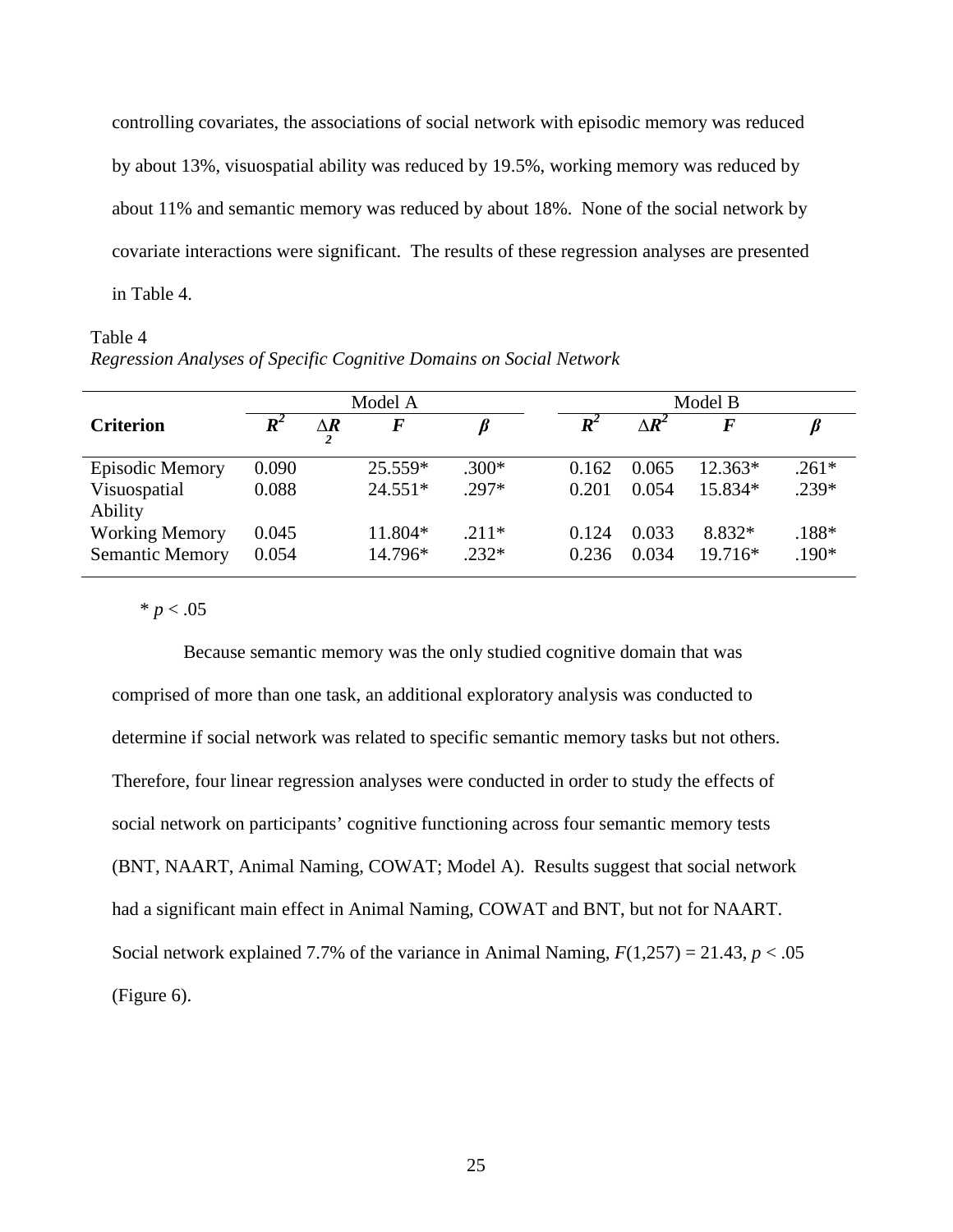controlling covariates, the associations of social network with episodic memory was reduced by about 13%, visuospatial ability was reduced by 19.5%, working memory was reduced by about 11% and semantic memory was reduced by about 18%. None of the social network by covariate interactions were significant. The results of these regression analyses are presented in Table 4.

Table 4
*Regression Analyses of Specific Cognitive Domains on Social Network*

| | Model A | | | | Model B | | | |
|---|---|---|---|---|---|---|---|---|
| **Criterion** | $R^2$ | $\Delta R^2$ | $F$ | $\beta$ | $R^2$ | $\Delta R^2$ | $F$ | $\beta$ |
| Episodic Memory | 0.090 | | 25.559* | .300* | 0.162 | 0.065 | 12.363* | .261* |
| Visuospatial Ability | 0.088 | | 24.551* | .297* | 0.201 | 0.054 | 15.834* | .239* |
| Working Memory | 0.045 | | 11.804* | .211* | 0.124 | 0.033 | 8.832* | .188* |
| Semantic Memory | 0.054 | | 14.796* | .232* | 0.236 | 0.034 | 19.716* | .190* |

* $p < .05$

Because semantic memory was the only studied cognitive domain that was comprised of more than one task, an additional exploratory analysis was conducted to determine if social network was related to specific semantic memory tasks but not others. Therefore, four linear regression analyses were conducted in order to study the effects of social network on participants' cognitive functioning across four semantic memory tests (BNT, NAART, Animal Naming, COWAT; Model A). Results suggest that social network had a significant main effect in Animal Naming, COWAT and BNT, but not for NAART. Social network explained 7.7% of the variance in Animal Naming, $F(1,257) = 21.43$, $p < .05$ (Figure 6).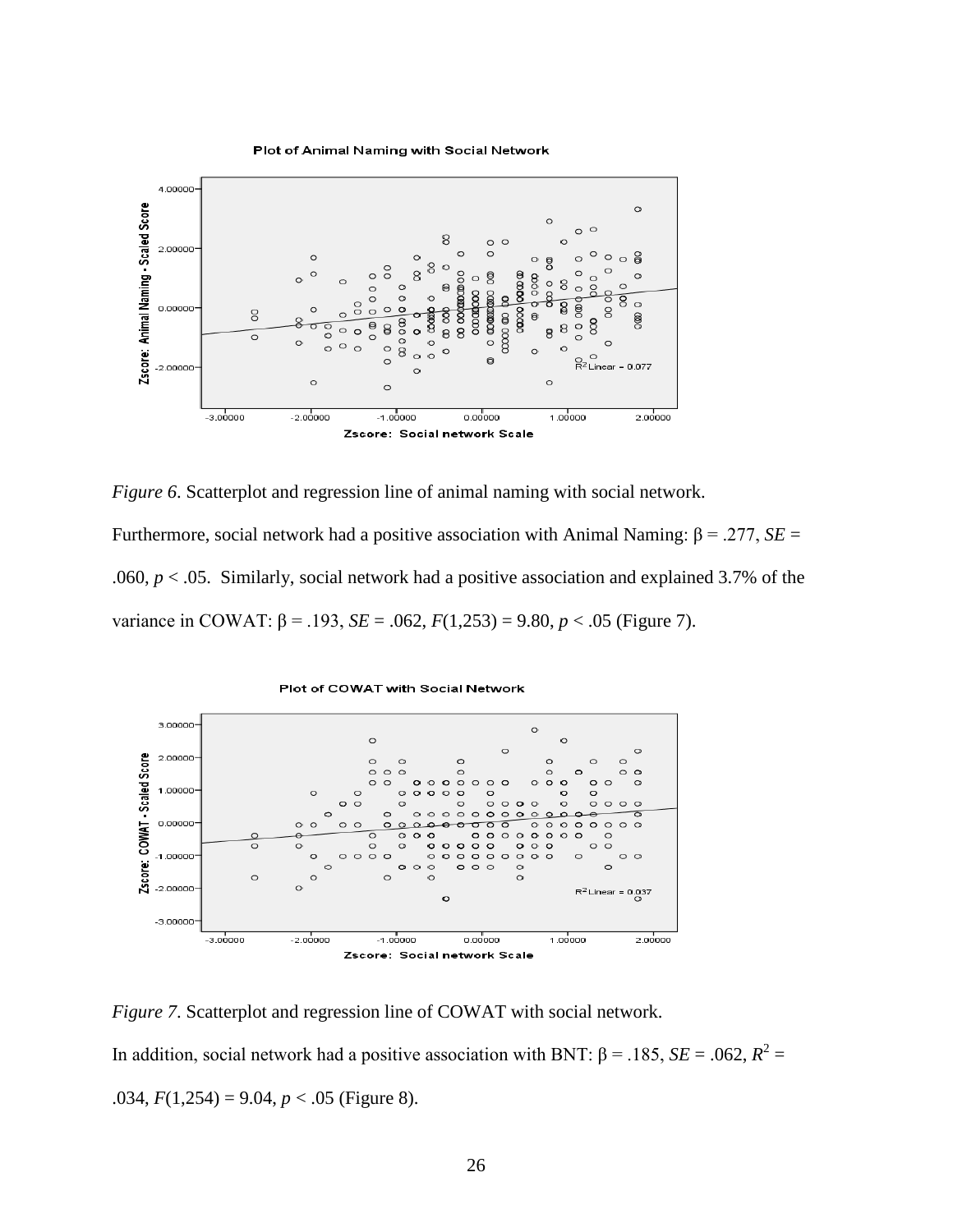*Figure 6*. Scatterplot and regression line of animal naming with social network.

Furthermore, social network had a positive association with Animal Naming: β = .277, *SE* = .060, $p < .05$. Similarly, social network had a positive association and explained 3.7% of the variance in COWAT: β = .193, *SE* = .062, $F(1,253) = 9.80$, $p < .05$ (Figure 7).

*Figure 7*. Scatterplot and regression line of COWAT with social network.

In addition, social network had a positive association with BNT: β = .185, *SE* = .062, $R^2$ = .034, $F(1,254) = 9.04$, $p < .05$ (Figure 8).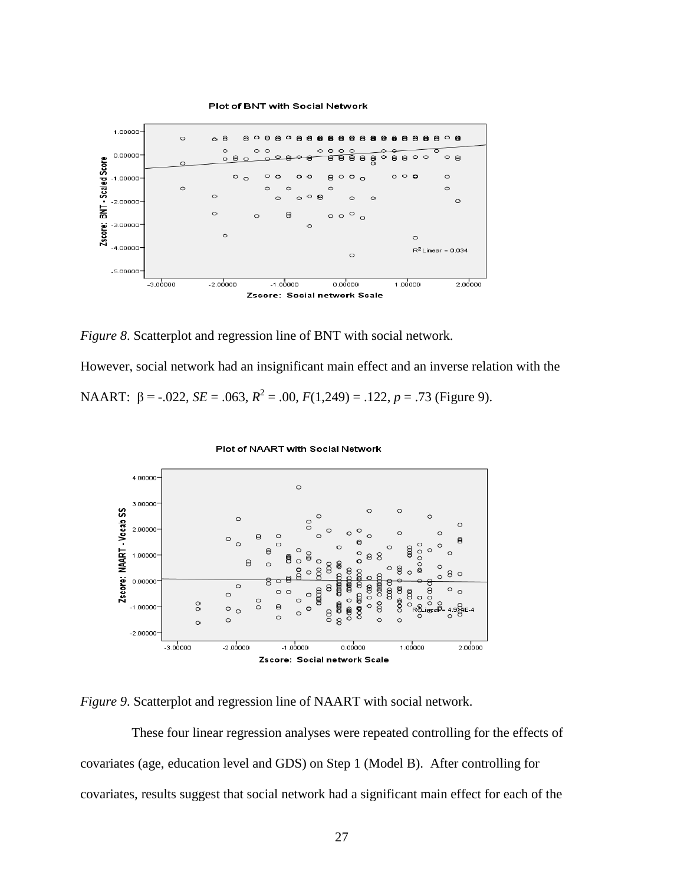*Figure 8*. Scatterplot and regression line of BNT with social network.

However, social network had an insignificant main effect and an inverse relation with the NAART: β = -.022, *SE* = .063, $R^2$ = .00, *F*(1,249) = .122, *p* = .73 (Figure 9).

*Figure 9*. Scatterplot and regression line of NAART with social network.

These four linear regression analyses were repeated controlling for the effects of covariates (age, education level and GDS) on Step 1 (Model B). After controlling for covariates, results suggest that social network had a significant main effect for each of the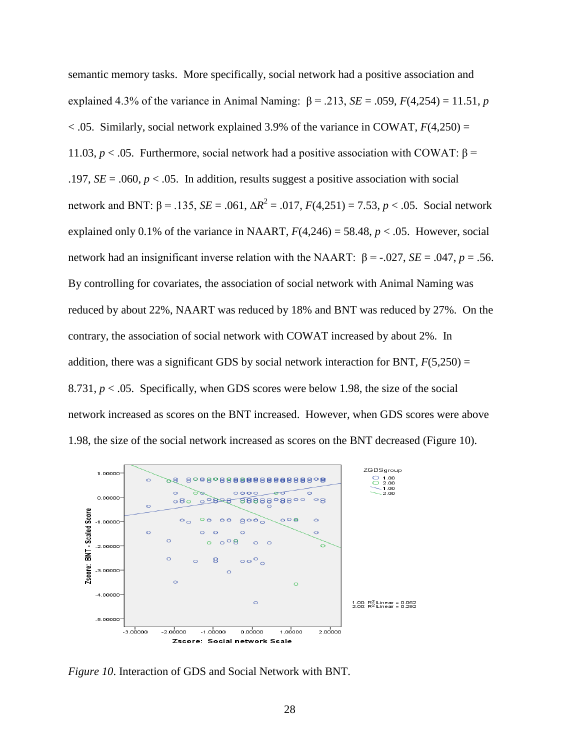semantic memory tasks. More specifically, social network had a positive association and explained 4.3% of the variance in Animal Naming: $\beta = .213$, $SE = .059$, $F(4,254) = 11.51$, $p < .05$. Similarly, social network explained 3.9% of the variance in COWAT, $F(4,250) = 11.03$, $p < .05$. Furthermore, social network had a positive association with COWAT: $\beta = .197$, $SE = .060$, $p < .05$. In addition, results suggest a positive association with social network and BNT: $\beta = .135$, $SE = .061$, $\Delta R^2 = .017$, $F(4,251) = 7.53$, $p < .05$. Social network explained only 0.1% of the variance in NAART, $F(4,246) = 58.48$, $p < .05$. However, social network had an insignificant inverse relation with the NAART: $\beta = -.027$, $SE = .047$, $p = .56$. By controlling for covariates, the association of social network with Animal Naming was reduced by about 22%, NAART was reduced by 18% and BNT was reduced by 27%. On the contrary, the association of social network with COWAT increased by about 2%. In addition, there was a significant GDS by social network interaction for BNT, $F(5,250) = 8.731$, $p < .05$. Specifically, when GDS scores were below 1.98, the size of the social network increased as scores on the BNT increased. However, when GDS scores were above 1.98, the size of the social network increased as scores on the BNT decreased (Figure 10).

*Figure 10*. Interaction of GDS and Social Network with BNT.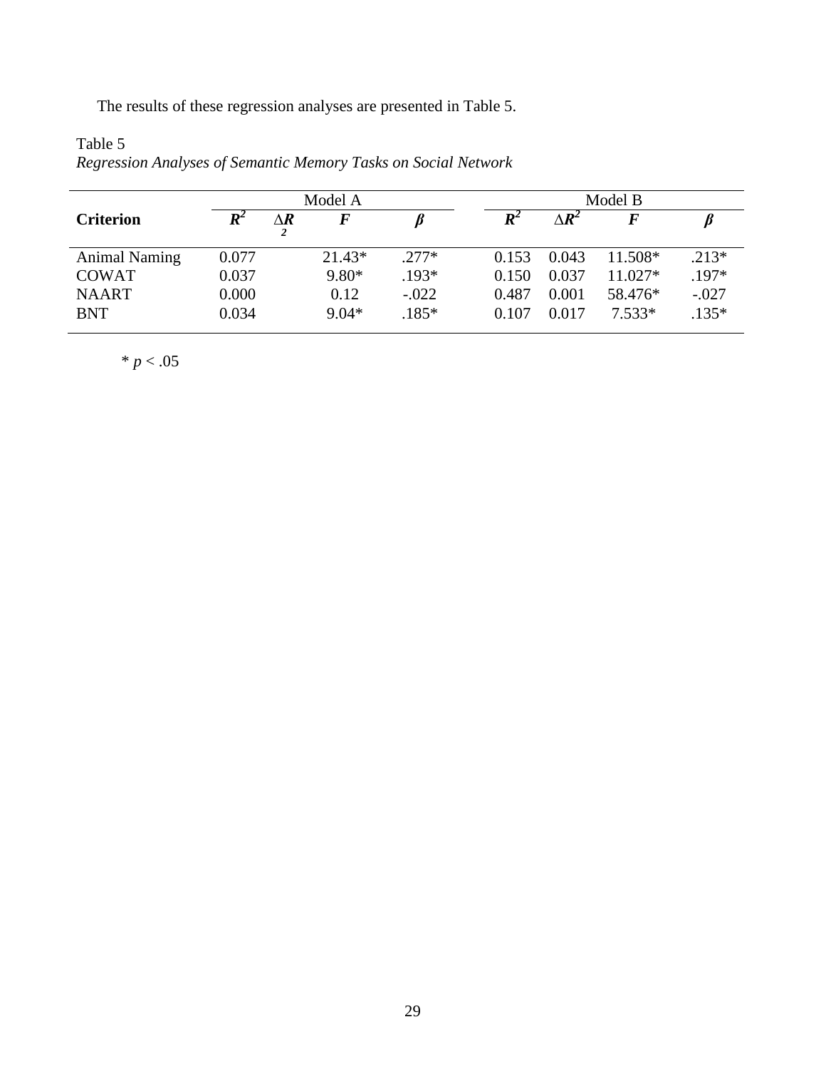The results of these regression analyses are presented in Table 5.

Table 5
*Regression Analyses of Semantic Memory Tasks on Social Network*

| | Model A | | | | Model B | | | |
|---|---|---|---|---|---|---|---|---|
| **Criterion** | $R^2$ | $\Delta R^2$ | $F$ | $\beta$ | $R^2$ | $\Delta R^2$ | $F$ | $\beta$ |
| Animal Naming | 0.077 | | 21.43* | .277* | 0.153 | 0.043 | 11.508* | .213* |
| COWAT | 0.037 | | 9.80* | .193* | 0.150 | 0.037 | 11.027* | .197* |
| NAART | 0.000 | | 0.12 | -.022 | 0.487 | 0.001 | 58.476* | -.027 |
| BNT | 0.034 | | 9.04* | .185* | 0.107 | 0.017 | 7.533* | .135* |

* $p < .05$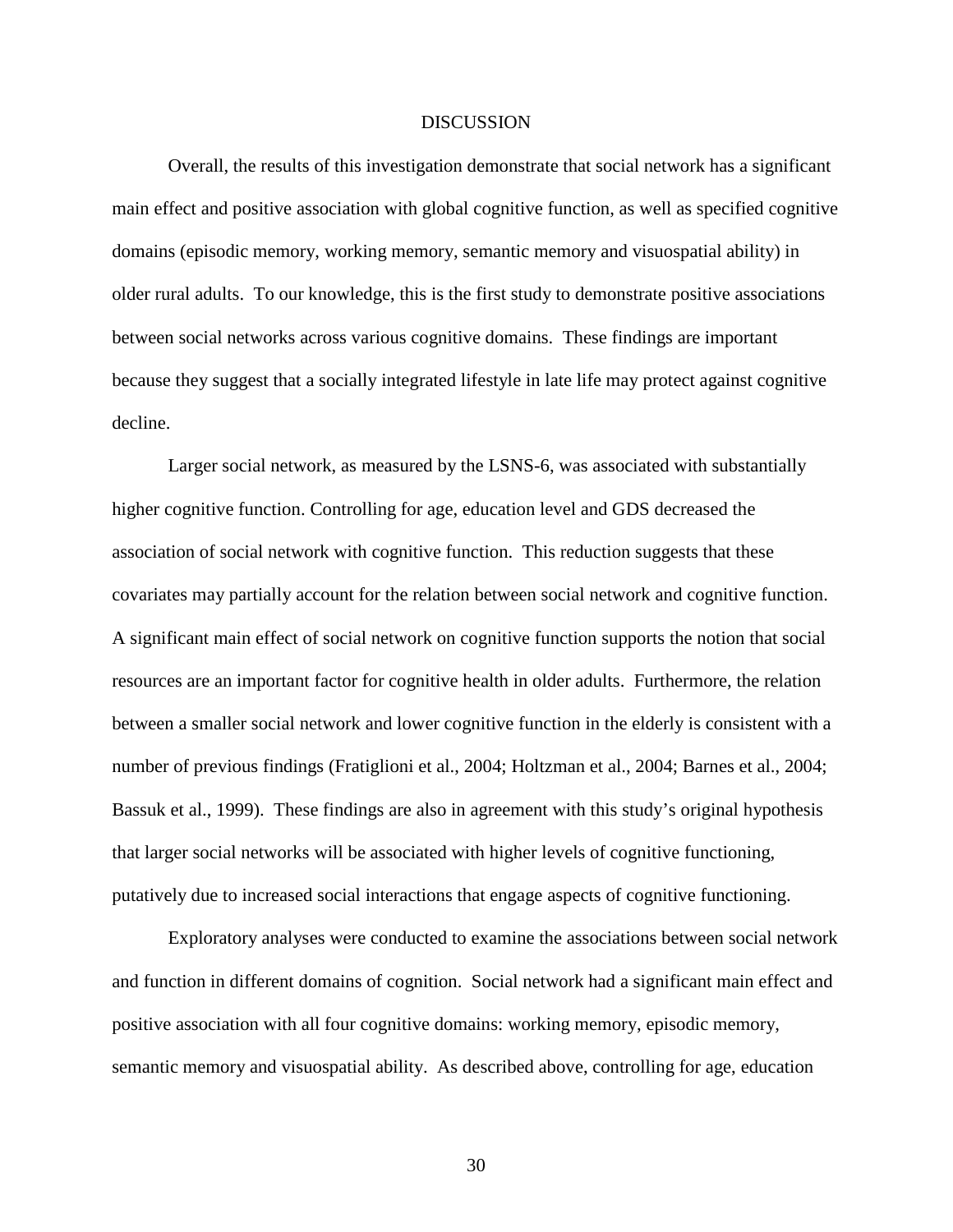# DISCUSSION

Overall, the results of this investigation demonstrate that social network has a significant main effect and positive association with global cognitive function, as well as specified cognitive domains (episodic memory, working memory, semantic memory and visuospatial ability) in older rural adults. To our knowledge, this is the first study to demonstrate positive associations between social networks across various cognitive domains. These findings are important because they suggest that a socially integrated lifestyle in late life may protect against cognitive decline.

Larger social network, as measured by the LSNS-6, was associated with substantially higher cognitive function. Controlling for age, education level and GDS decreased the association of social network with cognitive function. This reduction suggests that these covariates may partially account for the relation between social network and cognitive function. A significant main effect of social network on cognitive function supports the notion that social resources are an important factor for cognitive health in older adults. Furthermore, the relation between a smaller social network and lower cognitive function in the elderly is consistent with a number of previous findings (Fratiglioni et al., 2004; Holtzman et al., 2004; Barnes et al., 2004; Bassuk et al., 1999). These findings are also in agreement with this study's original hypothesis that larger social networks will be associated with higher levels of cognitive functioning, putatively due to increased social interactions that engage aspects of cognitive functioning.

Exploratory analyses were conducted to examine the associations between social network and function in different domains of cognition. Social network had a significant main effect and positive association with all four cognitive domains: working memory, episodic memory, semantic memory and visuospatial ability. As described above, controlling for age, education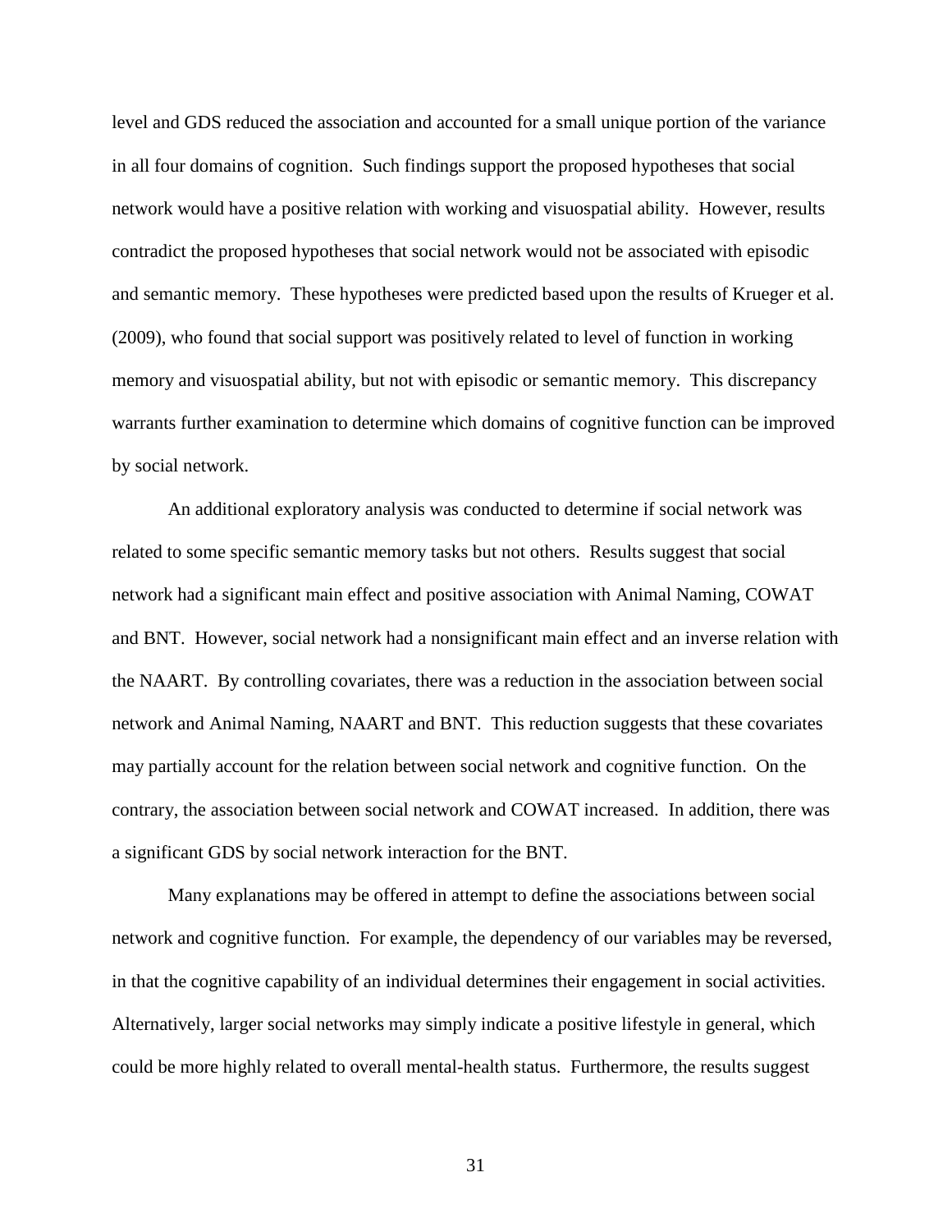level and GDS reduced the association and accounted for a small unique portion of the variance in all four domains of cognition. Such findings support the proposed hypotheses that social network would have a positive relation with working and visuospatial ability. However, results contradict the proposed hypotheses that social network would not be associated with episodic and semantic memory. These hypotheses were predicted based upon the results of Krueger et al. (2009), who found that social support was positively related to level of function in working memory and visuospatial ability, but not with episodic or semantic memory. This discrepancy warrants further examination to determine which domains of cognitive function can be improved by social network.

An additional exploratory analysis was conducted to determine if social network was related to some specific semantic memory tasks but not others. Results suggest that social network had a significant main effect and positive association with Animal Naming, COWAT and BNT. However, social network had a nonsignificant main effect and an inverse relation with the NAART. By controlling covariates, there was a reduction in the association between social network and Animal Naming, NAART and BNT. This reduction suggests that these covariates may partially account for the relation between social network and cognitive function. On the contrary, the association between social network and COWAT increased. In addition, there was a significant GDS by social network interaction for the BNT.

Many explanations may be offered in attempt to define the associations between social network and cognitive function. For example, the dependency of our variables may be reversed, in that the cognitive capability of an individual determines their engagement in social activities. Alternatively, larger social networks may simply indicate a positive lifestyle in general, which could be more highly related to overall mental-health status. Furthermore, the results suggest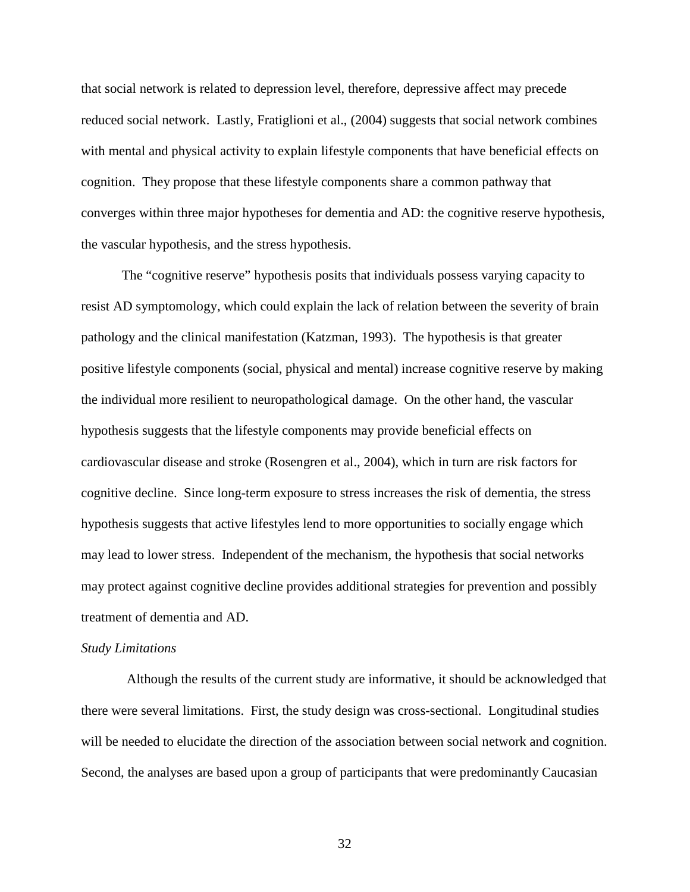that social network is related to depression level, therefore, depressive affect may precede reduced social network. Lastly, Fratiglioni et al., (2004) suggests that social network combines with mental and physical activity to explain lifestyle components that have beneficial effects on cognition. They propose that these lifestyle components share a common pathway that converges within three major hypotheses for dementia and AD: the cognitive reserve hypothesis, the vascular hypothesis, and the stress hypothesis.

The "cognitive reserve" hypothesis posits that individuals possess varying capacity to resist AD symptomology, which could explain the lack of relation between the severity of brain pathology and the clinical manifestation (Katzman, 1993). The hypothesis is that greater positive lifestyle components (social, physical and mental) increase cognitive reserve by making the individual more resilient to neuropathological damage. On the other hand, the vascular hypothesis suggests that the lifestyle components may provide beneficial effects on cardiovascular disease and stroke (Rosengren et al., 2004), which in turn are risk factors for cognitive decline. Since long-term exposure to stress increases the risk of dementia, the stress hypothesis suggests that active lifestyles lend to more opportunities to socially engage which may lead to lower stress. Independent of the mechanism, the hypothesis that social networks may protect against cognitive decline provides additional strategies for prevention and possibly treatment of dementia and AD.

*Study Limitations*

Although the results of the current study are informative, it should be acknowledged that there were several limitations. First, the study design was cross-sectional. Longitudinal studies will be needed to elucidate the direction of the association between social network and cognition. Second, the analyses are based upon a group of participants that were predominantly Caucasian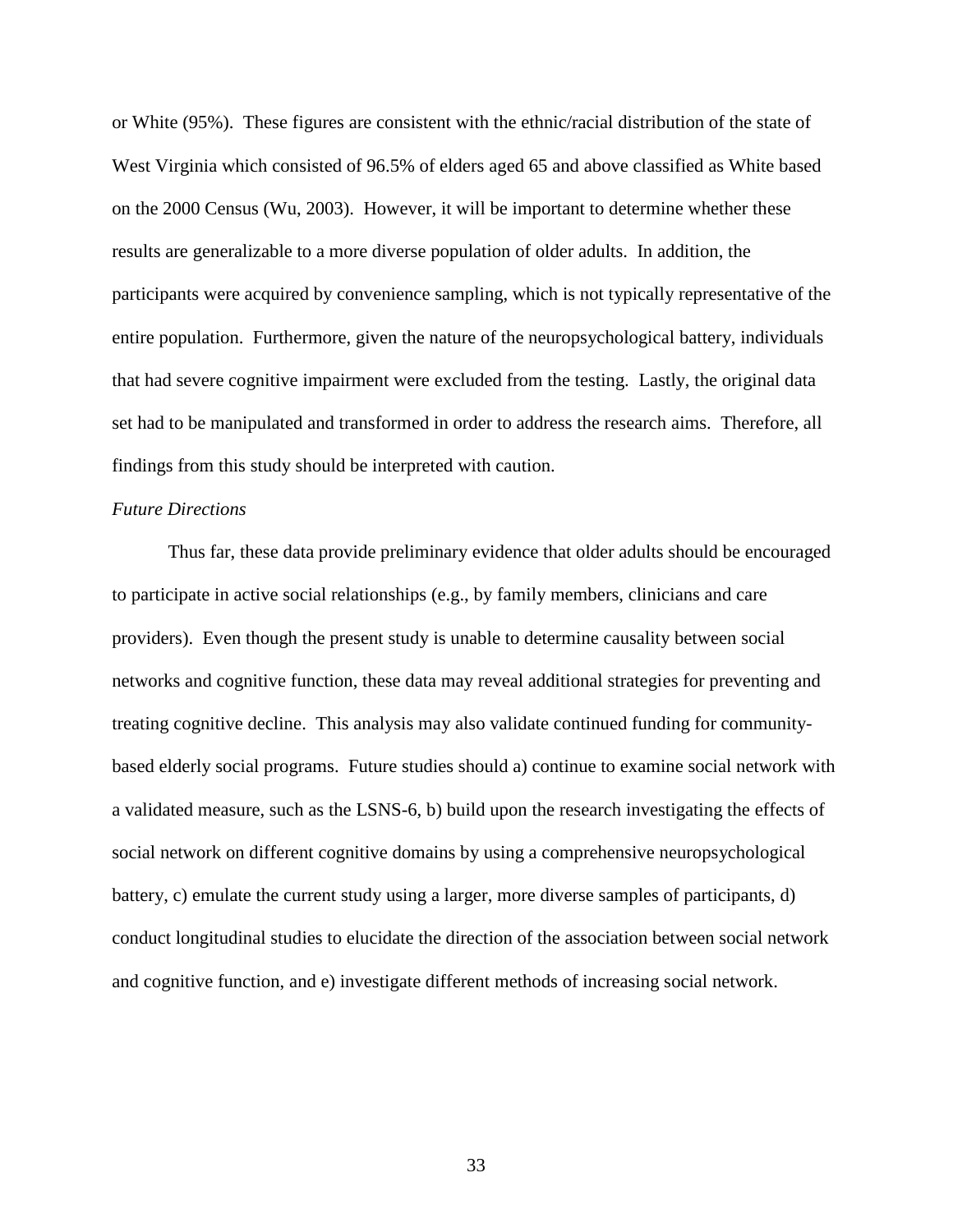or White (95%). These figures are consistent with the ethnic/racial distribution of the state of West Virginia which consisted of 96.5% of elders aged 65 and above classified as White based on the 2000 Census (Wu, 2003). However, it will be important to determine whether these results are generalizable to a more diverse population of older adults. In addition, the participants were acquired by convenience sampling, which is not typically representative of the entire population. Furthermore, given the nature of the neuropsychological battery, individuals that had severe cognitive impairment were excluded from the testing. Lastly, the original data set had to be manipulated and transformed in order to address the research aims. Therefore, all findings from this study should be interpreted with caution.

*Future Directions*

Thus far, these data provide preliminary evidence that older adults should be encouraged to participate in active social relationships (e.g., by family members, clinicians and care providers). Even though the present study is unable to determine causality between social networks and cognitive function, these data may reveal additional strategies for preventing and treating cognitive decline. This analysis may also validate continued funding for community-based elderly social programs. Future studies should a) continue to examine social network with a validated measure, such as the LSNS-6, b) build upon the research investigating the effects of social network on different cognitive domains by using a comprehensive neuropsychological battery, c) emulate the current study using a larger, more diverse samples of participants, d) conduct longitudinal studies to elucidate the direction of the association between social network and cognitive function, and e) investigate different methods of increasing social network.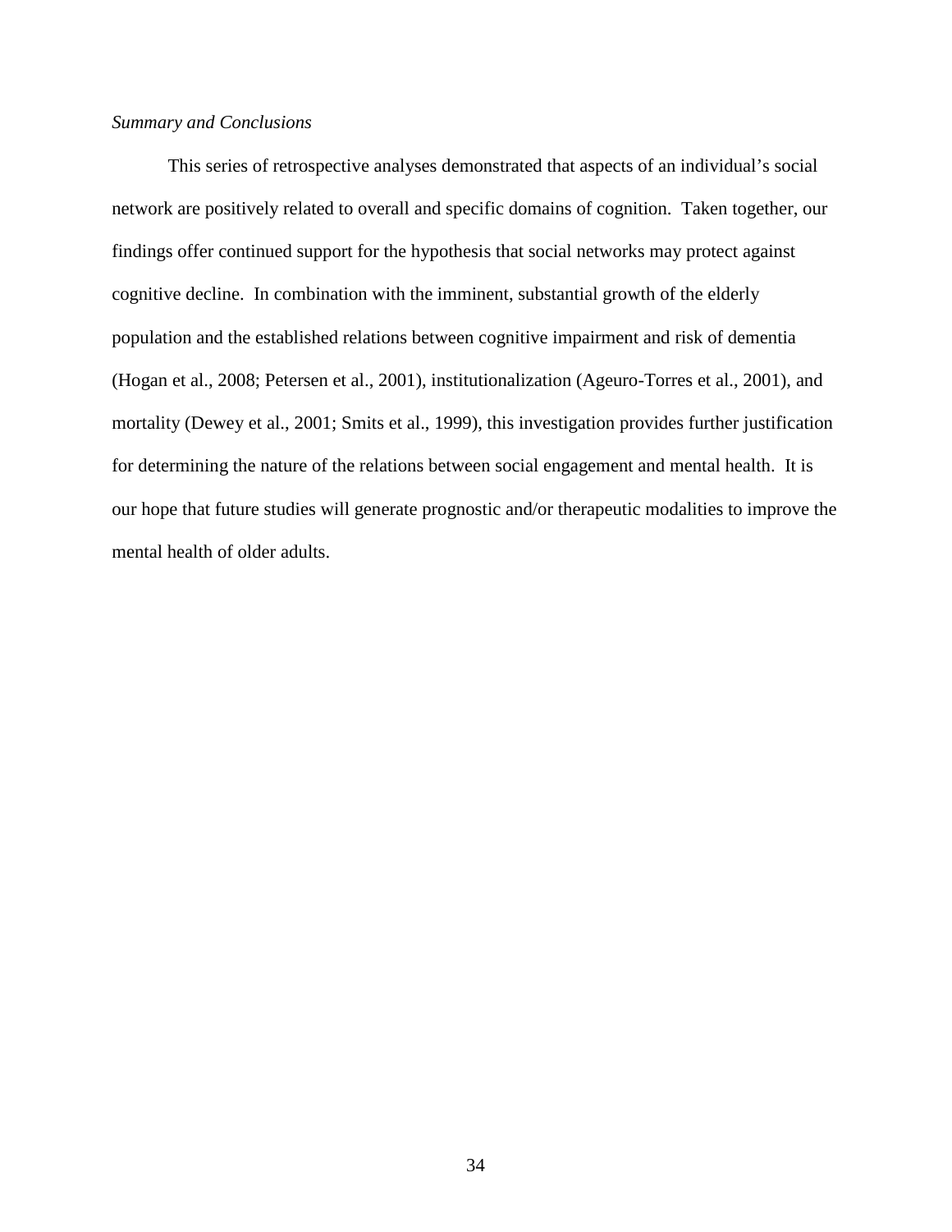*Summary and Conclusions*

This series of retrospective analyses demonstrated that aspects of an individual's social network are positively related to overall and specific domains of cognition. Taken together, our findings offer continued support for the hypothesis that social networks may protect against cognitive decline. In combination with the imminent, substantial growth of the elderly population and the established relations between cognitive impairment and risk of dementia (Hogan et al., 2008; Petersen et al., 2001), institutionalization (Ageuro-Torres et al., 2001), and mortality (Dewey et al., 2001; Smits et al., 1999), this investigation provides further justification for determining the nature of the relations between social engagement and mental health. It is our hope that future studies will generate prognostic and/or therapeutic modalities to improve the mental health of older adults.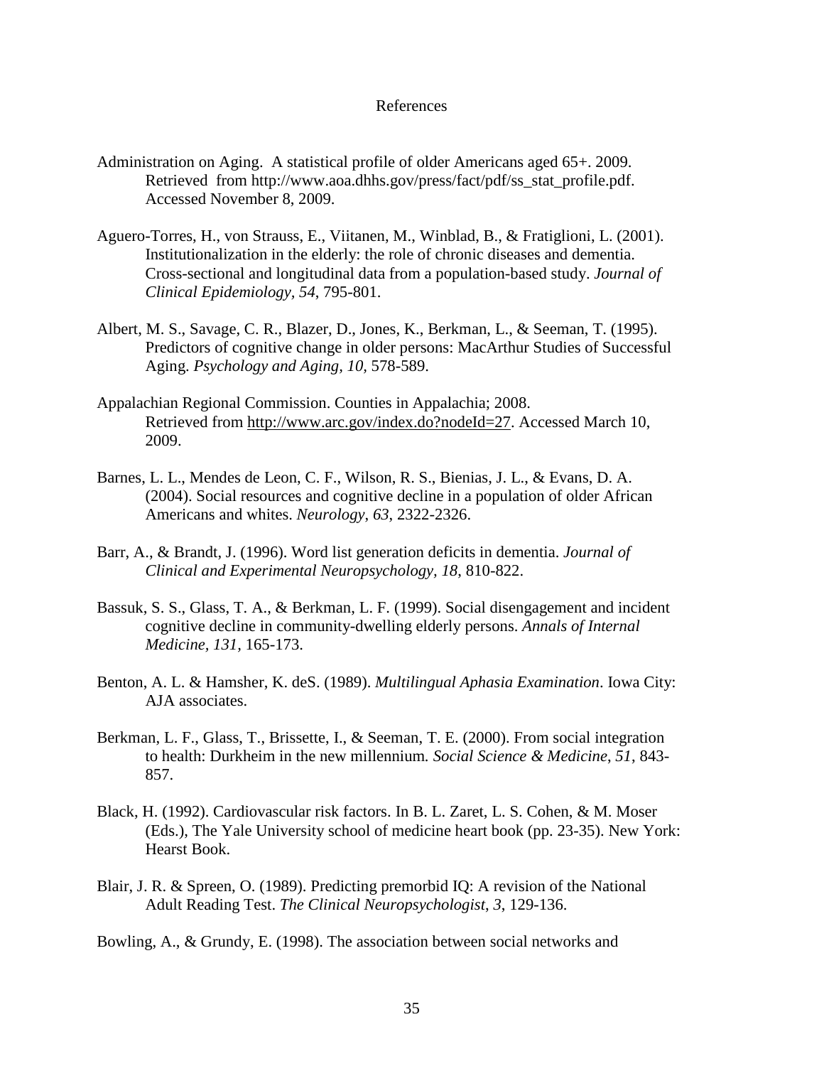# References

Administration on Aging. A statistical profile of older Americans aged 65+. 2009. Retrieved from http://www.aoa.dhhs.gov/press/fact/pdf/ss_stat_profile.pdf. Accessed November 8, 2009.

Aguero-Torres, H., von Strauss, E., Viitanen, M., Winblad, B., & Fratiglioni, L. (2001). Institutionalization in the elderly: the role of chronic diseases and dementia. Cross-sectional and longitudinal data from a population-based study. *Journal of Clinical Epidemiology, 54*, 795-801.

Albert, M. S., Savage, C. R., Blazer, D., Jones, K., Berkman, L., & Seeman, T. (1995). Predictors of cognitive change in older persons: MacArthur Studies of Successful Aging. *Psychology and Aging, 10,* 578-589.

Appalachian Regional Commission. Counties in Appalachia; 2008. Retrieved from http://www.arc.gov/index.do?nodeId=27. Accessed March 10, 2009.

Barnes, L. L., Mendes de Leon, C. F., Wilson, R. S., Bienias, J. L., & Evans, D. A. (2004). Social resources and cognitive decline in a population of older African Americans and whites. *Neurology, 63*, 2322-2326.

Barr, A., & Brandt, J. (1996). Word list generation deficits in dementia. *Journal of Clinical and Experimental Neuropsychology, 18*, 810-822.

Bassuk, S. S., Glass, T. A., & Berkman, L. F. (1999). Social disengagement and incident cognitive decline in community-dwelling elderly persons. *Annals of Internal Medicine, 131,* 165-173.

Benton, A. L. & Hamsher, K. deS. (1989). *Multilingual Aphasia Examination*. Iowa City: AJA associates.

Berkman, L. F., Glass, T., Brissette, I., & Seeman, T. E. (2000). From social integration to health: Durkheim in the new millennium. *Social Science & Medicine*, *51*, 843-857.

Black, H. (1992). Cardiovascular risk factors. In B. L. Zaret, L. S. Cohen, & M. Moser (Eds.), The Yale University school of medicine heart book (pp. 23-35). New York: Hearst Book.

Blair, J. R. & Spreen, O. (1989). Predicting premorbid IQ: A revision of the National Adult Reading Test. *The Clinical Neuropsychologist*, *3*, 129-136.

Bowling, A., & Grundy, E. (1998). The association between social networks and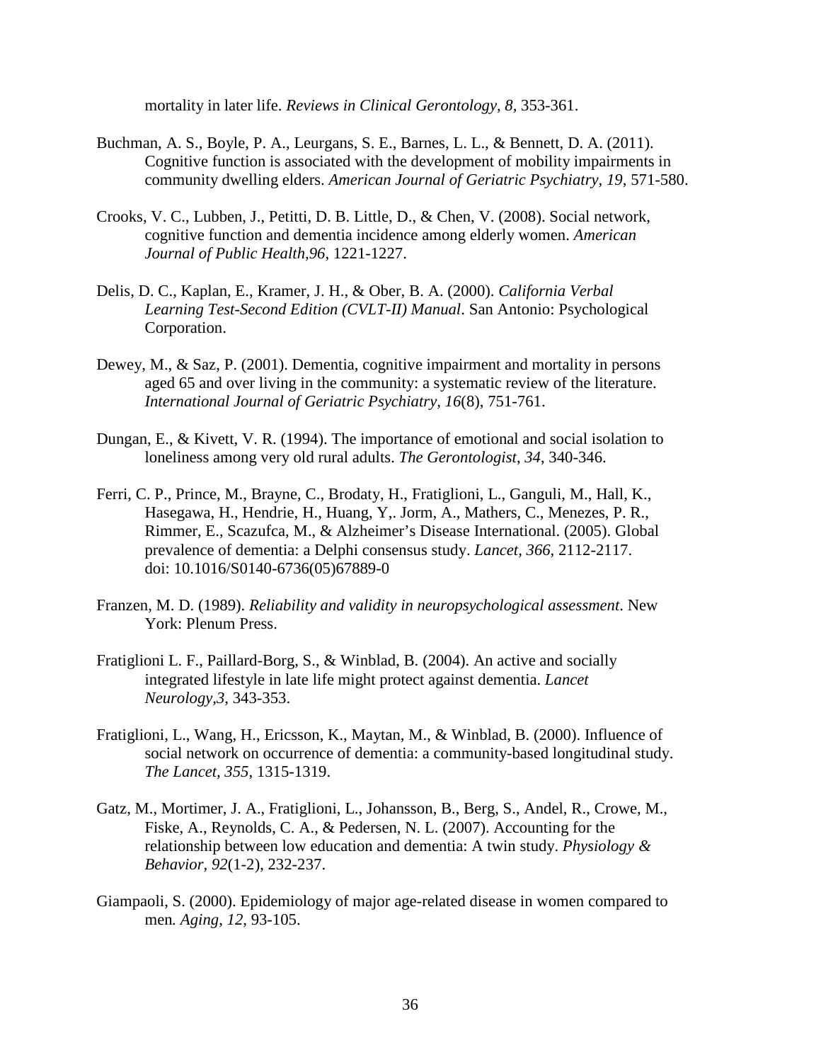mortality in later life. *Reviews in Clinical Gerontology, 8,* 353-361.

Buchman, A. S., Boyle, P. A., Leurgans, S. E., Barnes, L. L., & Bennett, D. A. (2011). Cognitive function is associated with the development of mobility impairments in community dwelling elders. *American Journal of Geriatric Psychiatry*, *19*, 571-580.

Crooks, V. C., Lubben, J., Petitti, D. B. Little, D., & Chen, V. (2008). Social network, cognitive function and dementia incidence among elderly women. *American Journal of Public Health,96*, 1221-1227.

Delis, D. C., Kaplan, E., Kramer, J. H., & Ober, B. A. (2000). *California Verbal Learning Test-Second Edition (CVLT-II) Manual*. San Antonio: Psychological Corporation.

Dewey, M., & Saz, P. (2001). Dementia, cognitive impairment and mortality in persons aged 65 and over living in the community: a systematic review of the literature. *International Journal of Geriatric Psychiatry*, *16*(8), 751-761.

Dungan, E., & Kivett, V. R. (1994). The importance of emotional and social isolation to loneliness among very old rural adults. *The Gerontologist*, *34*, 340-346.

Ferri, C. P., Prince, M., Brayne, C., Brodaty, H., Fratiglioni, L., Ganguli, M., Hall, K., Hasegawa, H., Hendrie, H., Huang, Y,. Jorm, A., Mathers, C., Menezes, P. R., Rimmer, E., Scazufca, M., & Alzheimer's Disease International. (2005). Global prevalence of dementia: a Delphi consensus study. *Lancet, 366*, 2112-2117. doi: 10.1016/S0140-6736(05)67889-0

Franzen, M. D. (1989). *Reliability and validity in neuropsychological assessment*. New York: Plenum Press.

Fratiglioni L. F., Paillard-Borg, S., & Winblad, B. (2004). An active and socially integrated lifestyle in late life might protect against dementia. *Lancet Neurology,3*, 343-353.

Fratiglioni, L., Wang, H., Ericsson, K., Maytan, M., & Winblad, B. (2000). Influence of social network on occurrence of dementia: a community-based longitudinal study. *The Lancet, 355*, 1315-1319.

Gatz, M., Mortimer, J. A., Fratiglioni, L., Johansson, B., Berg, S., Andel, R., Crowe, M., Fiske, A., Reynolds, C. A., & Pedersen, N. L. (2007). Accounting for the relationship between low education and dementia: A twin study. *Physiology & Behavior*, *92*(1-2), 232-237.

Giampaoli, S. (2000). Epidemiology of major age-related disease in women compared to men*. Aging*, *12*, 93-105.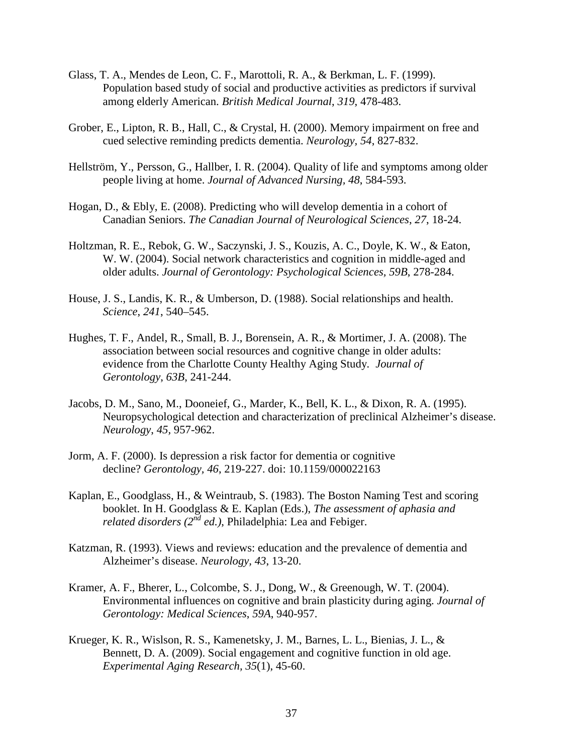Glass, T. A., Mendes de Leon, C. F., Marottoli, R. A., & Berkman, L. F. (1999). Population based study of social and productive activities as predictors if survival among elderly American. *British Medical Journal*, *319*, 478-483.

Grober, E., Lipton, R. B., Hall, C., & Crystal, H. (2000). Memory impairment on free and cued selective reminding predicts dementia. *Neurology*, *54*, 827-832.

Hellström, Y., Persson, G., Hallber, I. R. (2004). Quality of life and symptoms among older people living at home. *Journal of Advanced Nursing*, *48*, 584-593.

Hogan, D., & Ebly, E. (2008). Predicting who will develop dementia in a cohort of Canadian Seniors. *The Canadian Journal of Neurological Sciences*, *27*, 18-24.

Holtzman, R. E., Rebok, G. W., Saczynski, J. S., Kouzis, A. C., Doyle, K. W., & Eaton, W. W. (2004). Social network characteristics and cognition in middle-aged and older adults. *Journal of Gerontology: Psychological Sciences*, *59B*, 278-284.

House, J. S., Landis, K. R., & Umberson, D. (1988). Social relationships and health. *Science*, *241*, 540–545.

Hughes, T. F., Andel, R., Small, B. J., Borensein, A. R., & Mortimer, J. A. (2008). The association between social resources and cognitive change in older adults: evidence from the Charlotte County Healthy Aging Study. *Journal of Gerontology*, *63B*, 241-244.

Jacobs, D. M., Sano, M., Dooneief, G., Marder, K., Bell, K. L., & Dixon, R. A. (1995). Neuropsychological detection and characterization of preclinical Alzheimer's disease. *Neurology*, *45*, 957-962.

Jorm, A. F. (2000). Is depression a risk factor for dementia or cognitive decline? *Gerontology*, *46*, 219-227. doi: 10.1159/000022163

Kaplan, E., Goodglass, H., & Weintraub, S. (1983). The Boston Naming Test and scoring booklet. In H. Goodglass & E. Kaplan (Eds.), *The assessment of aphasia and related disorders (2nd ed.)*, Philadelphia: Lea and Febiger.

Katzman, R. (1993). Views and reviews: education and the prevalence of dementia and Alzheimer's disease. *Neurology, 43*, 13-20.

Kramer, A. F., Bherer, L., Colcombe, S. J., Dong, W., & Greenough, W. T. (2004). Environmental influences on cognitive and brain plasticity during aging. *Journal of Gerontology: Medical Sciences*, *59A*, 940-957.

Krueger, K. R., Wislson, R. S., Kamenetsky, J. M., Barnes, L. L., Bienias, J. L., & Bennett, D. A. (2009). Social engagement and cognitive function in old age. *Experimental Aging Research*, *35*(1), 45-60.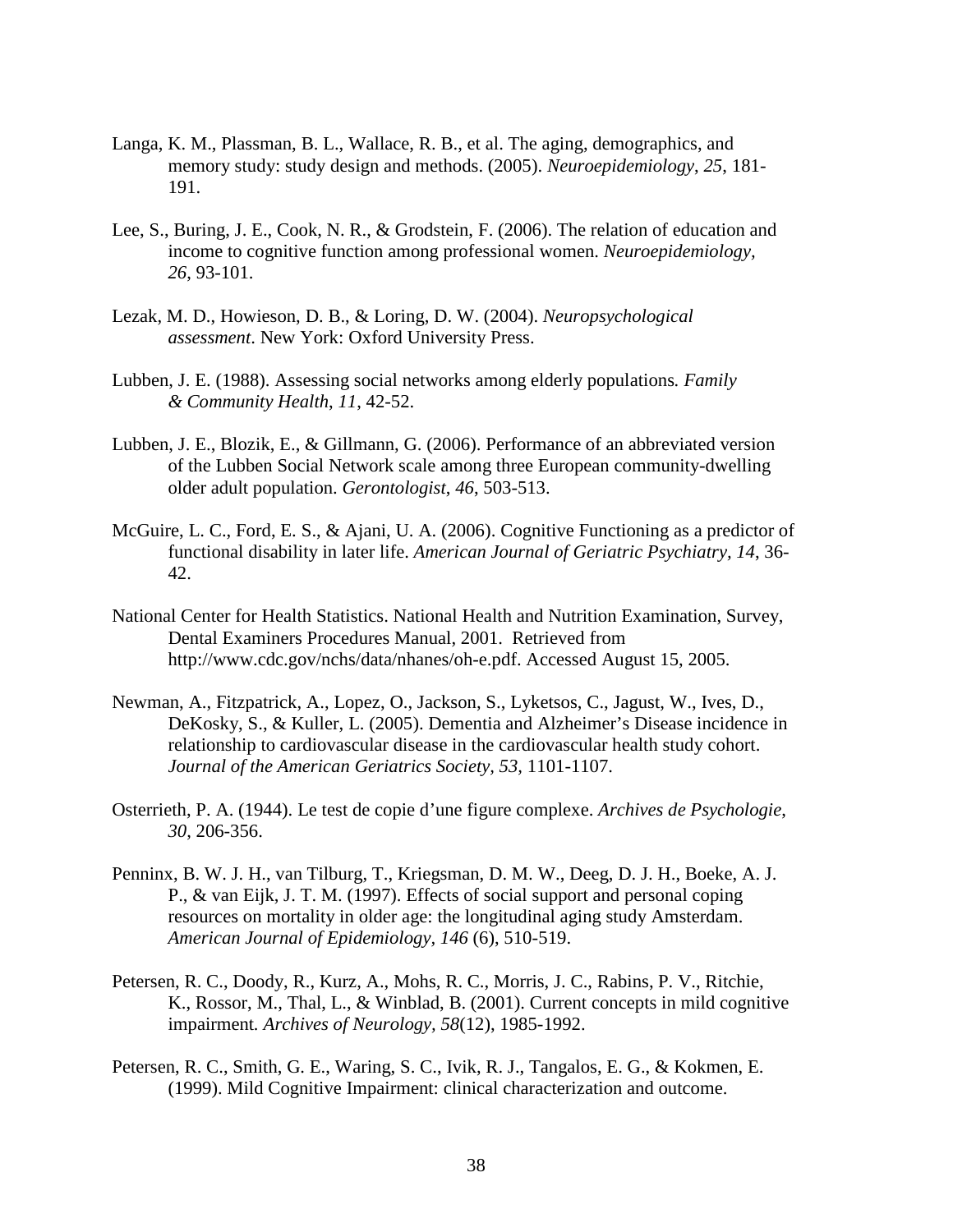Langa, K. M., Plassman, B. L., Wallace, R. B., et al. The aging, demographics, and memory study: study design and methods. (2005). *Neuroepidemiology*, *25*, 181-191.

Lee, S., Buring, J. E., Cook, N. R., & Grodstein, F. (2006). The relation of education and income to cognitive function among professional women. *Neuroepidemiology, 26*, 93-101.

Lezak, M. D., Howieson, D. B., & Loring, D. W. (2004). *Neuropsychological assessment*. New York: Oxford University Press.

Lubben, J. E. (1988). Assessing social networks among elderly populations*. Family & Community Health*, *11,* 42-52.

Lubben, J. E., Blozik, E., & Gillmann, G. (2006). Performance of an abbreviated version of the Lubben Social Network scale among three European community-dwelling older adult population. *Gerontologist*, *46*, 503-513.

McGuire, L. C., Ford, E. S., & Ajani, U. A. (2006). Cognitive Functioning as a predictor of functional disability in later life. *American Journal of Geriatric Psychiatry, 14*, 36-42.

National Center for Health Statistics. National Health and Nutrition Examination, Survey, Dental Examiners Procedures Manual, 2001. Retrieved from http://www.cdc.gov/nchs/data/nhanes/oh-e.pdf. Accessed August 15, 2005.

Newman, A., Fitzpatrick, A., Lopez, O., Jackson, S., Lyketsos, C., Jagust, W., Ives, D., DeKosky, S., & Kuller, L. (2005). Dementia and Alzheimer's Disease incidence in relationship to cardiovascular disease in the cardiovascular health study cohort. *Journal of the American Geriatrics Society, 53,* 1101-1107.

Osterrieth, P. A. (1944). Le test de copie d'une figure complexe. *Archives de Psychologie*, *30*, 206-356.

Penninx, B. W. J. H., van Tilburg, T., Kriegsman, D. M. W., Deeg, D. J. H., Boeke, A. J. P., & van Eijk, J. T. M. (1997). Effects of social support and personal coping resources on mortality in older age: the longitudinal aging study Amsterdam. *American Journal of Epidemiology, 146* (6), 510-519.

Petersen, R. C., Doody, R., Kurz, A., Mohs, R. C., Morris, J. C., Rabins, P. V., Ritchie, K., Rossor, M., Thal, L., & Winblad, B. (2001). Current concepts in mild cognitive impairment*. Archives of Neurology, 58*(12), 1985-1992.

Petersen, R. C., Smith, G. E., Waring, S. C., Ivik, R. J., Tangalos, E. G., & Kokmen, E. (1999). Mild Cognitive Impairment: clinical characterization and outcome.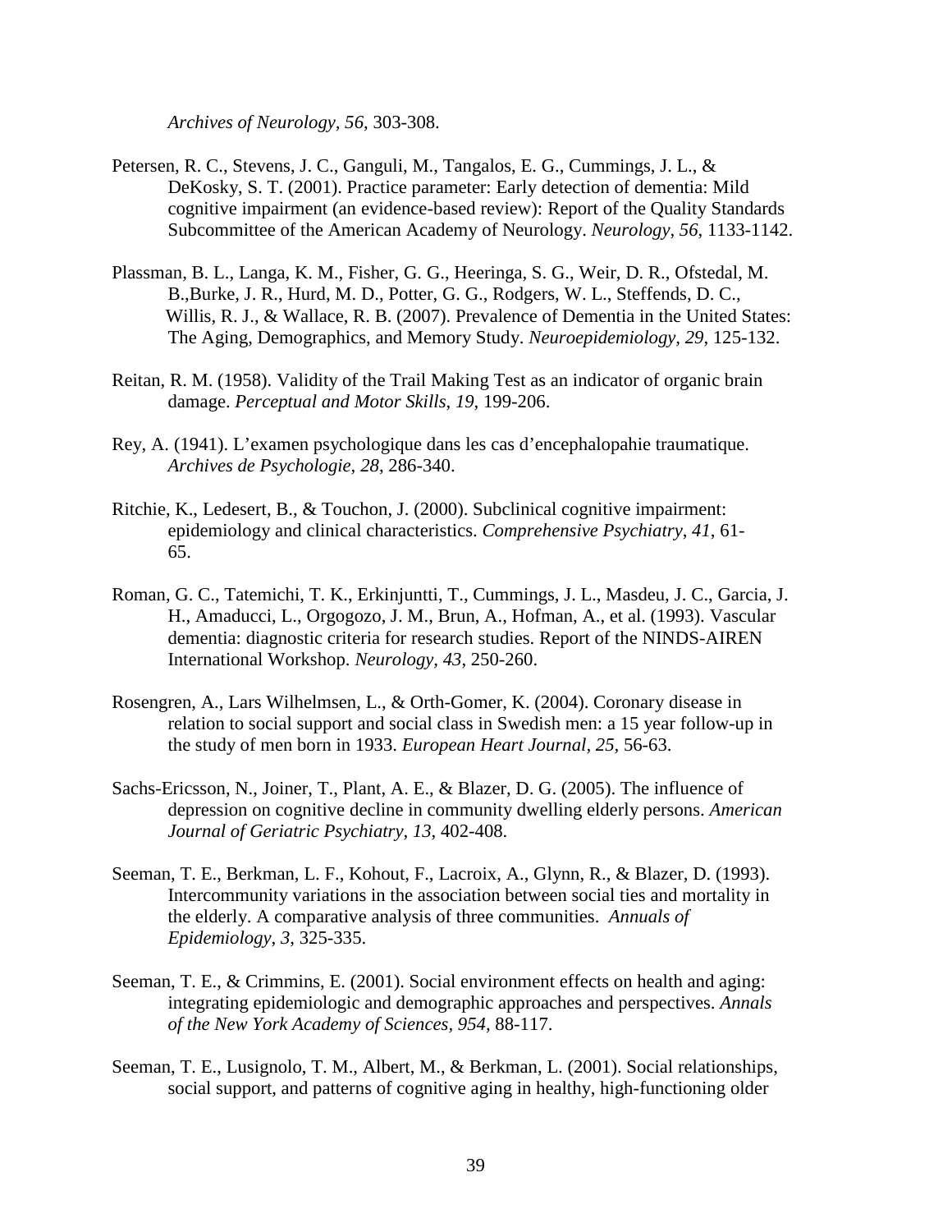*Archives of Neurology, 56*, 303-308.

Petersen, R. C., Stevens, J. C., Ganguli, M., Tangalos, E. G., Cummings, J. L., & DeKosky, S. T. (2001). Practice parameter: Early detection of dementia: Mild cognitive impairment (an evidence-based review): Report of the Quality Standards Subcommittee of the American Academy of Neurology. *Neurology, 56*, 1133-1142.

Plassman, B. L., Langa, K. M., Fisher, G. G., Heeringa, S. G., Weir, D. R., Ofstedal, M. B.,Burke, J. R., Hurd, M. D., Potter, G. G., Rodgers, W. L., Steffends, D. C., Willis, R. J., & Wallace, R. B. (2007). Prevalence of Dementia in the United States: The Aging, Demographics, and Memory Study. *Neuroepidemiology, 29*, 125-132.

Reitan, R. M. (1958). Validity of the Trail Making Test as an indicator of organic brain damage. *Perceptual and Motor Skills, 19*, 199-206.

Rey, A. (1941). L'examen psychologique dans les cas d'encephalopahie traumatique. *Archives de Psychologie, 28*, 286-340.

Ritchie, K., Ledesert, B., & Touchon, J. (2000). Subclinical cognitive impairment: epidemiology and clinical characteristics. *Comprehensive Psychiatry, 41*, 61-65.

Roman, G. C., Tatemichi, T. K., Erkinjuntti, T., Cummings, J. L., Masdeu, J. C., Garcia, J. H., Amaducci, L., Orgogozo, J. M., Brun, A., Hofman, A., et al. (1993). Vascular dementia: diagnostic criteria for research studies. Report of the NINDS-AIREN International Workshop. *Neurology, 43*, 250-260.

Rosengren, A., Lars Wilhelmsen, L., & Orth-Gomer, K. (2004). Coronary disease in relation to social support and social class in Swedish men: a 15 year follow-up in the study of men born in 1933. *European Heart Journal, 25,* 56-63.

Sachs-Ericsson, N., Joiner, T., Plant, A. E., & Blazer, D. G. (2005). The influence of depression on cognitive decline in community dwelling elderly persons. *American Journal of Geriatric Psychiatry, 13*, 402-408.

Seeman, T. E., Berkman, L. F., Kohout, F., Lacroix, A., Glynn, R., & Blazer, D. (1993). Intercommunity variations in the association between social ties and mortality in the elderly. A comparative analysis of three communities. *Annuals of Epidemiology, 3,* 325-335.

Seeman, T. E., & Crimmins, E. (2001). Social environment effects on health and aging: integrating epidemiologic and demographic approaches and perspectives. *Annals of the New York Academy of Sciences, 954,* 88-117.

Seeman, T. E., Lusignolo, T. M., Albert, M., & Berkman, L. (2001). Social relationships, social support, and patterns of cognitive aging in healthy, high-functioning older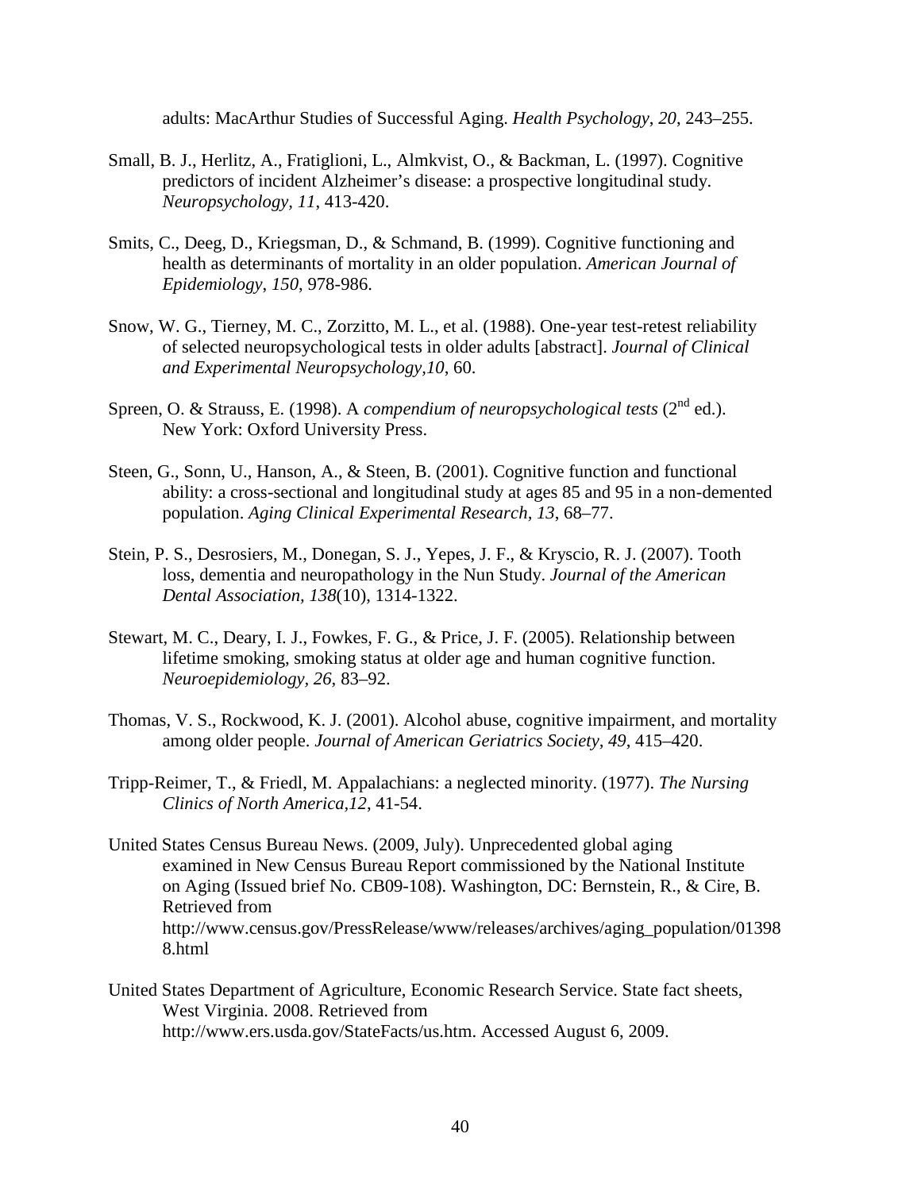adults: MacArthur Studies of Successful Aging. *Health Psychology*, *20*, 243–255.

Small, B. J., Herlitz, A., Fratiglioni, L., Almkvist, O., & Backman, L. (1997). Cognitive predictors of incident Alzheimer's disease: a prospective longitudinal study. *Neuropsychology, 11*, 413-420.

Smits, C., Deeg, D., Kriegsman, D., & Schmand, B. (1999). Cognitive functioning and health as determinants of mortality in an older population. *American Journal of Epidemiology*, *150*, 978-986.

Snow, W. G., Tierney, M. C., Zorzitto, M. L., et al. (1988). One-year test-retest reliability of selected neuropsychological tests in older adults [abstract]. *Journal of Clinical and Experimental Neuropsychology,10*, 60.

Spreen, O. & Strauss, E. (1998). A *compendium of neuropsychological tests* (2nd ed.). New York: Oxford University Press.

Steen, G., Sonn, U., Hanson, A., & Steen, B. (2001). Cognitive function and functional ability: a cross-sectional and longitudinal study at ages 85 and 95 in a non-demented population. *Aging Clinical Experimental Research*, *13*, 68–77.

Stein, P. S., Desrosiers, M., Donegan, S. J., Yepes, J. F., & Kryscio, R. J. (2007). Tooth loss, dementia and neuropathology in the Nun Study. *Journal of the American Dental Association, 138*(10), 1314-1322.

Stewart, M. C., Deary, I. J., Fowkes, F. G., & Price, J. F. (2005). Relationship between lifetime smoking, smoking status at older age and human cognitive function. *Neuroepidemiology*, *26*, 83–92.

Thomas, V. S., Rockwood, K. J. (2001). Alcohol abuse, cognitive impairment, and mortality among older people. *Journal of American Geriatrics Society, 49*, 415–420.

Tripp-Reimer, T., & Friedl, M. Appalachians: a neglected minority. (1977). *The Nursing Clinics of North America,12*, 41-54.

United States Census Bureau News. (2009, July). Unprecedented global aging examined in New Census Bureau Report commissioned by the National Institute on Aging (Issued brief No. CB09-108). Washington, DC: Bernstein, R., & Cire, B. Retrieved from http://www.census.gov/PressRelease/www/releases/archives/aging_population/013988.html

United States Department of Agriculture, Economic Research Service. State fact sheets, West Virginia. 2008. Retrieved from http://www.ers.usda.gov/StateFacts/us.htm. Accessed August 6, 2009.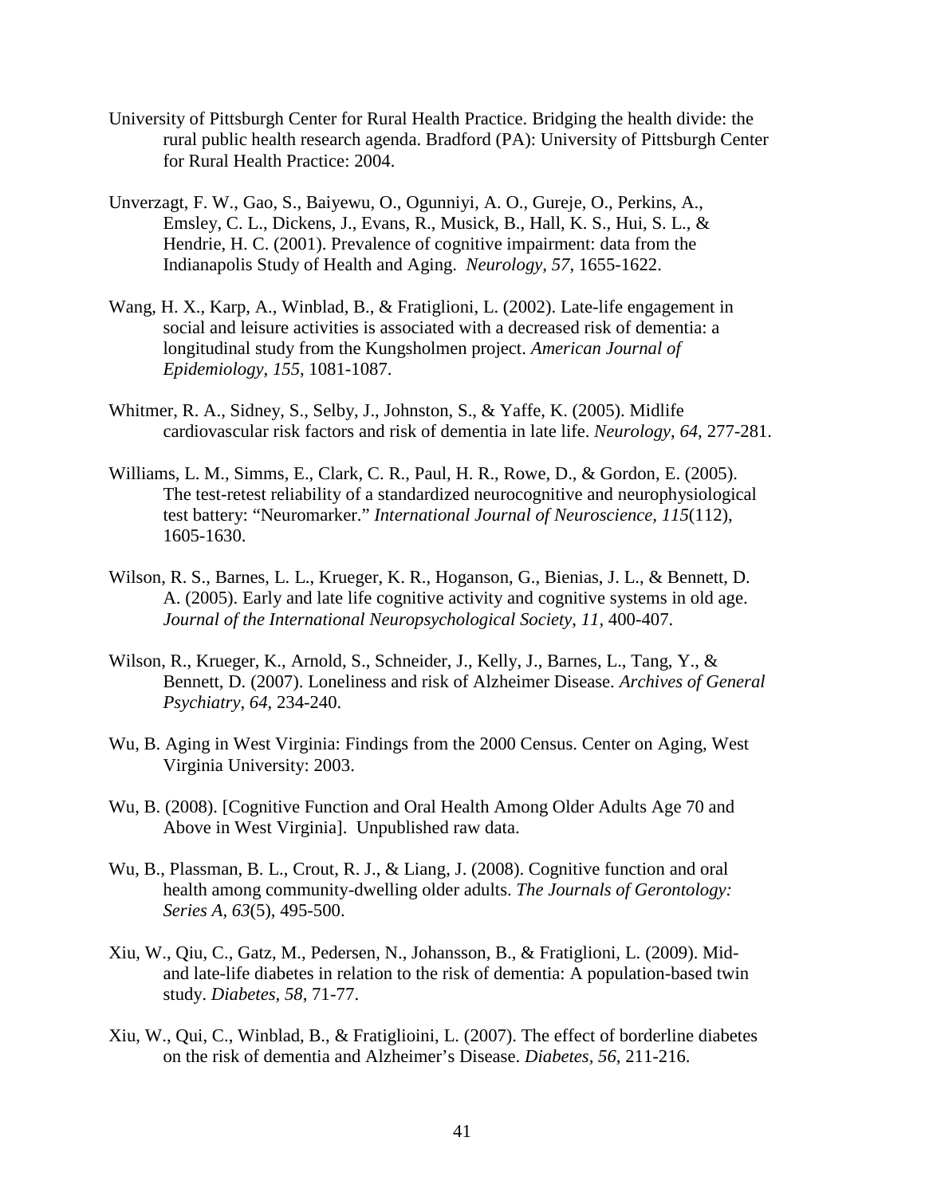University of Pittsburgh Center for Rural Health Practice. Bridging the health divide: the rural public health research agenda. Bradford (PA): University of Pittsburgh Center for Rural Health Practice: 2004.

Unverzagt, F. W., Gao, S., Baiyewu, O., Ogunniyi, A. O., Gureje, O., Perkins, A., Emsley, C. L., Dickens, J., Evans, R., Musick, B., Hall, K. S., Hui, S. L., & Hendrie, H. C. (2001). Prevalence of cognitive impairment: data from the Indianapolis Study of Health and Aging. *Neurology, 57*, 1655-1622.

Wang, H. X., Karp, A., Winblad, B., & Fratiglioni, L. (2002). Late-life engagement in social and leisure activities is associated with a decreased risk of dementia: a longitudinal study from the Kungsholmen project. *American Journal of Epidemiology, 155*, 1081-1087.

Whitmer, R. A., Sidney, S., Selby, J., Johnston, S., & Yaffe, K. (2005). Midlife cardiovascular risk factors and risk of dementia in late life. *Neurology, 64*, 277-281.

Williams, L. M., Simms, E., Clark, C. R., Paul, H. R., Rowe, D., & Gordon, E. (2005). The test-retest reliability of a standardized neurocognitive and neurophysiological test battery: "Neuromarker." *International Journal of Neuroscience, 115*(112), 1605-1630.

Wilson, R. S., Barnes, L. L., Krueger, K. R., Hoganson, G., Bienias, J. L., & Bennett, D. A. (2005). Early and late life cognitive activity and cognitive systems in old age. *Journal of the International Neuropsychological Society, 11*, 400-407.

Wilson, R., Krueger, K., Arnold, S., Schneider, J., Kelly, J., Barnes, L., Tang, Y., & Bennett, D. (2007). Loneliness and risk of Alzheimer Disease. *Archives of General Psychiatry, 64*, 234-240.

Wu, B. Aging in West Virginia: Findings from the 2000 Census. Center on Aging, West Virginia University: 2003.

Wu, B. (2008). [Cognitive Function and Oral Health Among Older Adults Age 70 and Above in West Virginia]. Unpublished raw data.

Wu, B., Plassman, B. L., Crout, R. J., & Liang, J. (2008). Cognitive function and oral health among community-dwelling older adults. *The Journals of Gerontology: Series A, 63*(5), 495-500.

Xiu, W., Qiu, C., Gatz, M., Pedersen, N., Johansson, B., & Fratiglioni, L. (2009). Mid- and late-life diabetes in relation to the risk of dementia: A population-based twin study. *Diabetes, 58*, 71-77.

Xiu, W., Qui, C., Winblad, B., & Fratiglioini, L. (2007). The effect of borderline diabetes on the risk of dementia and Alzheimer's Disease. *Diabetes, 56*, 211-216.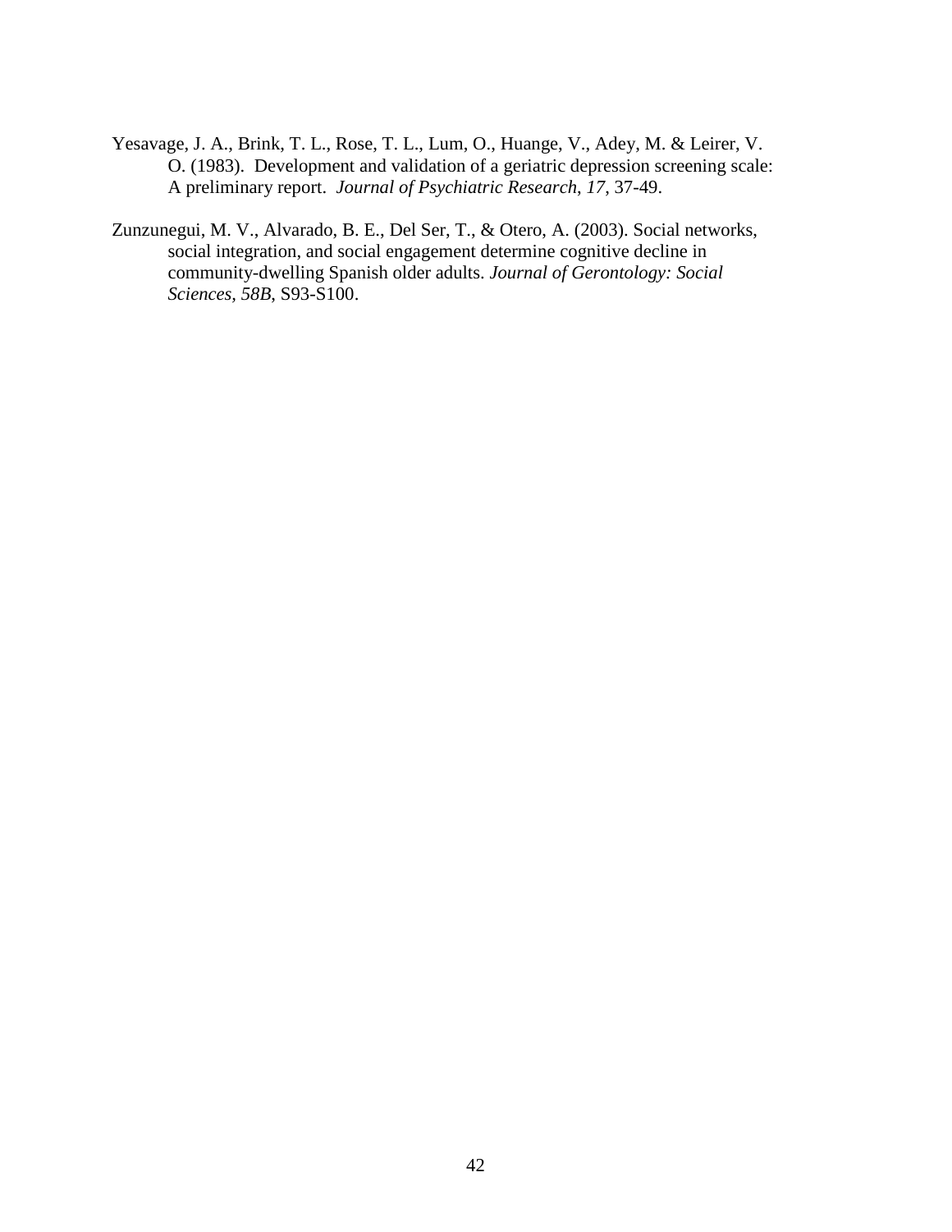Yesavage, J. A., Brink, T. L., Rose, T. L., Lum, O., Huange, V., Adey, M. & Leirer, V. O. (1983). Development and validation of a geriatric depression screening scale: A preliminary report. *Journal of Psychiatric Research*, *17*, 37-49.

Zunzunegui, M. V., Alvarado, B. E., Del Ser, T., & Otero, A. (2003). Social networks, social integration, and social engagement determine cognitive decline in community-dwelling Spanish older adults. *Journal of Gerontology: Social Sciences*, *58B*, S93-S100.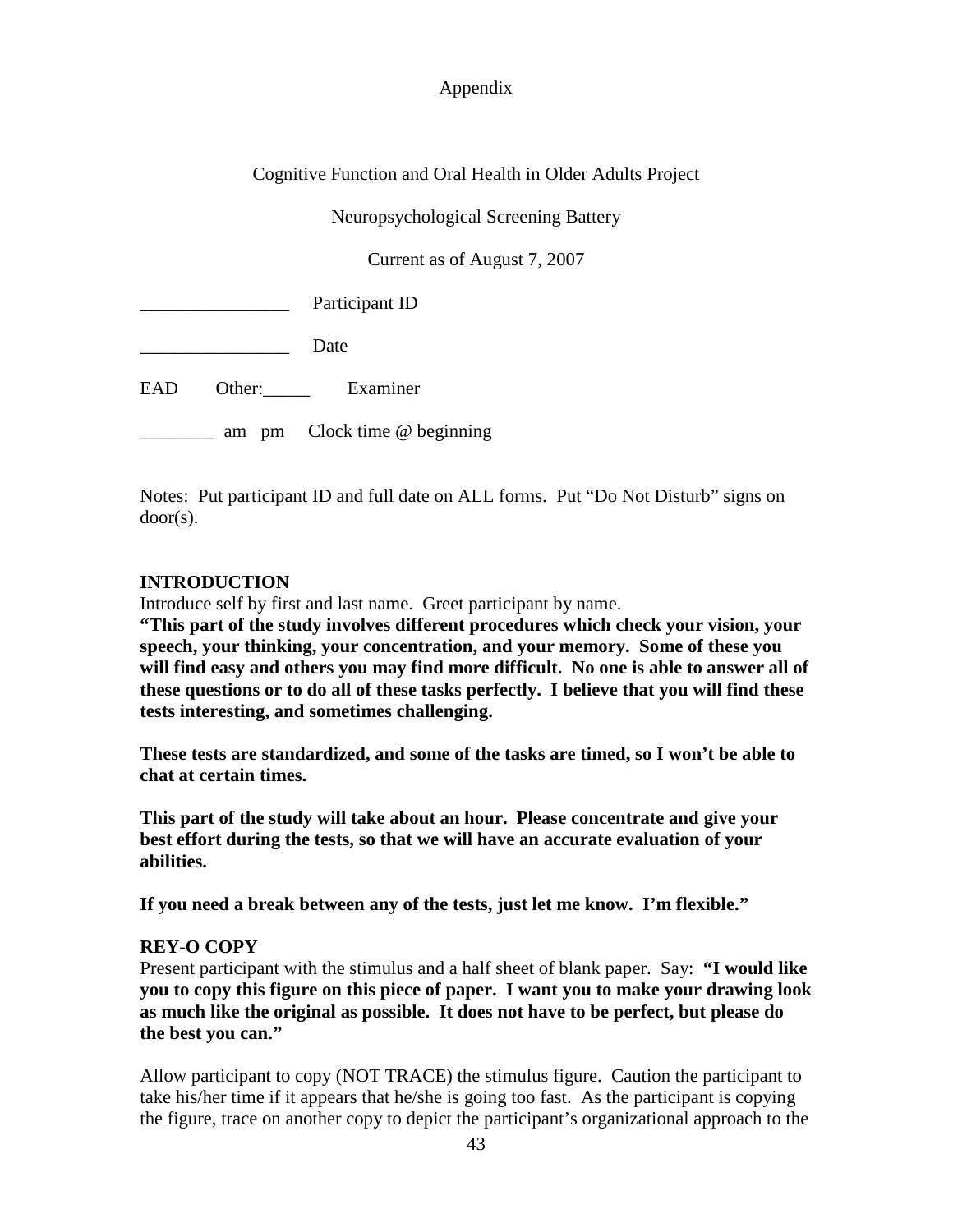Appendix

Cognitive Function and Oral Health in Older Adults Project

Neuropsychological Screening Battery

Current as of August 7, 2007

________________ Participant ID

________________ Date

EAD Other:_____ Examiner

________ am pm Clock time @ beginning

Notes: Put participant ID and full date on ALL forms. Put "Do Not Disturb" signs on door(s).

**INTRODUCTION**

Introduce self by first and last name. Greet participant by name.

**"This part of the study involves different procedures which check your vision, your speech, your thinking, your concentration, and your memory. Some of these you will find easy and others you may find more difficult. No one is able to answer all of these questions or to do all of these tasks perfectly. I believe that you will find these tests interesting, and sometimes challenging.**

**These tests are standardized, and some of the tasks are timed, so I won't be able to chat at certain times.**

**This part of the study will take about an hour. Please concentrate and give your best effort during the tests, so that we will have an accurate evaluation of your abilities.**

**If you need a break between any of the tests, just let me know. I'm flexible."**

**REY-O COPY**

Present participant with the stimulus and a half sheet of blank paper. Say: **"I would like you to copy this figure on this piece of paper. I want you to make your drawing look as much like the original as possible. It does not have to be perfect, but please do the best you can."**

Allow participant to copy (NOT TRACE) the stimulus figure. Caution the participant to take his/her time if it appears that he/she is going too fast. As the participant is copying the figure, trace on another copy to depict the participant's organizational approach to the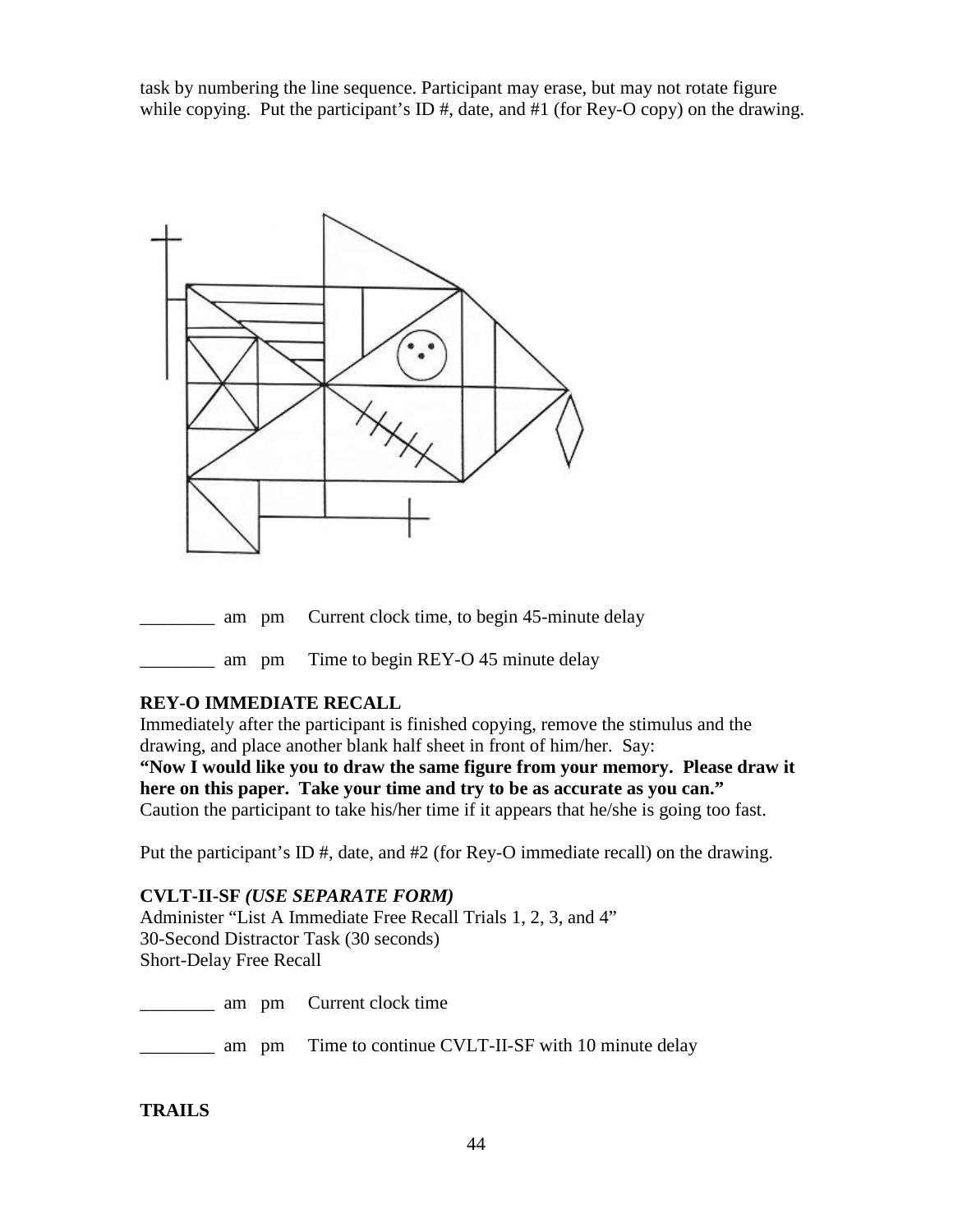task by numbering the line sequence. Participant may erase, but may not rotate figure while copying. Put the participant's ID #, date, and #1 (for Rey-O copy) on the drawing.

________ am pm Current clock time, to begin 45-minute delay

________ am pm Time to begin REY-O 45 minute delay

**REY-O IMMEDIATE RECALL**

Immediately after the participant is finished copying, remove the stimulus and the drawing, and place another blank half sheet in front of him/her. Say:

**"Now I would like you to draw the same figure from your memory. Please draw it here on this paper. Take your time and try to be as accurate as you can."**

Caution the participant to take his/her time if it appears that he/she is going too fast.

Put the participant's ID #, date, and #2 (for Rey-O immediate recall) on the drawing.

**CVLT-II-SF *(USE SEPARATE FORM)***

Administer "List A Immediate Free Recall Trials 1, 2, 3, and 4"
30-Second Distractor Task (30 seconds)
Short-Delay Free Recall

________ am pm Current clock time

________ am pm Time to continue CVLT-II-SF with 10 minute delay

**TRAILS**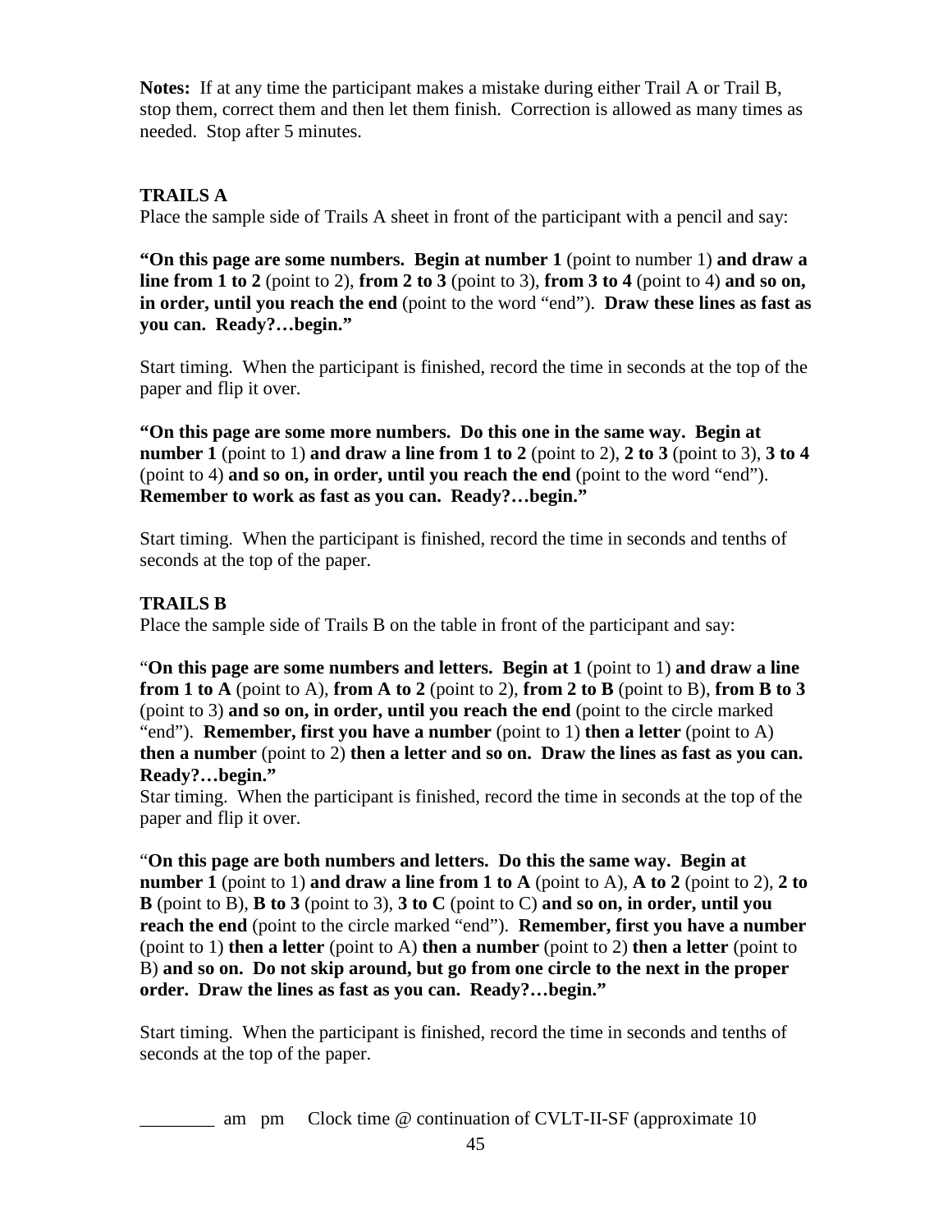**Notes:** If at any time the participant makes a mistake during either Trail A or Trail B, stop them, correct them and then let them finish. Correction is allowed as many times as needed. Stop after 5 minutes.

**TRAILS A**

Place the sample side of Trails A sheet in front of the participant with a pencil and say:

**"On this page are some numbers. Begin at number 1** (point to number 1) **and draw a line from 1 to 2** (point to 2), **from 2 to 3** (point to 3), **from 3 to 4** (point to 4) **and so on, in order, until you reach the end** (point to the word "end"). **Draw these lines as fast as you can. Ready?…begin."**

Start timing. When the participant is finished, record the time in seconds at the top of the paper and flip it over.

**"On this page are some more numbers. Do this one in the same way. Begin at number 1** (point to 1) **and draw a line from 1 to 2** (point to 2), **2 to 3** (point to 3), **3 to 4** (point to 4) **and so on, in order, until you reach the end** (point to the word "end"). **Remember to work as fast as you can. Ready?…begin."**

Start timing. When the participant is finished, record the time in seconds and tenths of seconds at the top of the paper.

**TRAILS B**

Place the sample side of Trails B on the table in front of the participant and say:

"**On this page are some numbers and letters. Begin at 1** (point to 1) **and draw a line from 1 to A** (point to A), **from A to 2** (point to 2), **from 2 to B** (point to B), **from B to 3** (point to 3) **and so on, in order, until you reach the end** (point to the circle marked "end"). **Remember, first you have a number** (point to 1) **then a letter** (point to A) **then a number** (point to 2) **then a letter and so on. Draw the lines as fast as you can. Ready?…begin."**
Star timing. When the participant is finished, record the time in seconds at the top of the paper and flip it over.

"**On this page are both numbers and letters. Do this the same way. Begin at number 1** (point to 1) **and draw a line from 1 to A** (point to A), **A to 2** (point to 2), **2 to B** (point to B), **B to 3** (point to 3), **3 to C** (point to C) **and so on, in order, until you reach the end** (point to the circle marked "end"). **Remember, first you have a number** (point to 1) **then a letter** (point to A) **then a number** (point to 2) **then a letter** (point to B) **and so on. Do not skip around, but go from one circle to the next in the proper order. Draw the lines as fast as you can. Ready?…begin."**

Start timing. When the participant is finished, record the time in seconds and tenths of seconds at the top of the paper.

________ am pm Clock time @ continuation of CVLT-II-SF (approximate 10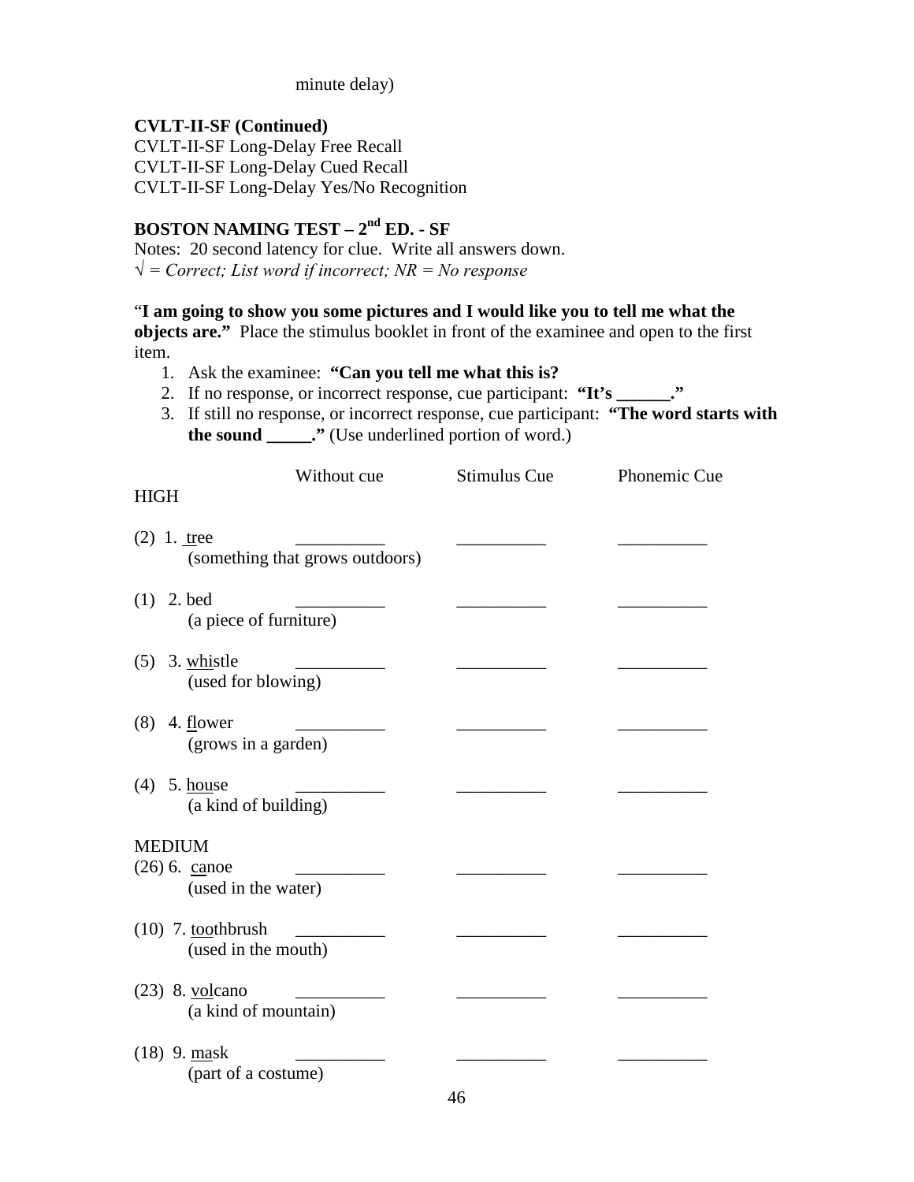minute delay)

**CVLT-II-SF (Continued)**
CVLT-II-SF Long-Delay Free Recall
CVLT-II-SF Long-Delay Cued Recall
CVLT-II-SF Long-Delay Yes/No Recognition

**BOSTON NAMING TEST – 2nd ED. - SF**

Notes: 20 second latency for clue. Write all answers down.
*√ = Correct; List word if incorrect; NR = No response*

"**I am going to show you some pictures and I would like you to tell me what the objects are."** Place the stimulus booklet in front of the examinee and open to the first item.

1. Ask the examinee: **"Can you tell me what this is?**
2. If no response, or incorrect response, cue participant: **"It's ______."**
3. If still no response, or incorrect response, cue participant: **"The word starts with the sound _____."** (Use underlined portion of word.)

| | Without cue | Stimulus Cue | Phonemic Cue |
|---|---|---|---|
| HIGH | | | |
| (2) 1. tree (something that grows outdoors) | __________ | __________ | __________ |
| (1) 2. bed (a piece of furniture) | __________ | __________ | __________ |
| (5) 3. whistle (used for blowing) | __________ | __________ | __________ |
| (8) 4. flower (grows in a garden) | __________ | __________ | __________ |
| (4) 5. house (a kind of building) | __________ | __________ | __________ |
| MEDIUM | | | |
| (26) 6. canoe (used in the water) | __________ | __________ | __________ |
| (10) 7. toothbrush (used in the mouth) | __________ | __________ | __________ |
| (23) 8. volcano (a kind of mountain) | __________ | __________ | __________ |
| (18) 9. mask (part of a costume) | __________ | __________ | __________ |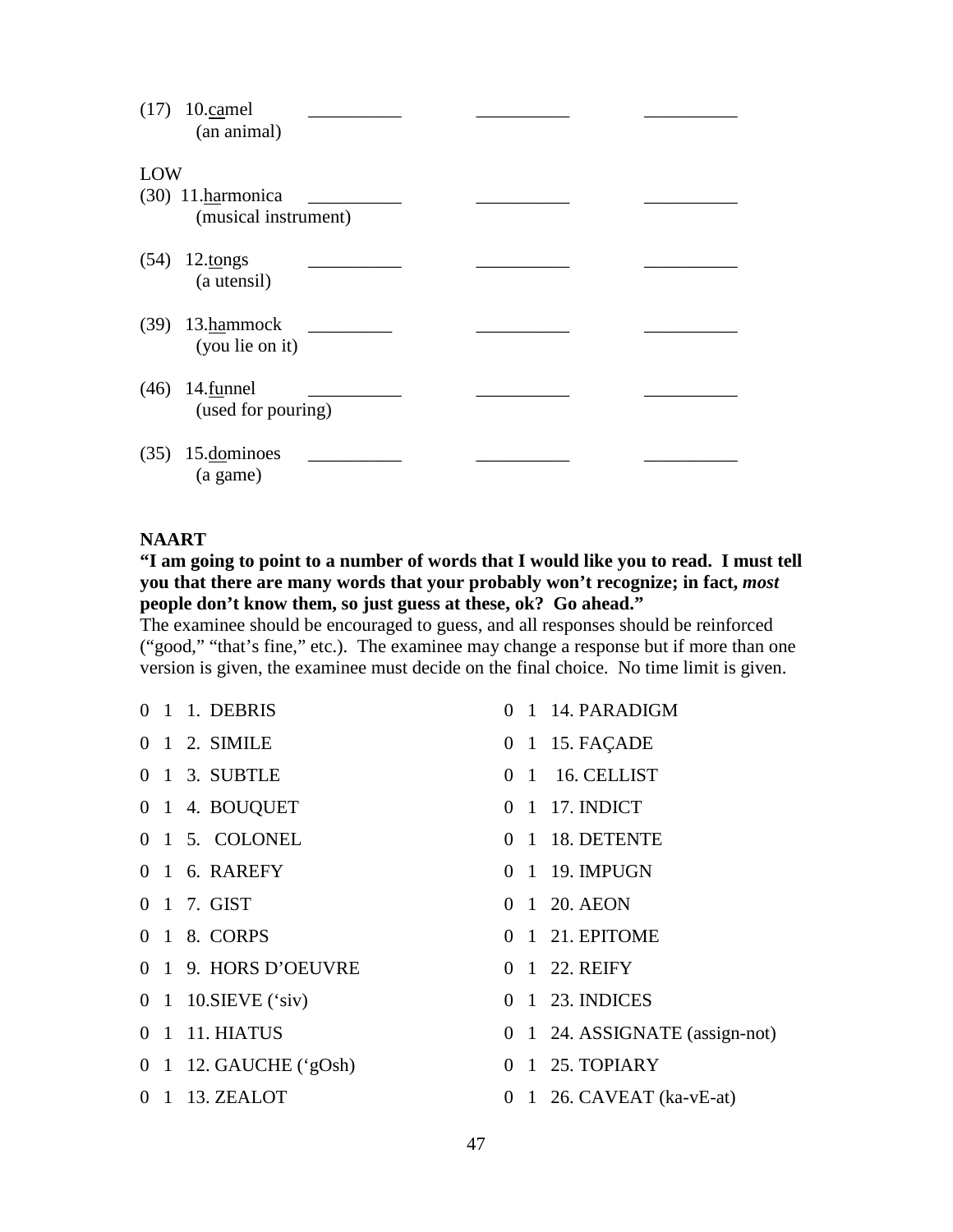(17) 10.<u>ca</u>mel __________ __________ __________
(an animal)

LOW

(30) 11.<u>ha</u>rmonica __________ __________ __________
(musical instrument)

(54) 12.<u>to</u>ngs __________ __________ __________
(a utensil)

(39) 13.<u>ha</u>mmock _________ __________ __________
(you lie on it)

(46) 14.<u>fu</u>nnel __________ __________ __________
(used for pouring)

(35) 15.<u>do</u>minoes __________ __________ __________
(a game)

**NAART**

**"I am going to point to a number of words that I would like you to read. I must tell you that there are many words that your probably won't recognize; in fact, *most* people don't know them, so just guess at these, ok? Go ahead."**

The examinee should be encouraged to guess, and all responses should be reinforced ("good," "that's fine," etc.). The examinee may change a response but if more than one version is given, the examinee must decide on the final choice. No time limit is given.

0 1 1. DEBRIS
0 1 2. SIMILE
0 1 3. SUBTLE
0 1 4. BOUQUET
0 1 5. COLONEL
0 1 6. RAREFY
0 1 7. GIST
0 1 8. CORPS
0 1 9. HORS D'OEUVRE
0 1 10.SIEVE ('siv)
0 1 11. HIATUS
0 1 12. GAUCHE ('gOsh)
0 1 13. ZEALOT
0 1 14. PARADIGM
0 1 15. FAÇADE
0 1 16. CELLIST
0 1 17. INDICT
0 1 18. DETENTE
0 1 19. IMPUGN
0 1 20. AEON
0 1 21. EPITOME
0 1 22. REIFY
0 1 23. INDICES
0 1 24. ASSIGNATE (assign-not)
0 1 25. TOPIARY
0 1 26. CAVEAT (ka-vE-at)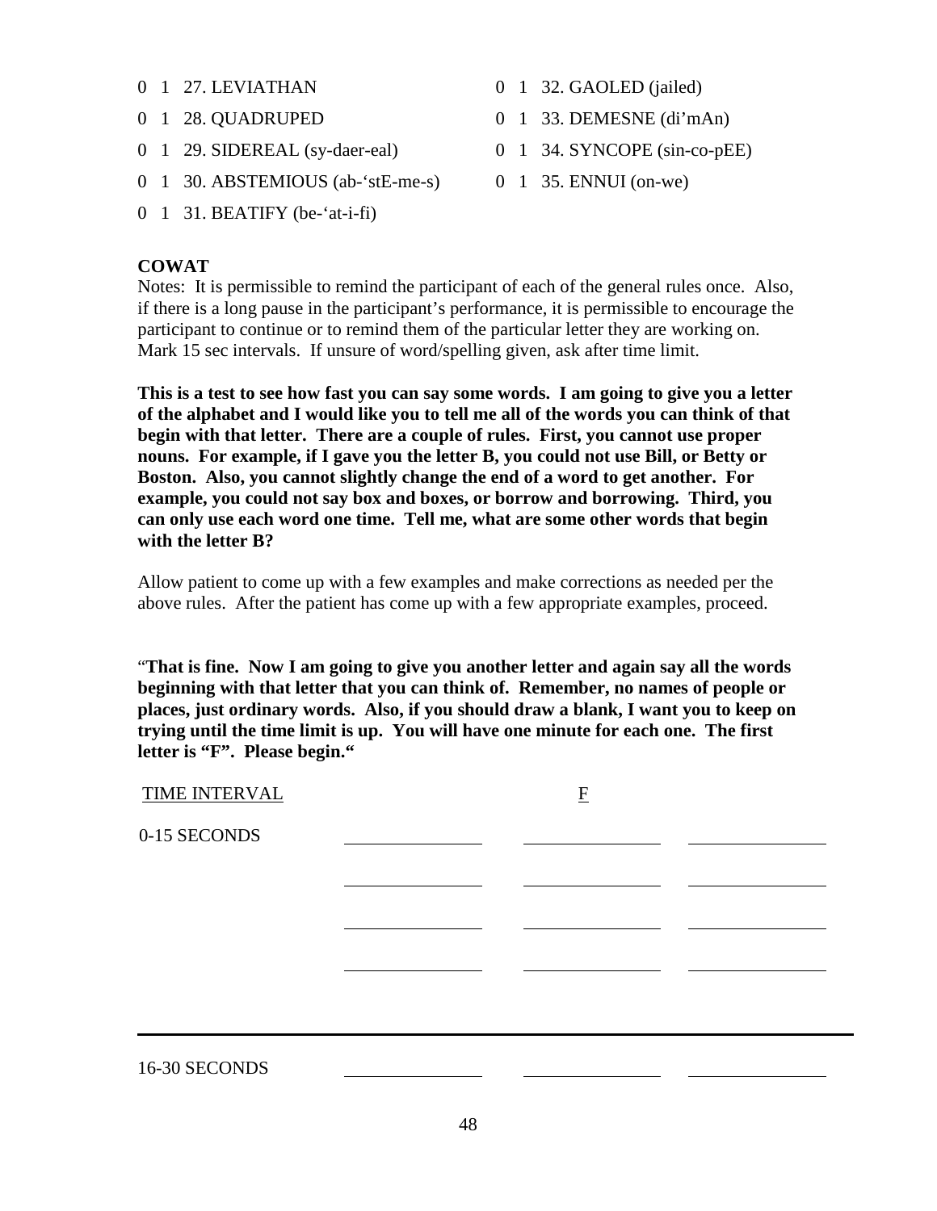0 1 27. LEVIATHAN

0 1 28. QUADRUPED

0 1 29. SIDEREAL (sy-daer-eal)

0 1 30. ABSTEMIOUS (ab-'stE-me-s)

0 1 31. BEATIFY (be-'at-i-fi)

0 1 32. GAOLED (jailed)

0 1 33. DEMESNE (di'mAn)

0 1 34. SYNCOPE (sin-co-pEE)

0 1 35. ENNUI (on-we)

**COWAT**

Notes: It is permissible to remind the participant of each of the general rules once. Also, if there is a long pause in the participant's performance, it is permissible to encourage the participant to continue or to remind them of the particular letter they are working on. Mark 15 sec intervals. If unsure of word/spelling given, ask after time limit.

**This is a test to see how fast you can say some words. I am going to give you a letter of the alphabet and I would like you to tell me all of the words you can think of that begin with that letter. There are a couple of rules. First, you cannot use proper nouns. For example, if I gave you the letter B, you could not use Bill, or Betty or Boston. Also, you cannot slightly change the end of a word to get another. For example, you could not say box and boxes, or borrow and borrowing. Third, you can only use each word one time. Tell me, what are some other words that begin with the letter B?**

Allow patient to come up with a few examples and make corrections as needed per the above rules. After the patient has come up with a few appropriate examples, proceed.

"**That is fine. Now I am going to give you another letter and again say all the words beginning with that letter that you can think of. Remember, no names of people or places, just ordinary words. Also, if you should draw a blank, I want you to keep on trying until the time limit is up. You will have one minute for each one. The first letter is "F". Please begin."**

| TIME INTERVAL | | F | |
|---|---|---|---|
| 0-15 SECONDS | ________ | ________ | ________ |
| | ________ | ________ | ________ |
| | ________ | ________ | ________ |
| | ________ | ________ | ________ |
| 16-30 SECONDS | ________ | ________ | ________ |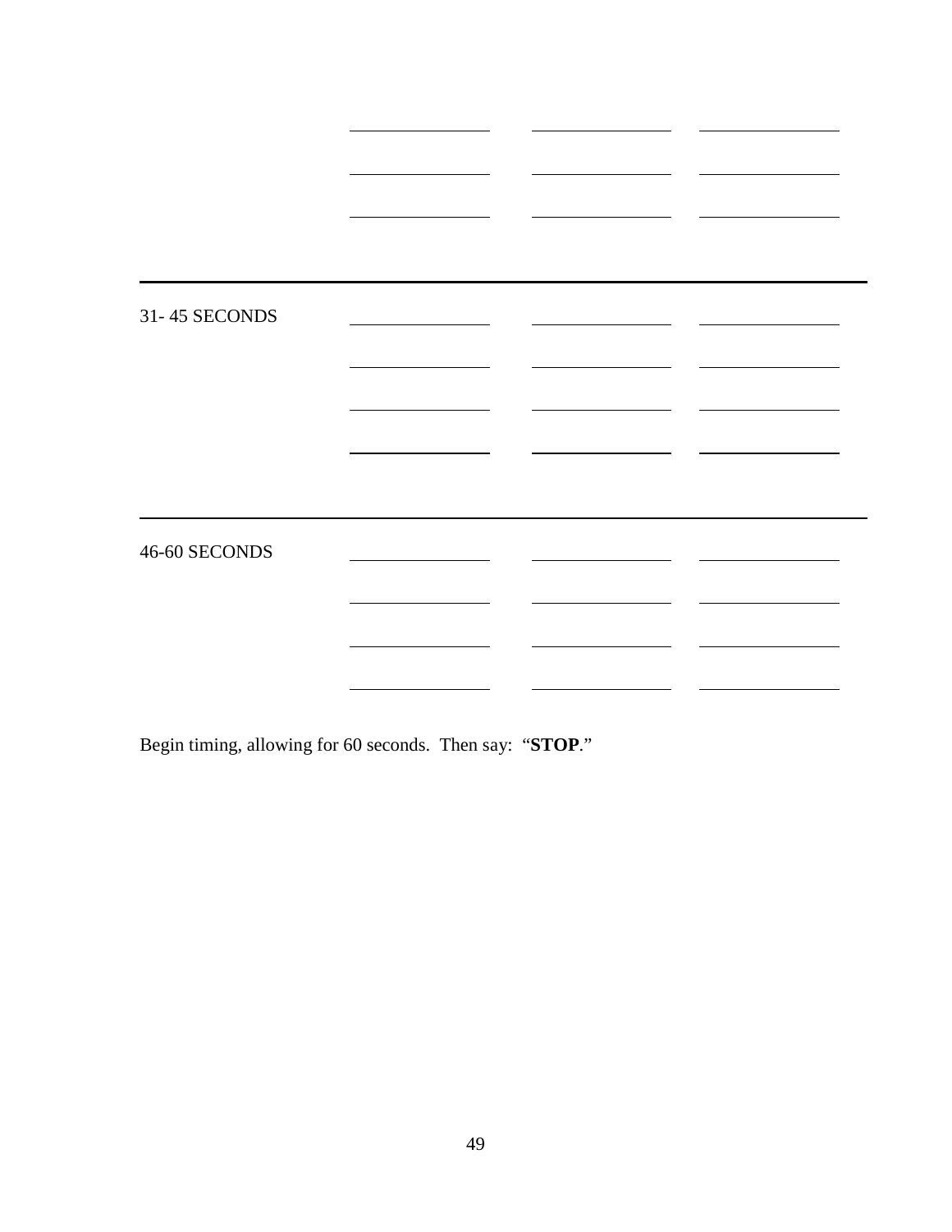| | | | |
|---|---|---|---|
| | ______ | ______ | ______ |
| | ______ | ______ | ______ |
| | ______ | ______ | ______ |

---

| | | | |
|---|---|---|---|
| 31- 45 SECONDS | ______ | ______ | ______ |
| | ______ | ______ | ______ |
| | ______ | ______ | ______ |
| | ______ | ______ | ______ |

---

| | | | |
|---|---|---|---|
| 46-60 SECONDS | ______ | ______ | ______ |
| | ______ | ______ | ______ |
| | ______ | ______ | ______ |
| | ______ | ______ | ______ |

Begin timing, allowing for 60 seconds. Then say: "**STOP**."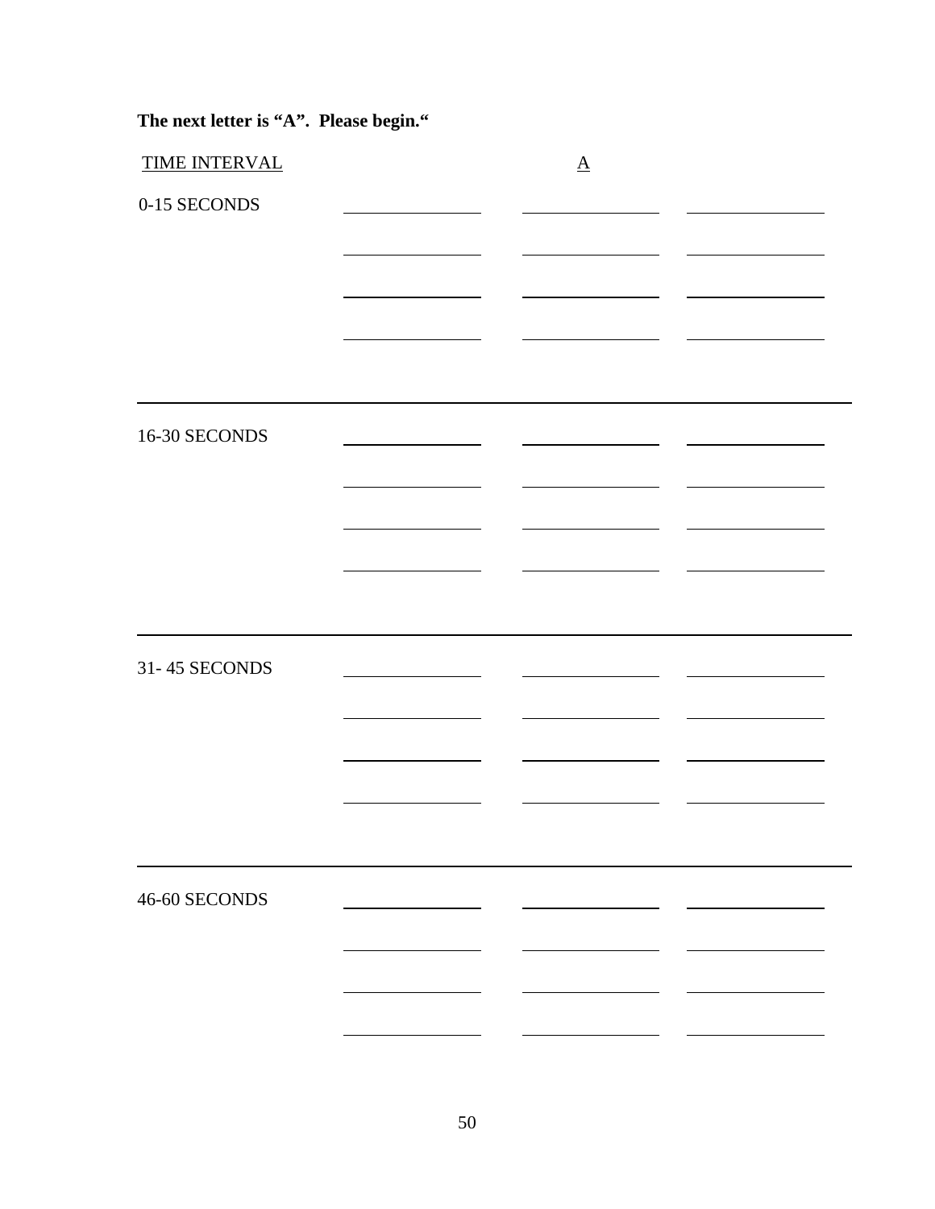**The next letter is "A". Please begin."**

| TIME INTERVAL | | A | |
|---|---|---|---|
| 0-15 SECONDS | | | |
| | | | |
| | | | |
| | | | |
| 16-30 SECONDS | | | |
| | | | |
| | | | |
| | | | |
| 31- 45 SECONDS | | | |
| | | | |
| | | | |
| | | | |
| 46-60 SECONDS | | | |
| | | | |
| | | | |
| | | | |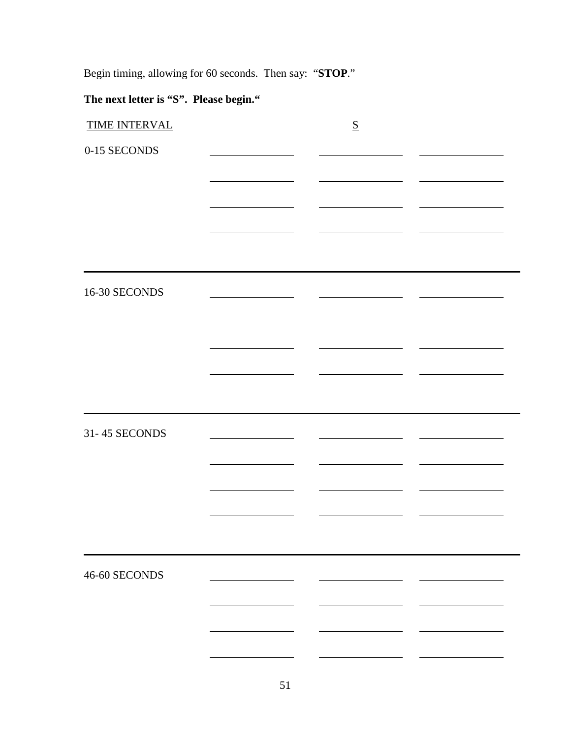Begin timing, allowing for 60 seconds. Then say: "**STOP**."

**The next letter is "S". Please begin."**

| TIME INTERVAL | | S | |
|---|---|---|---|
| 0-15 SECONDS | ______ | ______ | ______ |
| | ______ | ______ | ______ |
| | ______ | ______ | ______ |
| | ______ | ______ | ______ |
| 16-30 SECONDS | ______ | ______ | ______ |
| | ______ | ______ | ______ |
| | ______ | ______ | ______ |
| | ______ | ______ | ______ |
| 31- 45 SECONDS | ______ | ______ | ______ |
| | ______ | ______ | ______ |
| | ______ | ______ | ______ |
| | ______ | ______ | ______ |
| 46-60 SECONDS | ______ | ______ | ______ |
| | ______ | ______ | ______ |
| | ______ | ______ | ______ |
| | ______ | ______ | ______ |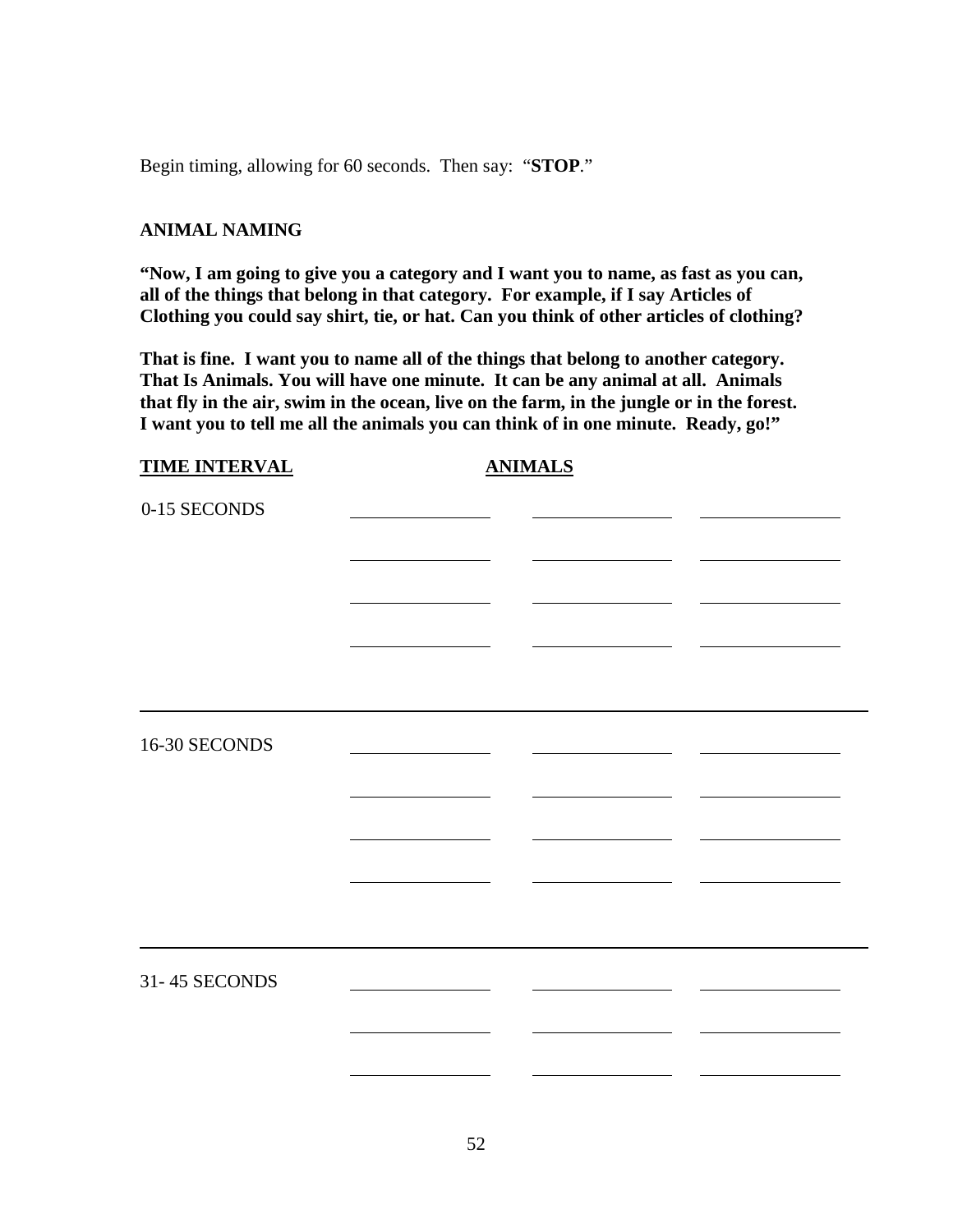Begin timing, allowing for 60 seconds. Then say: "**STOP**."

## ANIMAL NAMING

**"Now, I am going to give you a category and I want you to name, as fast as you can, all of the things that belong in that category. For example, if I say Articles of Clothing you could say shirt, tie, or hat. Can you think of other articles of clothing?**

**That is fine. I want you to name all of the things that belong to another category. That Is Animals. You will have one minute. It can be any animal at all. Animals that fly in the air, swim in the ocean, live on the farm, in the jungle or in the forest. I want you to tell me all the animals you can think of in one minute. Ready, go!"**

| **TIME INTERVAL** | **ANIMALS** | | |
|---|---|---|---|
| 0-15 SECONDS | ______ | ______ | ______ |
| | ______ | ______ | ______ |
| | ______ | ______ | ______ |
| | ______ | ______ | ______ |
| 16-30 SECONDS | ______ | ______ | ______ |
| | ______ | ______ | ______ |
| | ______ | ______ | ______ |
| | ______ | ______ | ______ |
| 31- 45 SECONDS | ______ | ______ | ______ |
| | ______ | ______ | ______ |
| | ______ | ______ | ______ |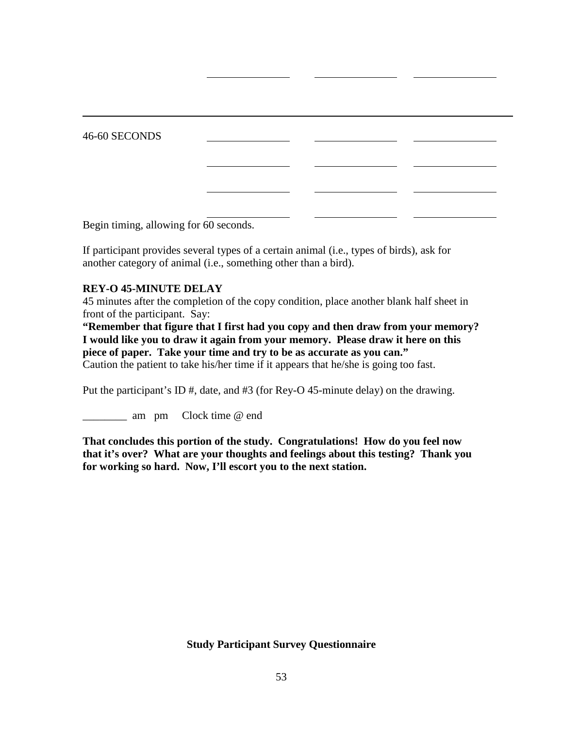| | ______ | ______ | ______ |
|---|---|---|---|

---

| 46-60 SECONDS | ______ | ______ | ______ |
|---|---|---|---|
| | ______ | ______ | ______ |
| | ______ | ______ | ______ |
| | ______ | ______ | ______ |

Begin timing, allowing for 60 seconds.

If participant provides several types of a certain animal (i.e., types of birds), ask for another category of animal (i.e., something other than a bird).

**REY-O 45-MINUTE DELAY**

45 minutes after the completion of the copy condition, place another blank half sheet in front of the participant. Say:

**"Remember that figure that I first had you copy and then draw from your memory? I would like you to draw it again from your memory. Please draw it here on this piece of paper. Take your time and try to be as accurate as you can."**

Caution the patient to take his/her time if it appears that he/she is going too fast.

Put the participant's ID #, date, and #3 (for Rey-O 45-minute delay) on the drawing.

________ am pm Clock time @ end

**That concludes this portion of the study. Congratulations! How do you feel now that it's over? What are your thoughts and feelings about this testing? Thank you for working so hard. Now, I'll escort you to the next station.**

**Study Participant Survey Questionnaire**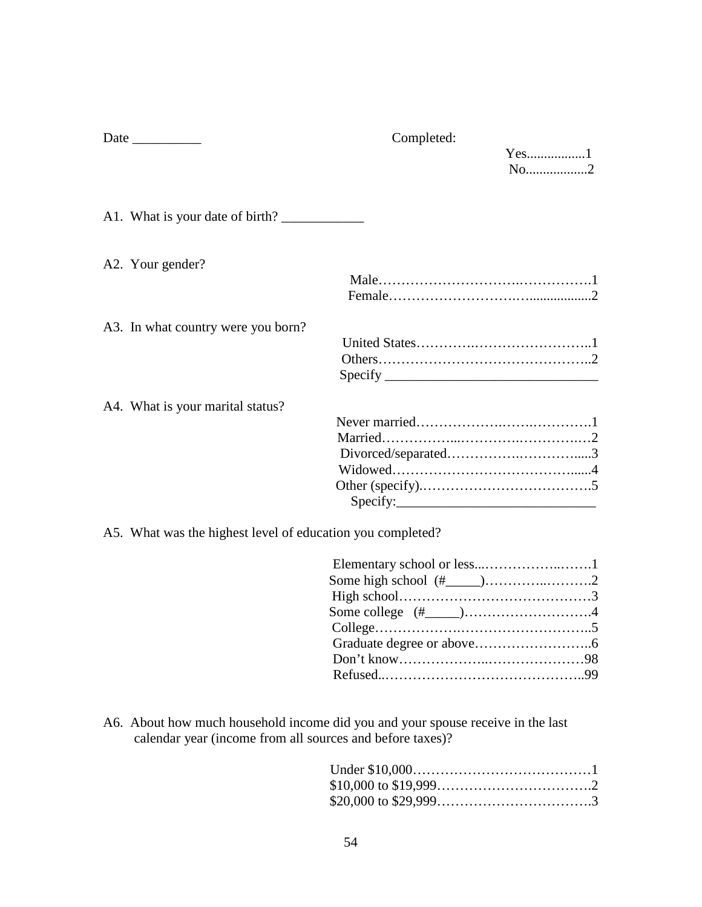Date __________ Completed:

Yes................1
No.................2

A1. What is your date of birth? ____________

A2. Your gender?

Male……………………….……………1
Female………………………..................2

A3. In what country were you born?

United States……….……………………..1
Others………………………………………..2
Specify ______________________________

A4. What is your marital status?

Never married…………….…….………….1
Married……………...………….…………..2
Divorced/separated…………….………......3
Widowed…………………………………......4
Other (specify).……………………………….5
Specify:___________________________

A5. What was the highest level of education you completed?

Elementary school or less...……………..…….1
Some high school (#_____)…………..……….2
High school……………………………………3
Some college (#_____)……………………….4
College……………….…………………………..5
Graduate degree or above……………………..6
Don't know………………..…………………98
Refused..……………………………………..99

A6. About how much household income did you and your spouse receive in the last calendar year (income from all sources and before taxes)?

Under $10,000…………………………………1
$10,000 to $19,999…………………………….2
$20,000 to $29,999…………………………….3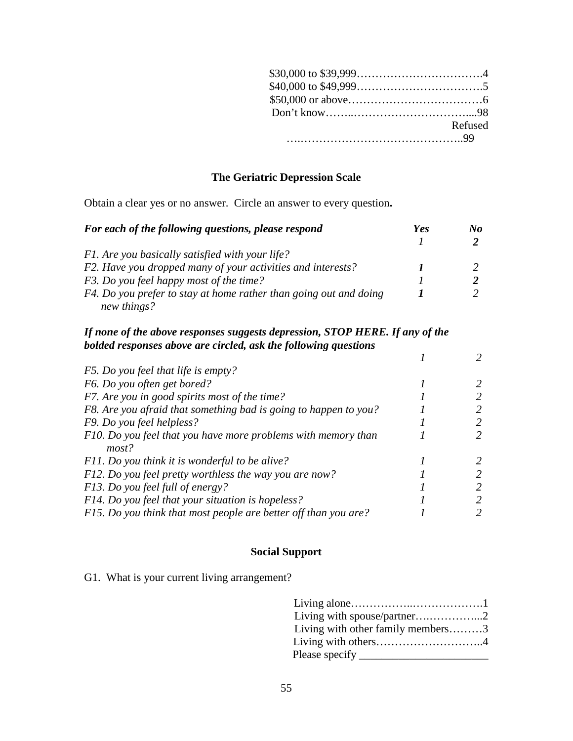$30,000 to $39,999……………….…………….4
$40,000 to $49,999…………………………….5
$50,000 or above………………………………6
Don't know……..…………………………....98
Refused
…..……………………………………..99

## The Geriatric Depression Scale

Obtain a clear yes or no answer. Circle an answer to every question**.**

| ***For each of the following questions, please respond*** | ***Yes*** | ***No*** |
|---|---|---|
| | *1* | ***2*** |
| *F1. Are you basically satisfied with your life?* | | |
| *F2. Have you dropped many of your activities and interests?* | ***1*** | *2* |
| *F3. Do you feel happy most of the time?* | *1* | ***2*** |
| *F4. Do you prefer to stay at home rather than going out and doing new things?* | ***1*** | *2* |

***If none of the above responses suggests depression, STOP HERE. If any of the bolded responses above are circled, ask the following questions***

| | | |
|---|---|---|
| | *1* | *2* |
| *F5. Do you feel that life is empty?* | | |
| *F6. Do you often get bored?* | *1* | *2* |
| *F7. Are you in good spirits most of the time?* | *1* | *2* |
| *F8. Are you afraid that something bad is going to happen to you?* | *1* | *2* |
| *F9. Do you feel helpless?* | *1* | *2* |
| *F10. Do you feel that you have more problems with memory than most?* | *1* | *2* |
| *F11. Do you think it is wonderful to be alive?* | *1* | *2* |
| *F12. Do you feel pretty worthless the way you are now?* | *1* | *2* |
| *F13. Do you feel full of energy?* | *1* | *2* |
| *F14. Do you feel that your situation is hopeless?* | *1* | *2* |
| *F15. Do you think that most people are better off than you are?* | *1* | *2* |

## Social Support

G1. What is your current living arrangement?

Living alone……………..………………….1
Living with spouse/partner….…………...2
Living with other family members………3
Living with others………………………..4
Please specify ______________________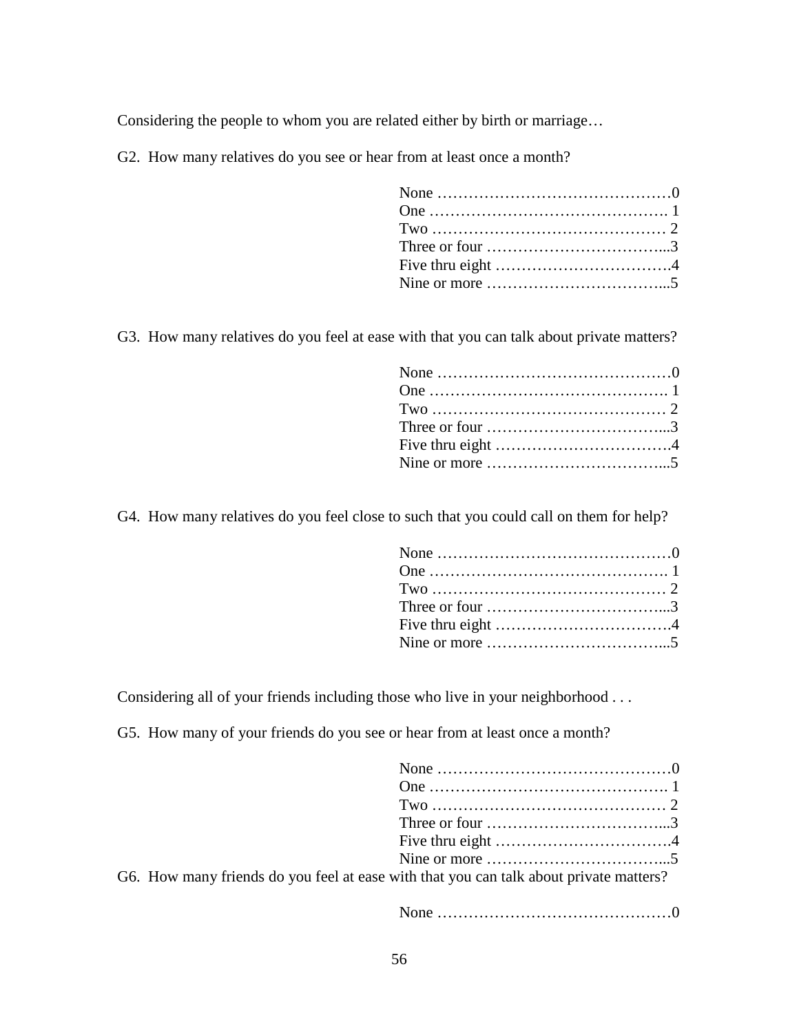Considering the people to whom you are related either by birth or marriage…

G2. How many relatives do you see or hear from at least once a month?

None ……………………………………0
One ……………………………………. 1
Two …………………………………… 2
Three or four ……………………………...3
Five thru eight ……………………………4
Nine or more ……………………………...5

G3. How many relatives do you feel at ease with that you can talk about private matters?

None ……………………………………0
One ……………………………………. 1
Two …………………………………… 2
Three or four ……………………………...3
Five thru eight ……………………………4
Nine or more ……………………………...5

G4. How many relatives do you feel close to such that you could call on them for help?

None ……………………………………0
One ……………………………………. 1
Two …………………………………… 2
Three or four ……………………………...3
Five thru eight ……………………………4
Nine or more ……………………………...5

Considering all of your friends including those who live in your neighborhood . . .

G5. How many of your friends do you see or hear from at least once a month?

None ……………………………………0
One ……………………………………. 1
Two …………………………………… 2
Three or four ……………………………...3
Five thru eight ……………………………4
Nine or more ……………………………...5

G6. How many friends do you feel at ease with that you can talk about private matters?

None ……………………………………0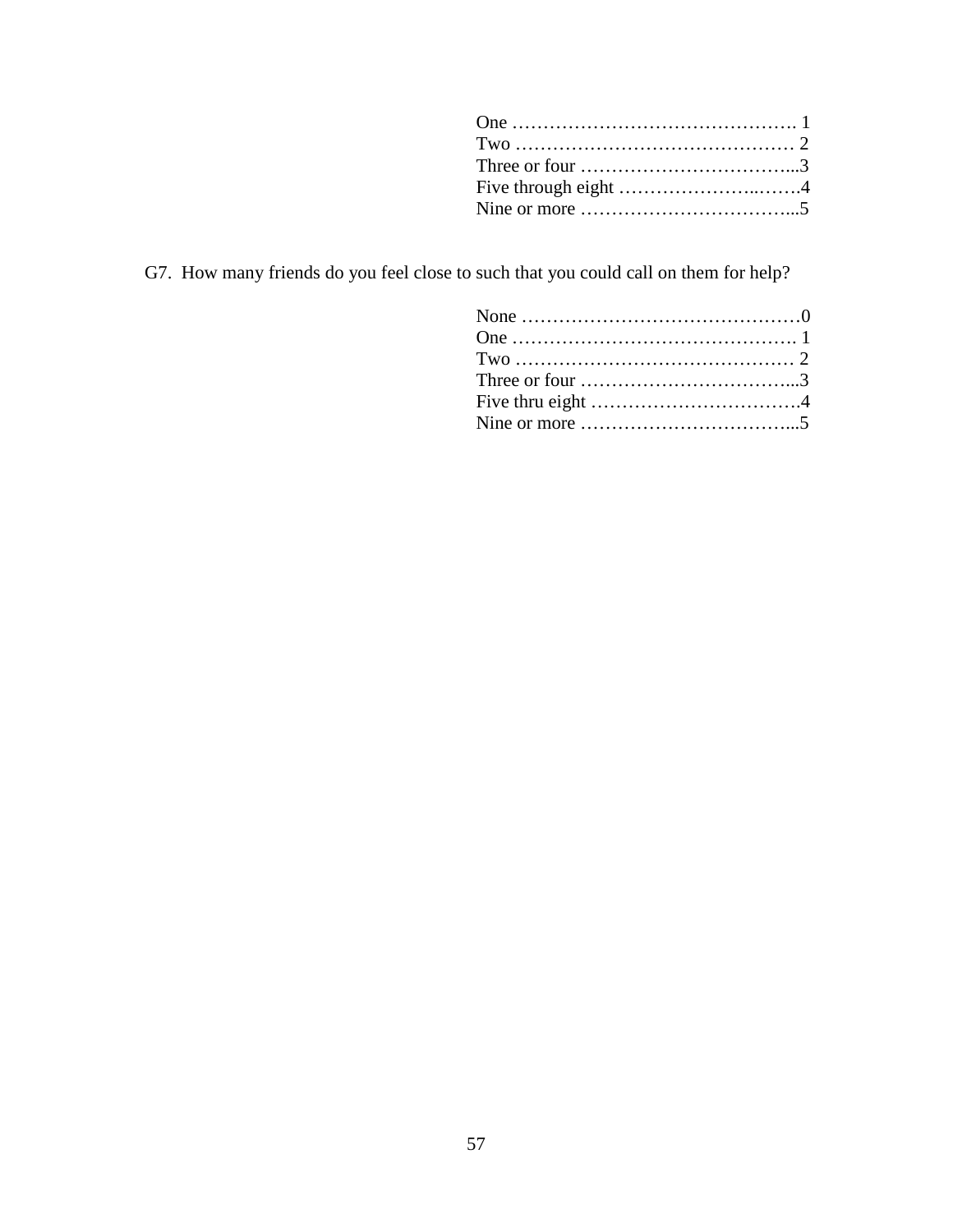One ………………………………………. 1
Two ……………………………………… 2
Three or four ……………………………...3
Five through eight ……………………..…….4
Nine or more ……………………………...5

G7. How many friends do you feel close to such that you could call on them for help?

None ………………………………………0
One ………………………………………. 1
Two ……………………………………… 2
Three or four ……………………………...3
Five thru eight ……………………………4
Nine or more ……………………………...5